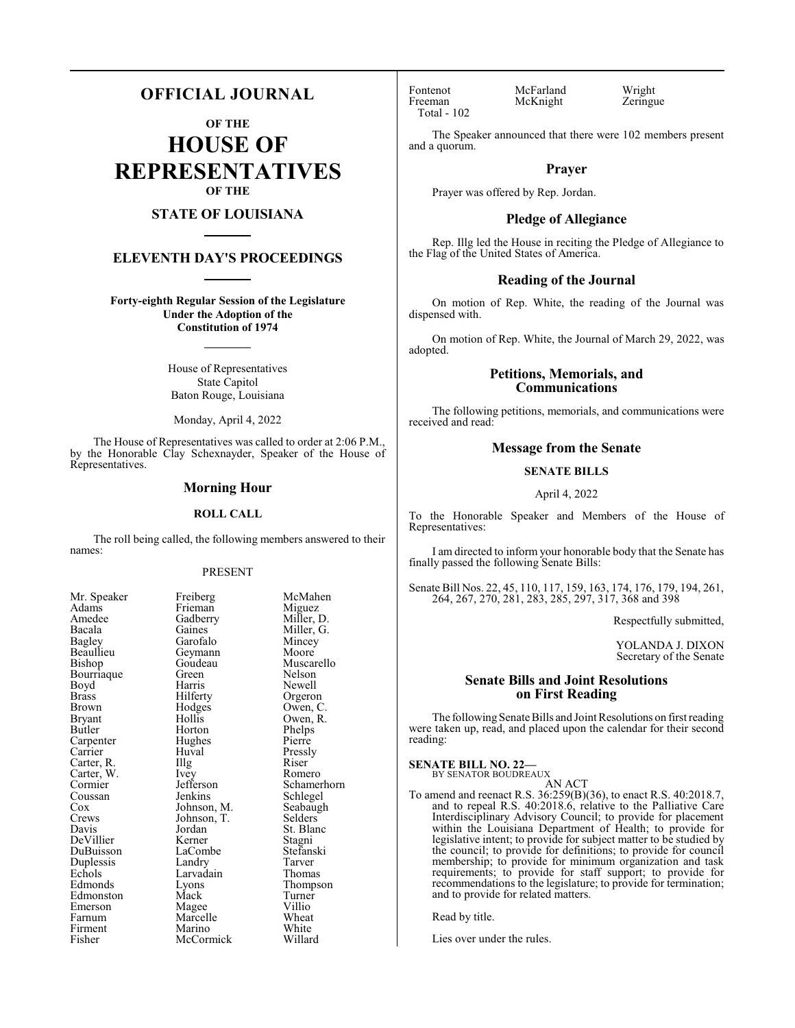# OFFICIAL JOURNAL

## OF THE

# HOUSE OF REPRESENTATIVES

## OF THE

## STATE OF LOUISIANA

## ELEVENTH DAY'S PROCEEDINGS

**Forty-eighth Regular Session of the Legislature Under the Adoption of the Constitution of 1974**

House of Representatives
State Capitol
Baton Rouge, Louisiana

Monday, April 4, 2022

The House of Representatives was called to order at 2:06 P.M., by the Honorable Clay Schexnayder, Speaker of the House of Representatives.

## Morning Hour

### ROLL CALL

The roll being called, the following members answered to their names:

PRESENT

| | | |
|---|---|---|
| Mr. Speaker | Freiberg | McMahen |
| Adams | Frieman | Miguez |
| Amedee | Gadberry | Miller, D. |
| Bacala | Gaines | Miller, G. |
| Bagley | Garofalo | Mincey |
| Beaullieu | Geymann | Moore |
| Bishop | Goudeau | Muscarello |
| Bourriaque | Green | Nelson |
| Boyd | Harris | Newell |
| Brass | Hilferty | Orgeron |
| Brown | Hodges | Owen, C. |
| Bryant | Hollis | Owen, R. |
| Butler | Horton | Phelps |
| Carpenter | Hughes | Pierre |
| Carrier | Huval | Pressly |
| Carter, R. | Illg | Riser |
| Carter, W. | Ivey | Romero |
| Cormier | Jefferson | Schamerhorn |
| Coussan | Jenkins | Schlegel |
| Cox | Johnson, M. | Seabaugh |
| Crews | Johnson, T. | Selders |
| Davis | Jordan | St. Blanc |
| DeVillier | Kerner | Stagni |
| DuBuisson | LaCombe | Stefanski |
| Duplessis | Landry | Tarver |
| Echols | Larvadain | Thomas |
| Edmonds | Lyons | Thompson |
| Edmonston | Mack | Turner |
| Emerson | Magee | Villio |
| Farnum | Marcelle | Wheat |
| Firment | Marino | White |
| Fisher | McCormick | Willard |
| Fontenot | McFarland | Wright |
| Freeman | McKnight | Zeringue |

Total - 102

The Speaker announced that there were 102 members present and a quorum.

## Prayer

Prayer was offered by Rep. Jordan.

## Pledge of Allegiance

Rep. Illg led the House in reciting the Pledge of Allegiance to the Flag of the United States of America.

## Reading of the Journal

On motion of Rep. White, the reading of the Journal was dispensed with.

On motion of Rep. White, the Journal of March 29, 2022, was adopted.

## Petitions, Memorials, and Communications

The following petitions, memorials, and communications were received and read:

## Message from the Senate

### SENATE BILLS

April 4, 2022

To the Honorable Speaker and Members of the House of Representatives:

I am directed to inform your honorable body that the Senate has finally passed the following Senate Bills:

Senate Bill Nos. 22, 45, 110, 117, 159, 163, 174, 176, 179, 194, 261, 264, 267, 270, 281, 283, 285, 297, 317, 368 and 398

Respectfully submitted,

YOLANDA J. DIXON
Secretary of the Senate

## Senate Bills and Joint Resolutions on First Reading

The following Senate Bills and Joint Resolutions on first reading were taken up, read, and placed upon the calendar for their second reading:

**SENATE BILL NO. 22—**
BY SENATOR BOUDREAUX

AN ACT

To amend and reenact R.S. 36:259(B)(36), to enact R.S. 40:2018.7, and to repeal R.S. 40:2018.6, relative to the Palliative Care Interdisciplinary Advisory Council; to provide for placement within the Louisiana Department of Health; to provide for legislative intent; to provide for subject matter to be studied by the council; to provide for definitions; to provide for council membership; to provide for minimum organization and task requirements; to provide for staff support; to provide for recommendations to the legislature; to provide for termination; and to provide for related matters.

Read by title.

Lies over under the rules.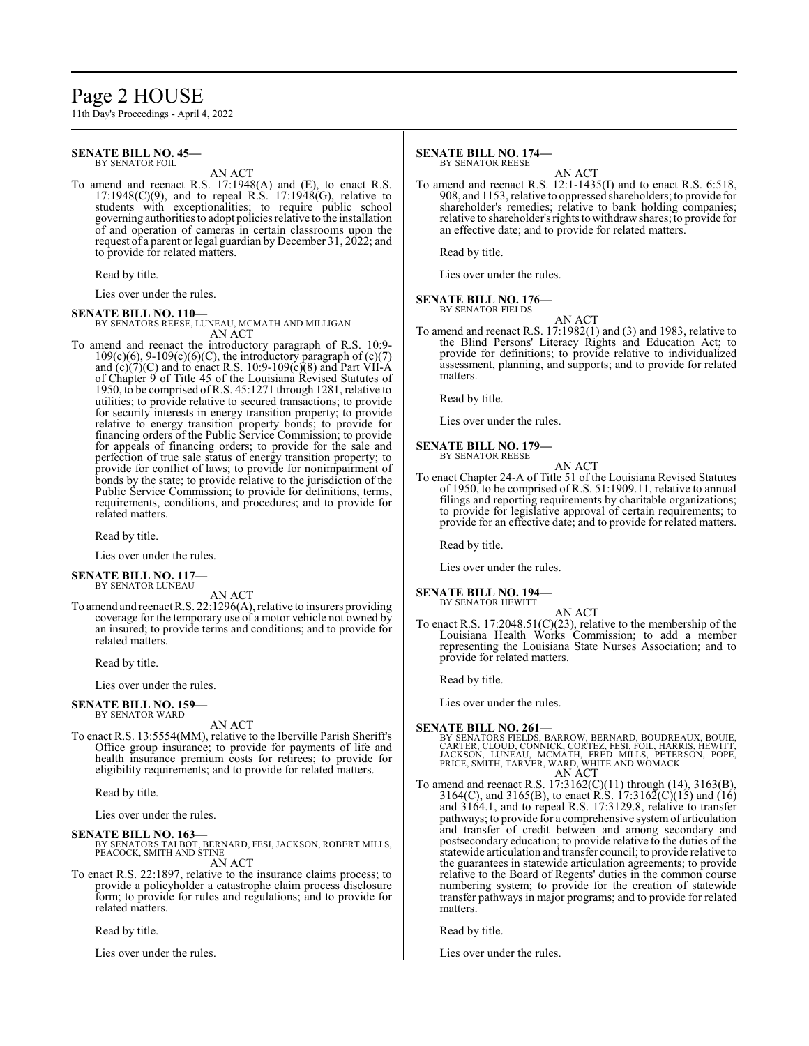**SENATE BILL NO. 45—**
BY SENATOR FOIL

AN ACT

To amend and reenact R.S. 17:1948(A) and (E), to enact R.S. 17:1948(C)(9), and to repeal R.S. 17:1948(G), relative to students with exceptionalities; to require public school governing authorities to adopt policies relative to the installation of and operation of cameras in certain classrooms upon the request of a parent or legal guardian by December 31, 2022; and to provide for related matters.

Read by title.

Lies over under the rules.

**SENATE BILL NO. 110—**
BY SENATORS REESE, LUNEAU, MCMATH AND MILLIGAN

AN ACT

To amend and reenact the introductory paragraph of R.S. 10:9-109(c)(6), 9-109(c)(6)(C), the introductory paragraph of (c)(7) and (c)(7)(C) and to enact R.S. 10:9-109(c)(8) and Part VII-A of Chapter 9 of Title 45 of the Louisiana Revised Statutes of 1950, to be comprised of R.S. 45:1271 through 1281, relative to utilities; to provide relative to secured transactions; to provide for security interests in energy transition property; to provide relative to energy transition property bonds; to provide for financing orders of the Public Service Commission; to provide for appeals of financing orders; to provide for the sale and perfection of true sale status of energy transition property; to provide for conflict of laws; to provide for nonimpairment of bonds by the state; to provide relative to the jurisdiction of the Public Service Commission; to provide for definitions, terms, requirements, conditions, and procedures; and to provide for related matters.

Read by title.

Lies over under the rules.

**SENATE BILL NO. 117—**
BY SENATOR LUNEAU

AN ACT

To amend and reenact R.S. 22:1296(A), relative to insurers providing coverage for the temporary use of a motor vehicle not owned by an insured; to provide terms and conditions; and to provide for related matters.

Read by title.

Lies over under the rules.

**SENATE BILL NO. 159—**
BY SENATOR WARD

AN ACT

To enact R.S. 13:5554(MM), relative to the Iberville Parish Sheriff's Office group insurance; to provide for payments of life and health insurance premium costs for retirees; to provide for eligibility requirements; and to provide for related matters.

Read by title.

Lies over under the rules.

**SENATE BILL NO. 163—**
BY SENATORS TALBOT, BERNARD, FESI, JACKSON, ROBERT MILLS, PEACOCK, SMITH AND STINE

AN ACT

To enact R.S. 22:1897, relative to the insurance claims process; to provide a policyholder a catastrophe claim process disclosure form; to provide for rules and regulations; and to provide for related matters.

Read by title.

Lies over under the rules.

**SENATE BILL NO. 174—**
BY SENATOR REESE

AN ACT

To amend and reenact R.S. 12:1-1435(I) and to enact R.S. 6:518, 908, and 1153, relative to oppressed shareholders; to provide for shareholder's remedies; relative to bank holding companies; relative to shareholder's rights to withdraw shares; to provide for an effective date; and to provide for related matters.

Read by title.

Lies over under the rules.

**SENATE BILL NO. 176—**
BY SENATOR FIELDS

AN ACT

To amend and reenact R.S. 17:1982(1) and (3) and 1983, relative to the Blind Persons' Literacy Rights and Education Act; to provide for definitions; to provide relative to individualized assessment, planning, and supports; and to provide for related matters.

Read by title.

Lies over under the rules.

**SENATE BILL NO. 179—**
BY SENATOR REESE

AN ACT

To enact Chapter 24-A of Title 51 of the Louisiana Revised Statutes of 1950, to be comprised of R.S. 51:1909.11, relative to annual filings and reporting requirements by charitable organizations; to provide for legislative approval of certain requirements; to provide for an effective date; and to provide for related matters.

Read by title.

Lies over under the rules.

**SENATE BILL NO. 194—**
BY SENATOR HEWITT

AN ACT

To enact R.S. 17:2048.51(C)(23), relative to the membership of the Louisiana Health Works Commission; to add a member representing the Louisiana State Nurses Association; and to provide for related matters.

Read by title.

Lies over under the rules.

**SENATE BILL NO. 261—**
BY SENATORS FIELDS, BARROW, BERNARD, BOUDREAUX, BOUIE, CARTER, CLOUD, CONNICK, CORTEZ, FESI, FOIL, HARRIS, HEWITT, JACKSON, LUNEAU, MCMATH, FRED MILLS, PETERSON, POPE, PRICE, SMITH, TARVER, WARD, WHITE AND WOMACK

AN ACT

To amend and reenact R.S. 17:3162(C)(11) through (14), 3163(B), 3164(C), and 3165(B), to enact R.S. 17:3162(C)(15) and (16) and 3164.1, and to repeal R.S. 17:3129.8, relative to transfer pathways; to provide for a comprehensive system of articulation and transfer of credit between and among secondary and postsecondary education; to provide relative to the duties of the statewide articulation and transfer council; to provide relative to the guarantees in statewide articulation agreements; to provide relative to the Board of Regents' duties in the common course numbering system; to provide for the creation of statewide transfer pathways in major programs; and to provide for related matters.

Read by title.

Lies over under the rules.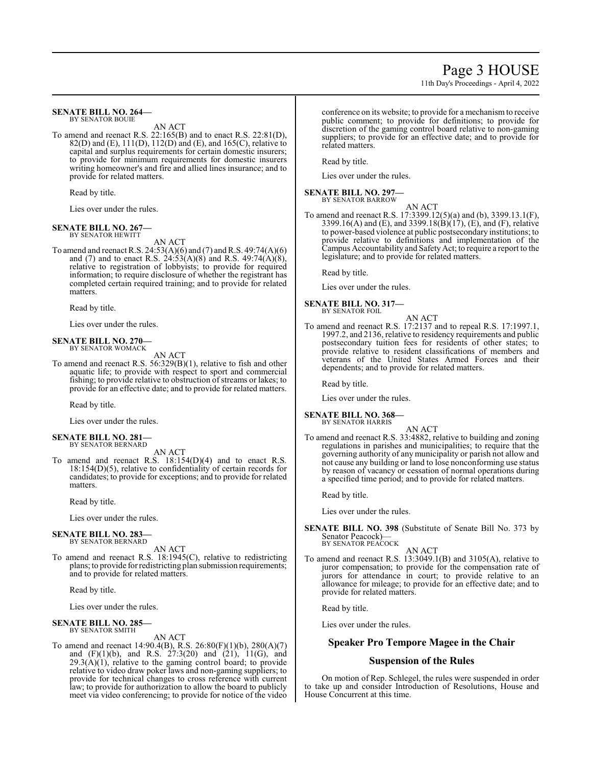**SENATE BILL NO. 264—**
BY SENATOR BOUIE

AN ACT

To amend and reenact R.S. 22:165(B) and to enact R.S. 22:81(D), 82(D) and (E), 111(D), 112(D) and (E), and 165(C), relative to capital and surplus requirements for certain domestic insurers; to provide for minimum requirements for domestic insurers writing homeowner's and fire and allied lines insurance; and to provide for related matters.

Read by title.

Lies over under the rules.

**SENATE BILL NO. 267—**
BY SENATOR HEWITT

AN ACT

To amend and reenact R.S. 24:53(A)(6) and (7) and R.S. 49:74(A)(6) and (7) and to enact R.S. 24:53(A)(8) and R.S. 49:74(A)(8), relative to registration of lobbyists; to provide for required information; to require disclosure of whether the registrant has completed certain required training; and to provide for related matters.

Read by title.

Lies over under the rules.

**SENATE BILL NO. 270—**
BY SENATOR WOMACK

AN ACT

To amend and reenact R.S. 56:329(B)(1), relative to fish and other aquatic life; to provide with respect to sport and commercial fishing; to provide relative to obstruction of streams or lakes; to provide for an effective date; and to provide for related matters.

Read by title.

Lies over under the rules.

**SENATE BILL NO. 281—**
BY SENATOR BERNARD

AN ACT

To amend and reenact R.S. 18:154(D)(4) and to enact R.S. 18:154(D)(5), relative to confidentiality of certain records for candidates; to provide for exceptions; and to provide for related matters.

Read by title.

Lies over under the rules.

**SENATE BILL NO. 283—**
BY SENATOR BERNARD

AN ACT

To amend and reenact R.S. 18:1945(C), relative to redistricting plans; to provide for redistricting plan submission requirements; and to provide for related matters.

Read by title.

Lies over under the rules.

**SENATE BILL NO. 285—**
BY SENATOR SMITH

AN ACT

To amend and reenact 14:90.4(B), R.S. 26:80(F)(1)(b), 280(A)(7) and (F)(1)(b), and R.S. 27:3(20) and (21), 11(G), and 29.3(A)(1), relative to the gaming control board; to provide relative to video draw poker laws and non-gaming suppliers; to provide for technical changes to cross reference with current law; to provide for authorization to allow the board to publicly meet via video conferencing; to provide for notice of the video conference on its website; to provide for a mechanism to receive public comment; to provide for definitions; to provide for discretion of the gaming control board relative to non-gaming suppliers; to provide for an effective date; and to provide for related matters.

Read by title.

Lies over under the rules.

**SENATE BILL NO. 297—**
BY SENATOR BARROW

AN ACT

To amend and reenact R.S. 17:3399.12(5)(a) and (b), 3399.13.1(F), 3399.16(A) and (E), and 3399.18(B)(17), (E), and (F), relative to power-based violence at public postsecondary institutions; to provide relative to definitions and implementation of the Campus Accountability and Safety Act; to require a report to the legislature; and to provide for related matters.

Read by title.

Lies over under the rules.

**SENATE BILL NO. 317—**
BY SENATOR FOIL

AN ACT

To amend and reenact R.S. 17:2137 and to repeal R.S. 17:1997.1, 1997.2, and 2136, relative to residency requirements and public postsecondary tuition fees for residents of other states; to provide relative to resident classifications of members and veterans of the United States Armed Forces and their dependents; and to provide for related matters.

Read by title.

Lies over under the rules.

**SENATE BILL NO. 368—**
BY SENATOR HARRIS

AN ACT

To amend and reenact R.S. 33:4882, relative to building and zoning regulations in parishes and municipalities; to require that the governing authority of any municipality or parish not allow and not cause any building or land to lose nonconforming use status by reason of vacancy or cessation of normal operations during a specified time period; and to provide for related matters.

Read by title.

Lies over under the rules.

**SENATE BILL NO. 398** (Substitute of Senate Bill No. 373 by Senator Peacock)—
BY SENATOR PEACOCK

AN ACT

To amend and reenact R.S. 13:3049.1(B) and 3105(A), relative to juror compensation; to provide for the compensation rate of jurors for attendance in court; to provide relative to an allowance for mileage; to provide for an effective date; and to provide for related matters.

Read by title.

Lies over under the rules.

## Speaker Pro Tempore Magee in the Chair

## Suspension of the Rules

On motion of Rep. Schlegel, the rules were suspended in order to take up and consider Introduction of Resolutions, House and House Concurrent at this time.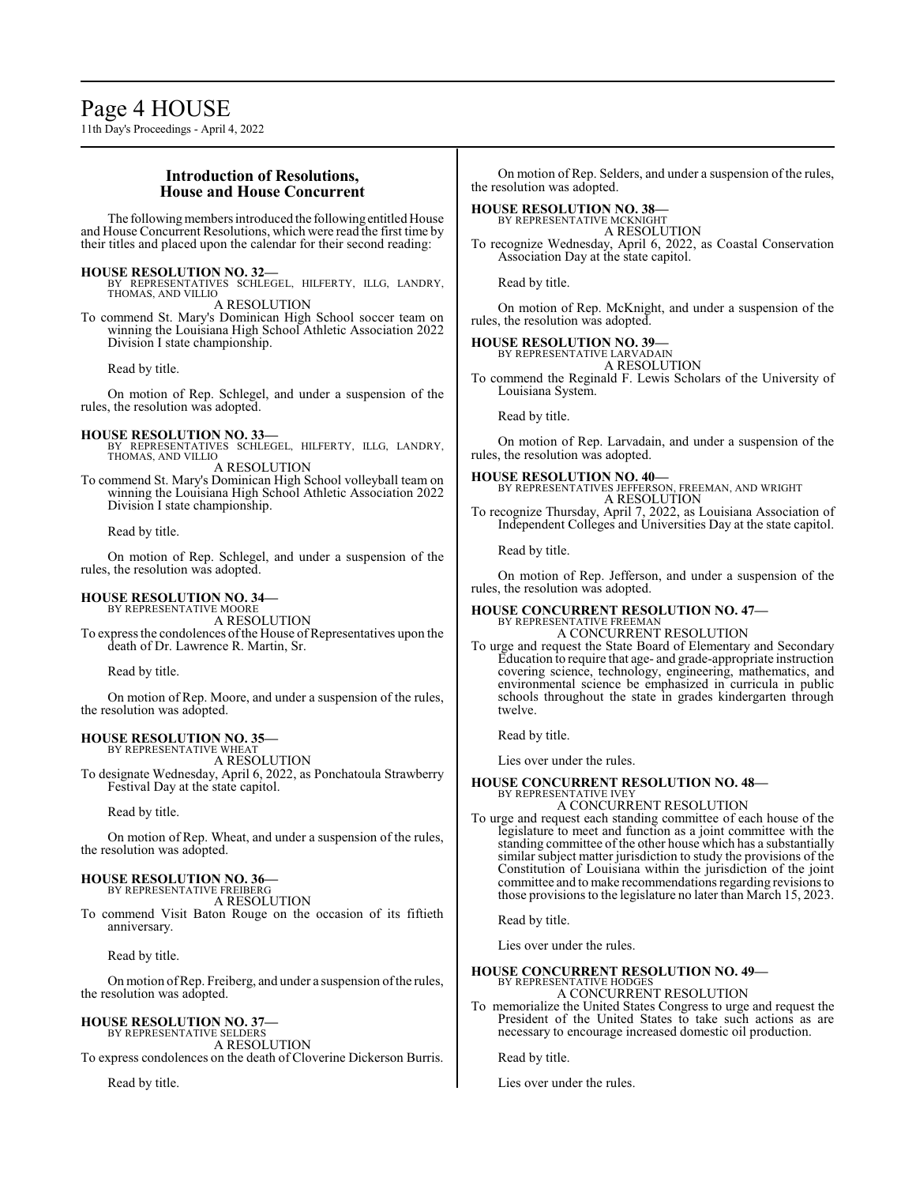## Introduction of Resolutions, House and House Concurrent

The following members introduced the following entitled House and House Concurrent Resolutions, which were read the first time by their titles and placed upon the calendar for their second reading:

**HOUSE RESOLUTION NO. 32—**
BY REPRESENTATIVES SCHLEGEL, HILFERTY, ILLG, LANDRY, THOMAS, AND VILLIO

A RESOLUTION

To commend St. Mary's Dominican High School soccer team on winning the Louisiana High School Athletic Association 2022 Division I state championship.

Read by title.

On motion of Rep. Schlegel, and under a suspension of the rules, the resolution was adopted.

**HOUSE RESOLUTION NO. 33—**
BY REPRESENTATIVES SCHLEGEL, HILFERTY, ILLG, LANDRY, THOMAS, AND VILLIO

A RESOLUTION

To commend St. Mary's Dominican High School volleyball team on winning the Louisiana High School Athletic Association 2022 Division I state championship.

Read by title.

On motion of Rep. Schlegel, and under a suspension of the rules, the resolution was adopted.

**HOUSE RESOLUTION NO. 34—**
BY REPRESENTATIVE MOORE

A RESOLUTION

To express the condolences of the House of Representatives upon the death of Dr. Lawrence R. Martin, Sr.

Read by title.

On motion of Rep. Moore, and under a suspension of the rules, the resolution was adopted.

**HOUSE RESOLUTION NO. 35—**
BY REPRESENTATIVE WHEAT

A RESOLUTION

To designate Wednesday, April 6, 2022, as Ponchatoula Strawberry Festival Day at the state capitol.

Read by title.

On motion of Rep. Wheat, and under a suspension of the rules, the resolution was adopted.

**HOUSE RESOLUTION NO. 36—**
BY REPRESENTATIVE FREIBERG

A RESOLUTION

To commend Visit Baton Rouge on the occasion of its fiftieth anniversary.

Read by title.

On motion of Rep. Freiberg, and under a suspension of the rules, the resolution was adopted.

**HOUSE RESOLUTION NO. 37—**
BY REPRESENTATIVE SELDERS

A RESOLUTION

To express condolences on the death of Cloverine Dickerson Burris.

Read by title.

On motion of Rep. Selders, and under a suspension of the rules, the resolution was adopted.

**HOUSE RESOLUTION NO. 38—**
BY REPRESENTATIVE MCKNIGHT

A RESOLUTION

To recognize Wednesday, April 6, 2022, as Coastal Conservation Association Day at the state capitol.

Read by title.

On motion of Rep. McKnight, and under a suspension of the rules, the resolution was adopted.

**HOUSE RESOLUTION NO. 39—**
BY REPRESENTATIVE LARVADAIN

A RESOLUTION

To commend the Reginald F. Lewis Scholars of the University of Louisiana System.

Read by title.

On motion of Rep. Larvadain, and under a suspension of the rules, the resolution was adopted.

**HOUSE RESOLUTION NO. 40—**
BY REPRESENTATIVES JEFFERSON, FREEMAN, AND WRIGHT

A RESOLUTION

To recognize Thursday, April 7, 2022, as Louisiana Association of Independent Colleges and Universities Day at the state capitol.

Read by title.

On motion of Rep. Jefferson, and under a suspension of the rules, the resolution was adopted.

**HOUSE CONCURRENT RESOLUTION NO. 47—**
BY REPRESENTATIVE FREEMAN

A CONCURRENT RESOLUTION

To urge and request the State Board of Elementary and Secondary Education to require that age- and grade-appropriate instruction covering science, technology, engineering, mathematics, and environmental science be emphasized in curricula in public schools throughout the state in grades kindergarten through twelve.

Read by title.

Lies over under the rules.

**HOUSE CONCURRENT RESOLUTION NO. 48—**
BY REPRESENTATIVE IVEY

A CONCURRENT RESOLUTION

To urge and request each standing committee of each house of the legislature to meet and function as a joint committee with the standing committee of the other house which has a substantially similar subject matter jurisdiction to study the provisions of the Constitution of Louisiana within the jurisdiction of the joint committee and to make recommendations regarding revisions to those provisions to the legislature no later than March 15, 2023.

Read by title.

Lies over under the rules.

**HOUSE CONCURRENT RESOLUTION NO. 49—**
BY REPRESENTATIVE HODGES

A CONCURRENT RESOLUTION

To memorialize the United States Congress to urge and request the President of the United States to take such actions as are necessary to encourage increased domestic oil production.

Read by title.

Lies over under the rules.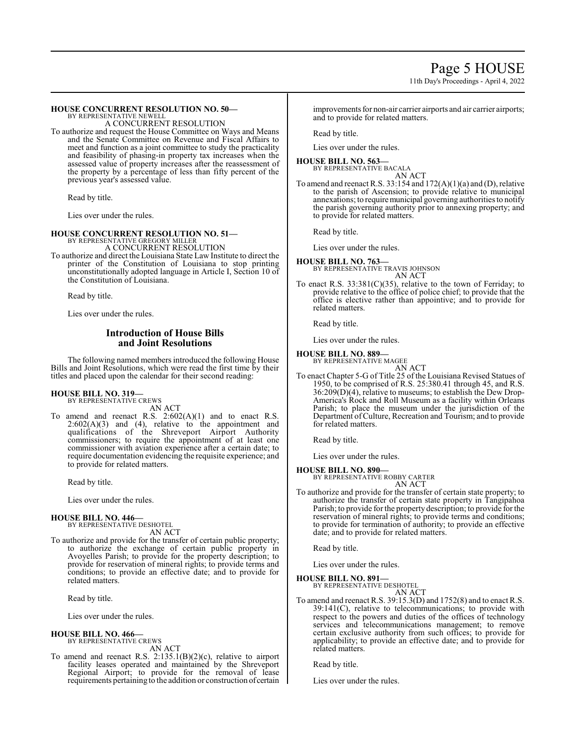**HOUSE CONCURRENT RESOLUTION NO. 50—**
BY REPRESENTATIVE NEWELL
A CONCURRENT RESOLUTION

To authorize and request the House Committee on Ways and Means and the Senate Committee on Revenue and Fiscal Affairs to meet and function as a joint committee to study the practicality and feasibility of phasing-in property tax increases when the assessed value of property increases after the reassessment of the property by a percentage of less than fifty percent of the previous year's assessed value.

Read by title.

Lies over under the rules.

**HOUSE CONCURRENT RESOLUTION NO. 51—**
BY REPRESENTATIVE GREGORY MILLER
A CONCURRENT RESOLUTION

To authorize and direct the Louisiana State Law Institute to direct the printer of the Constitution of Louisiana to stop printing unconstitutionally adopted language in Article I, Section 10 of the Constitution of Louisiana.

Read by title.

Lies over under the rules.

## Introduction of House Bills and Joint Resolutions

The following named members introduced the following House Bills and Joint Resolutions, which were read the first time by their titles and placed upon the calendar for their second reading:

**HOUSE BILL NO. 319—**
BY REPRESENTATIVE CREWS
AN ACT

To amend and reenact R.S. 2:602(A)(1) and to enact R.S. 2:602(A)(3) and (4), relative to the appointment and qualifications of the Shreveport Airport Authority commissioners; to require the appointment of at least one commissioner with aviation experience after a certain date; to require documentation evidencing the requisite experience; and to provide for related matters.

Read by title.

Lies over under the rules.

**HOUSE BILL NO. 446—**
BY REPRESENTATIVE DESHOTEL
AN ACT

To authorize and provide for the transfer of certain public property; to authorize the exchange of certain public property in Avoyelles Parish; to provide for the property description; to provide for reservation of mineral rights; to provide terms and conditions; to provide an effective date; and to provide for related matters.

Read by title.

Lies over under the rules.

**HOUSE BILL NO. 466—**
BY REPRESENTATIVE CREWS
AN ACT

To amend and reenact R.S. 2:135.1(B)(2)(c), relative to airport facility leases operated and maintained by the Shreveport Regional Airport; to provide for the removal of lease requirements pertaining to the addition or construction of certain improvements for non-air carrier airports and air carrier airports; and to provide for related matters.

Read by title.

Lies over under the rules.

**HOUSE BILL NO. 563—**
BY REPRESENTATIVE BACALA
AN ACT

To amend and reenact R.S. 33:154 and 172(A)(1)(a) and (D), relative to the parish of Ascension; to provide relative to municipal annexations; to require municipal governing authorities to notify the parish governing authority prior to annexing property; and to provide for related matters.

Read by title.

Lies over under the rules.

**HOUSE BILL NO. 763—**
BY REPRESENTATIVE TRAVIS JOHNSON
AN ACT

To enact R.S. 33:381(C)(35), relative to the town of Ferriday; to provide relative to the office of police chief; to provide that the office is elective rather than appointive; and to provide for related matters.

Read by title.

Lies over under the rules.

**HOUSE BILL NO. 889—**
BY REPRESENTATIVE MAGEE
AN ACT

To enact Chapter 5-G of Title 25 of the Louisiana Revised Statues of 1950, to be comprised of R.S. 25:380.41 through 45, and R.S. 36:209(D)(4), relative to museums; to establish the Dew Drop-America's Rock and Roll Museum as a facility within Orleans Parish; to place the museum under the jurisdiction of the Department of Culture, Recreation and Tourism; and to provide for related matters.

Read by title.

Lies over under the rules.

**HOUSE BILL NO. 890—**
BY REPRESENTATIVE ROBBY CARTER
AN ACT

To authorize and provide for the transfer of certain state property; to authorize the transfer of certain state property in Tangipahoa Parish; to provide for the property description; to provide for the reservation of mineral rights; to provide terms and conditions; to provide for termination of authority; to provide an effective date; and to provide for related matters.

Read by title.

Lies over under the rules.

**HOUSE BILL NO. 891—**
BY REPRESENTATIVE DESHOTEL
AN ACT

To amend and reenact R.S. 39:15.3(D) and 1752(8) and to enact R.S. 39:141(C), relative to telecommunications; to provide with respect to the powers and duties of the offices of technology services and telecommunications management; to remove certain exclusive authority from such offices; to provide for applicability; to provide an effective date; and to provide for related matters.

Read by title.

Lies over under the rules.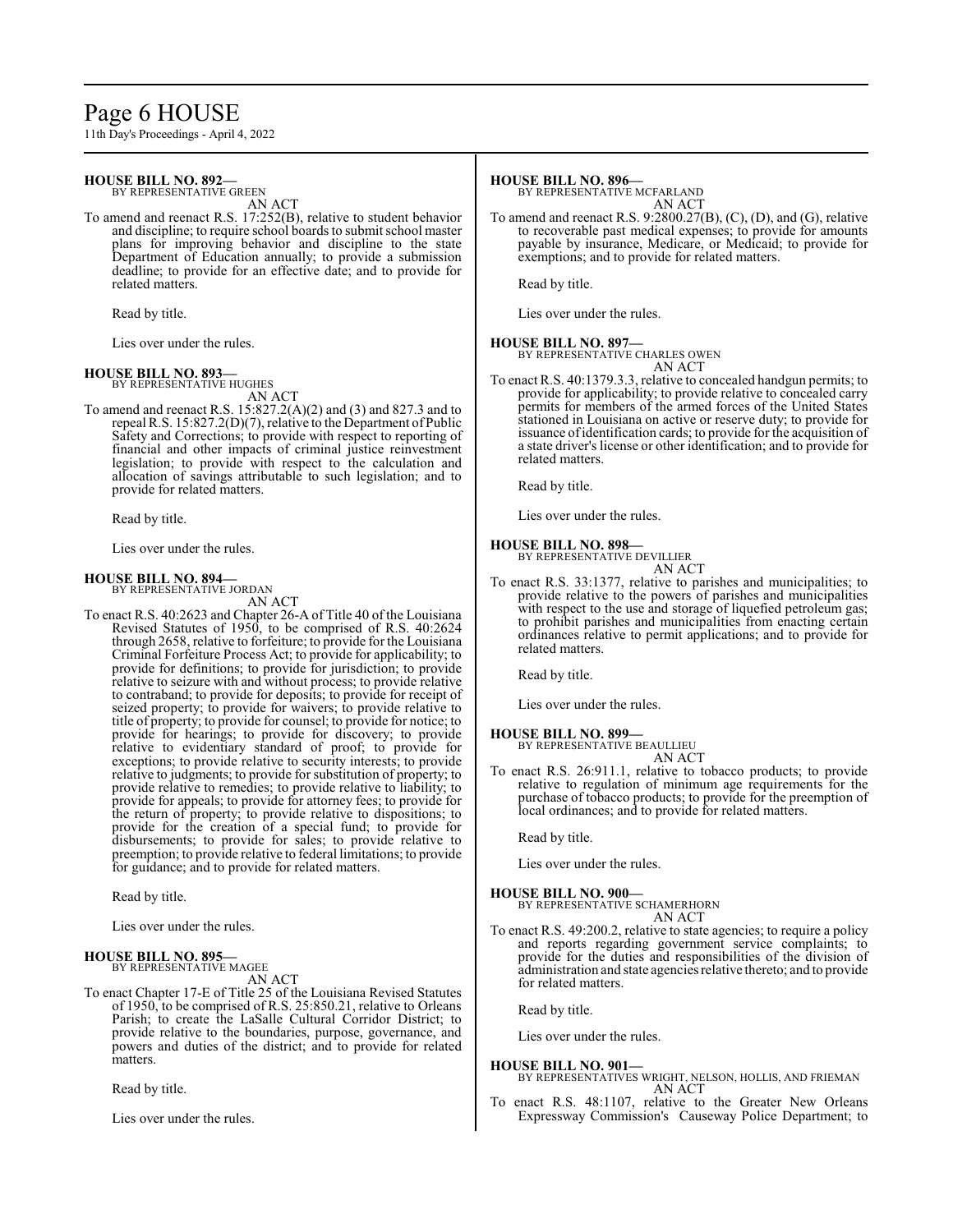**HOUSE BILL NO. 892—**
BY REPRESENTATIVE GREEN
AN ACT

To amend and reenact R.S. 17:252(B), relative to student behavior and discipline; to require school boards to submit school master plans for improving behavior and discipline to the state Department of Education annually; to provide a submission deadline; to provide for an effective date; and to provide for related matters.

Read by title.

Lies over under the rules.

**HOUSE BILL NO. 893—**
BY REPRESENTATIVE HUGHES
AN ACT

To amend and reenact R.S. 15:827.2(A)(2) and (3) and 827.3 and to repeal R.S. 15:827.2(D)(7), relative to the Department of Public Safety and Corrections; to provide with respect to reporting of financial and other impacts of criminal justice reinvestment legislation; to provide with respect to the calculation and allocation of savings attributable to such legislation; and to provide for related matters.

Read by title.

Lies over under the rules.

**HOUSE BILL NO. 894—**
BY REPRESENTATIVE JORDAN
AN ACT

To enact R.S. 40:2623 and Chapter 26-A of Title 40 of the Louisiana Revised Statutes of 1950, to be comprised of R.S. 40:2624 through 2658, relative to forfeiture; to provide for the Louisiana Criminal Forfeiture Process Act; to provide for applicability; to provide for definitions; to provide for jurisdiction; to provide relative to seizure with and without process; to provide relative to contraband; to provide for deposits; to provide for receipt of seized property; to provide for waivers; to provide relative to title of property; to provide for counsel; to provide for notice; to provide for hearings; to provide for discovery; to provide relative to evidentiary standard of proof; to provide for exceptions; to provide relative to security interests; to provide relative to judgments; to provide for substitution of property; to provide relative to remedies; to provide relative to liability; to provide for appeals; to provide for attorney fees; to provide for the return of property; to provide relative to dispositions; to provide for the creation of a special fund; to provide for disbursements; to provide for sales; to provide relative to preemption; to provide relative to federal limitations; to provide for guidance; and to provide for related matters.

Read by title.

Lies over under the rules.

**HOUSE BILL NO. 895—**
BY REPRESENTATIVE MAGEE
AN ACT

To enact Chapter 17-E of Title 25 of the Louisiana Revised Statutes of 1950, to be comprised of R.S. 25:850.21, relative to Orleans Parish; to create the LaSalle Cultural Corridor District; to provide relative to the boundaries, purpose, governance, and powers and duties of the district; and to provide for related matters.

Read by title.

Lies over under the rules.

**HOUSE BILL NO. 896—**
BY REPRESENTATIVE MCFARLAND
AN ACT

To amend and reenact R.S. 9:2800.27(B), (C), (D), and (G), relative to recoverable past medical expenses; to provide for amounts payable by insurance, Medicare, or Medicaid; to provide for exemptions; and to provide for related matters.

Read by title.

Lies over under the rules.

**HOUSE BILL NO. 897—**
BY REPRESENTATIVE CHARLES OWEN
AN ACT

To enact R.S. 40:1379.3.3, relative to concealed handgun permits; to provide for applicability; to provide relative to concealed carry permits for members of the armed forces of the United States stationed in Louisiana on active or reserve duty; to provide for issuance of identification cards; to provide for the acquisition of a state driver's license or other identification; and to provide for related matters.

Read by title.

Lies over under the rules.

**HOUSE BILL NO. 898—**
BY REPRESENTATIVE DEVILLIER
AN ACT

To enact R.S. 33:1377, relative to parishes and municipalities; to provide relative to the powers of parishes and municipalities with respect to the use and storage of liquefied petroleum gas; to prohibit parishes and municipalities from enacting certain ordinances relative to permit applications; and to provide for related matters.

Read by title.

Lies over under the rules.

**HOUSE BILL NO. 899—**
BY REPRESENTATIVE BEAULLIEU
AN ACT

To enact R.S. 26:911.1, relative to tobacco products; to provide relative to regulation of minimum age requirements for the purchase of tobacco products; to provide for the preemption of local ordinances; and to provide for related matters.

Read by title.

Lies over under the rules.

**HOUSE BILL NO. 900—**
BY REPRESENTATIVE SCHAMERHORN
AN ACT

To enact R.S. 49:200.2, relative to state agencies; to require a policy and reports regarding government service complaints; to provide for the duties and responsibilities of the division of administration and state agencies relative thereto; and to provide for related matters.

Read by title.

Lies over under the rules.

**HOUSE BILL NO. 901—**
BY REPRESENTATIVES WRIGHT, NELSON, HOLLIS, AND FRIEMAN
AN ACT

To enact R.S. 48:1107, relative to the Greater New Orleans Expressway Commission's Causeway Police Department; to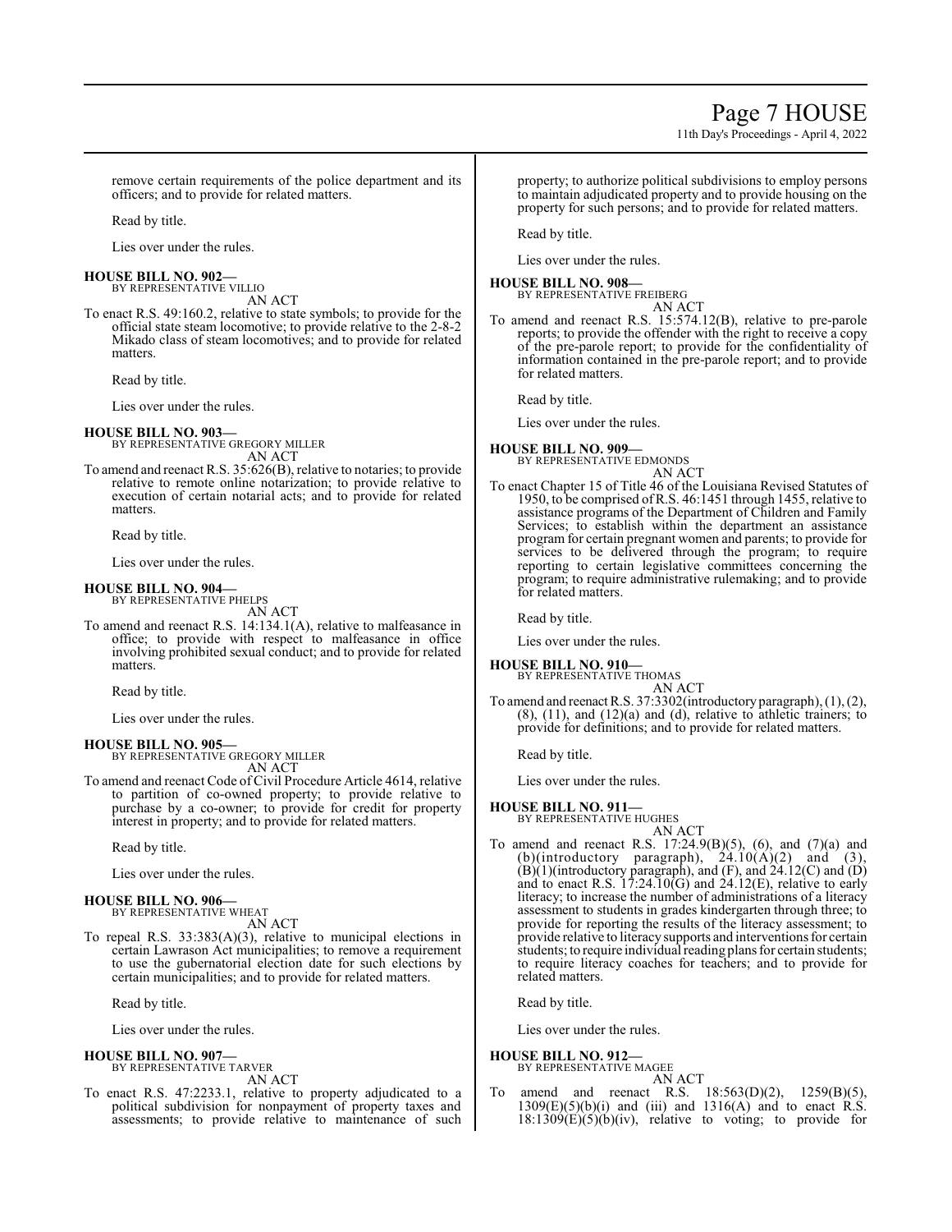remove certain requirements of the police department and its officers; and to provide for related matters.

Read by title.

Lies over under the rules.

**HOUSE BILL NO. 902—**
BY REPRESENTATIVE VILLIO
AN ACT

To enact R.S. 49:160.2, relative to state symbols; to provide for the official state steam locomotive; to provide relative to the 2-8-2 Mikado class of steam locomotives; and to provide for related matters.

Read by title.

Lies over under the rules.

**HOUSE BILL NO. 903—**
BY REPRESENTATIVE GREGORY MILLER
AN ACT

To amend and reenact R.S. 35:626(B), relative to notaries; to provide relative to remote online notarization; to provide relative to execution of certain notarial acts; and to provide for related matters.

Read by title.

Lies over under the rules.

**HOUSE BILL NO. 904—**
BY REPRESENTATIVE PHELPS
AN ACT

To amend and reenact R.S. 14:134.1(A), relative to malfeasance in office; to provide with respect to malfeasance in office involving prohibited sexual conduct; and to provide for related matters.

Read by title.

Lies over under the rules.

**HOUSE BILL NO. 905—**
BY REPRESENTATIVE GREGORY MILLER
AN ACT

To amend and reenact Code of Civil Procedure Article 4614, relative to partition of co-owned property; to provide relative to purchase by a co-owner; to provide for credit for property interest in property; and to provide for related matters.

Read by title.

Lies over under the rules.

**HOUSE BILL NO. 906—**
BY REPRESENTATIVE WHEAT
AN ACT

To repeal R.S. 33:383(A)(3), relative to municipal elections in certain Lawrason Act municipalities; to remove a requirement to use the gubernatorial election date for such elections by certain municipalities; and to provide for related matters.

Read by title.

Lies over under the rules.

**HOUSE BILL NO. 907—**
BY REPRESENTATIVE TARVER
AN ACT

To enact R.S. 47:2233.1, relative to property adjudicated to a political subdivision for nonpayment of property taxes and assessments; to provide relative to maintenance of such property; to authorize political subdivisions to employ persons to maintain adjudicated property and to provide housing on the property for such persons; and to provide for related matters.

Read by title.

Lies over under the rules.

**HOUSE BILL NO. 908—**
BY REPRESENTATIVE FREIBERG
AN ACT

To amend and reenact R.S. 15:574.12(B), relative to pre-parole reports; to provide the offender with the right to receive a copy of the pre-parole report; to provide for the confidentiality of information contained in the pre-parole report; and to provide for related matters.

Read by title.

Lies over under the rules.

**HOUSE BILL NO. 909—**
BY REPRESENTATIVE EDMONDS
AN ACT

To enact Chapter 15 of Title 46 of the Louisiana Revised Statutes of 1950, to be comprised of R.S. 46:1451 through 1455, relative to assistance programs of the Department of Children and Family Services; to establish within the department an assistance program for certain pregnant women and parents; to provide for services to be delivered through the program; to require reporting to certain legislative committees concerning the program; to require administrative rulemaking; and to provide for related matters.

Read by title.

Lies over under the rules.

**HOUSE BILL NO. 910—**
BY REPRESENTATIVE THOMAS
AN ACT

To amend and reenact R.S. 37:3302(introductory paragraph), (1), (2), (8), (11), and (12)(a) and (d), relative to athletic trainers; to provide for definitions; and to provide for related matters.

Read by title.

Lies over under the rules.

**HOUSE BILL NO. 911—**
BY REPRESENTATIVE HUGHES
AN ACT

To amend and reenact R.S. 17:24.9(B)(5), (6), and (7)(a) and (b)(introductory paragraph), 24.10(A)(2) and (3), (B)(1)(introductory paragraph), and (F), and 24.12(C) and (D) and to enact R.S. 17:24.10(G) and 24.12(E), relative to early literacy; to increase the number of administrations of a literacy assessment to students in grades kindergarten through three; to provide for reporting the results of the literacy assessment; to provide relative to literacy supports and interventions for certain students; to require individual reading plans for certain students; to require literacy coaches for teachers; and to provide for related matters.

Read by title.

Lies over under the rules.

**HOUSE BILL NO. 912—**
BY REPRESENTATIVE MAGEE
AN ACT

To amend and reenact R.S. 18:563(D)(2), 1259(B)(5), 1309(E)(5)(b)(i) and (iii) and 1316(A) and to enact R.S. 18:1309(E)(5)(b)(iv), relative to voting; to provide for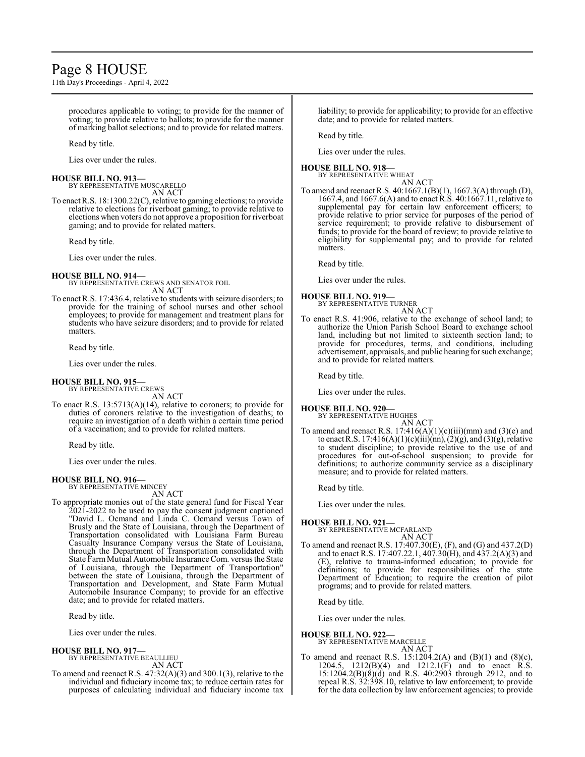procedures applicable to voting; to provide for the manner of voting; to provide relative to ballots; to provide for the manner of marking ballot selections; and to provide for related matters.

Read by title.

Lies over under the rules.

**HOUSE BILL NO. 913—**
BY REPRESENTATIVE MUSCARELLO
AN ACT

To enact R.S. 18:1300.22(C), relative to gaming elections; to provide relative to elections for riverboat gaming; to provide relative to elections when voters do not approve a proposition for riverboat gaming; and to provide for related matters.

Read by title.

Lies over under the rules.

**HOUSE BILL NO. 914—**
BY REPRESENTATIVE CREWS AND SENATOR FOIL
AN ACT

To enact R.S. 17:436.4, relative to students with seizure disorders; to provide for the training of school nurses and other school employees; to provide for management and treatment plans for students who have seizure disorders; and to provide for related matters.

Read by title.

Lies over under the rules.

**HOUSE BILL NO. 915—**
BY REPRESENTATIVE CREWS
AN ACT

To enact R.S. 13:5713(A)(14), relative to coroners; to provide for duties of coroners relative to the investigation of deaths; to require an investigation of a death within a certain time period of a vaccination; and to provide for related matters.

Read by title.

Lies over under the rules.

**HOUSE BILL NO. 916—**
BY REPRESENTATIVE MINCEY
AN ACT

To appropriate monies out of the state general fund for Fiscal Year 2021-2022 to be used to pay the consent judgment captioned "David L. Ocmand and Linda C. Ocmand versus Town of Brusly and the State of Louisiana, through the Department of Transportation consolidated with Louisiana Farm Bureau Casualty Insurance Company versus the State of Louisiana, through the Department of Transportation consolidated with State Farm Mutual Automobile Insurance Com. versus the State of Louisiana, through the Department of Transportation" between the state of Louisiana, through the Department of Transportation and Development, and State Farm Mutual Automobile Insurance Company; to provide for an effective date; and to provide for related matters.

Read by title.

Lies over under the rules.

**HOUSE BILL NO. 917—**
BY REPRESENTATIVE BEAULLIEU
AN ACT

To amend and reenact R.S. 47:32(A)(3) and 300.1(3), relative to the individual and fiduciary income tax; to reduce certain rates for purposes of calculating individual and fiduciary income tax liability; to provide for applicability; to provide for an effective date; and to provide for related matters.

Read by title.

Lies over under the rules.

**HOUSE BILL NO. 918—**
BY REPRESENTATIVE WHEAT
AN ACT

To amend and reenact R.S. 40:1667.1(B)(1), 1667.3(A) through (D), 1667.4, and 1667.6(A) and to enact R.S. 40:1667.11, relative to supplemental pay for certain law enforcement officers; to provide relative to prior service for purposes of the period of service requirement; to provide relative to disbursement of funds; to provide for the board of review; to provide relative to eligibility for supplemental pay; and to provide for related matters.

Read by title.

Lies over under the rules.

**HOUSE BILL NO. 919—**
BY REPRESENTATIVE TURNER
AN ACT

To enact R.S. 41:906, relative to the exchange of school land; to authorize the Union Parish School Board to exchange school land, including but not limited to sixteenth section land; to provide for procedures, terms, and conditions, including advertisement, appraisals, and public hearing for such exchange; and to provide for related matters.

Read by title.

Lies over under the rules.

**HOUSE BILL NO. 920—**
BY REPRESENTATIVE HUGHES
AN ACT

To amend and reenact R.S. 17:416(A)(1)(c)(iii)(mm) and (3)(e) and to enact R.S. 17:416(A)(1)(c)(iii)(nn), (2)(g), and (3)(g), relative to student discipline; to provide relative to the use of and procedures for out-of-school suspension; to provide for definitions; to authorize community service as a disciplinary measure; and to provide for related matters.

Read by title.

Lies over under the rules.

**HOUSE BILL NO. 921—**
BY REPRESENTATIVE MCFARLAND
AN ACT

To amend and reenact R.S. 17:407.30(E), (F), and (G) and 437.2(D) and to enact R.S. 17:407.22.1, 407.30(H), and 437.2(A)(3) and (E), relative to trauma-informed education; to provide for definitions; to provide for responsibilities of the state Department of Education; to require the creation of pilot programs; and to provide for related matters.

Read by title.

Lies over under the rules.

**HOUSE BILL NO. 922—**
BY REPRESENTATIVE MARCELLE
AN ACT

To amend and reenact R.S. 15:1204.2(A) and (B)(1) and (8)(c), 1204.5, 1212(B)(4) and 1212.1(F) and to enact R.S. 15:1204.2(B)(8)(d) and R.S. 40:2903 through 2912, and to repeal R.S. 32:398.10, relative to law enforcement; to provide for the data collection by law enforcement agencies; to provide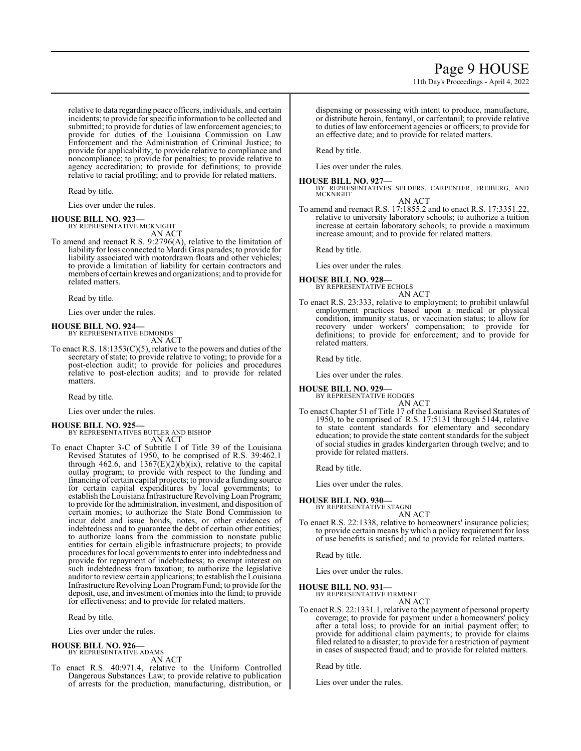relative to data regarding peace officers, individuals, and certain incidents; to provide for specific information to be collected and submitted; to provide for duties of law enforcement agencies; to provide for duties of the Louisiana Commission on Law Enforcement and the Administration of Criminal Justice; to provide for applicability; to provide relative to compliance and noncompliance; to provide for penalties; to provide relative to agency accreditation; to provide for definitions; to provide relative to racial profiling; and to provide for related matters.

Read by title.

Lies over under the rules.

**HOUSE BILL NO. 923—**
BY REPRESENTATIVE MCKNIGHT
AN ACT

To amend and reenact R.S. 9:2796(A), relative to the limitation of liability for loss connected to Mardi Gras parades; to provide for liability associated with motordrawn floats and other vehicles; to provide a limitation of liability for certain contractors and members of certain krewes and organizations; and to provide for related matters.

Read by title.

Lies over under the rules.

**HOUSE BILL NO. 924—**
BY REPRESENTATIVE EDMONDS
AN ACT

To enact R.S. 18:1353(C)(5), relative to the powers and duties of the secretary of state; to provide relative to voting; to provide for a post-election audit; to provide for policies and procedures relative to post-election audits; and to provide for related matters.

Read by title.

Lies over under the rules.

**HOUSE BILL NO. 925—**
BY REPRESENTATIVES BUTLER AND BISHOP
AN ACT

To enact Chapter 3-C of Subtitle I of Title 39 of the Louisiana Revised Statutes of 1950, to be comprised of R.S. 39:462.1 through 462.6, and 1367(E)(2)(b)(ix), relative to the capital outlay program; to provide with respect to the funding and financing of certain capital projects; to provide a funding source for certain capital expenditures by local governments; to establish the Louisiana Infrastructure Revolving Loan Program; to provide for the administration, investment, and disposition of certain monies; to authorize the State Bond Commission to incur debt and issue bonds, notes, or other evidences of indebtedness and to guarantee the debt of certain other entities; to authorize loans from the commission to nonstate public entities for certain eligible infrastructure projects; to provide procedures for local governments to enter into indebtedness and provide for repayment of indebtedness; to exempt interest on such indebtedness from taxation; to authorize the legislative auditor to review certain applications; to establish the Louisiana Infrastructure Revolving Loan Program Fund; to provide for the deposit, use, and investment of monies into the fund; to provide for effectiveness; and to provide for related matters.

Read by title.

Lies over under the rules.

**HOUSE BILL NO. 926—**
BY REPRESENTATIVE ADAMS
AN ACT

To enact R.S. 40:971.4, relative to the Uniform Controlled Dangerous Substances Law; to provide relative to publication of arrests for the production, manufacturing, distribution, or dispensing or possessing with intent to produce, manufacture, or distribute heroin, fentanyl, or carfentanil; to provide relative to duties of law enforcement agencies or officers; to provide for an effective date; and to provide for related matters.

Read by title.

Lies over under the rules.

**HOUSE BILL NO. 927—**
BY REPRESENTATIVES SELDERS, CARPENTER, FREIBERG, AND MCKNIGHT
AN ACT

To amend and reenact R.S. 17:1855.2 and to enact R.S. 17:3351.22, relative to university laboratory schools; to authorize a tuition increase at certain laboratory schools; to provide a maximum increase amount; and to provide for related matters.

Read by title.

Lies over under the rules.

**HOUSE BILL NO. 928—**
BY REPRESENTATIVE ECHOLS
AN ACT

To enact R.S. 23:333, relative to employment; to prohibit unlawful employment practices based upon a medical or physical condition, immunity status, or vaccination status; to allow for recovery under workers' compensation; to provide for definitions; to provide for enforcement; and to provide for related matters.

Read by title.

Lies over under the rules.

**HOUSE BILL NO. 929—**
BY REPRESENTATIVE HODGES
AN ACT

To enact Chapter 51 of Title 17 of the Louisiana Revised Statutes of 1950, to be comprised of R.S. 17:5131 through 5144, relative to state content standards for elementary and secondary education; to provide the state content standards for the subject of social studies in grades kindergarten through twelve; and to provide for related matters.

Read by title.

Lies over under the rules.

**HOUSE BILL NO. 930—**
BY REPRESENTATIVE STAGNI
AN ACT

To enact R.S. 22:1338, relative to homeowners' insurance policies; to provide certain means by which a policy requirement for loss of use benefits is satisfied; and to provide for related matters.

Read by title.

Lies over under the rules.

**HOUSE BILL NO. 931—**
BY REPRESENTATIVE FIRMENT
AN ACT

To enact R.S. 22:1331.1, relative to the payment of personal property coverage; to provide for payment under a homeowners' policy after a total loss; to provide for an initial payment offer; to provide for additional claim payments; to provide for claims filed related to a disaster; to provide for a restriction of payment in cases of suspected fraud; and to provide for related matters.

Read by title.

Lies over under the rules.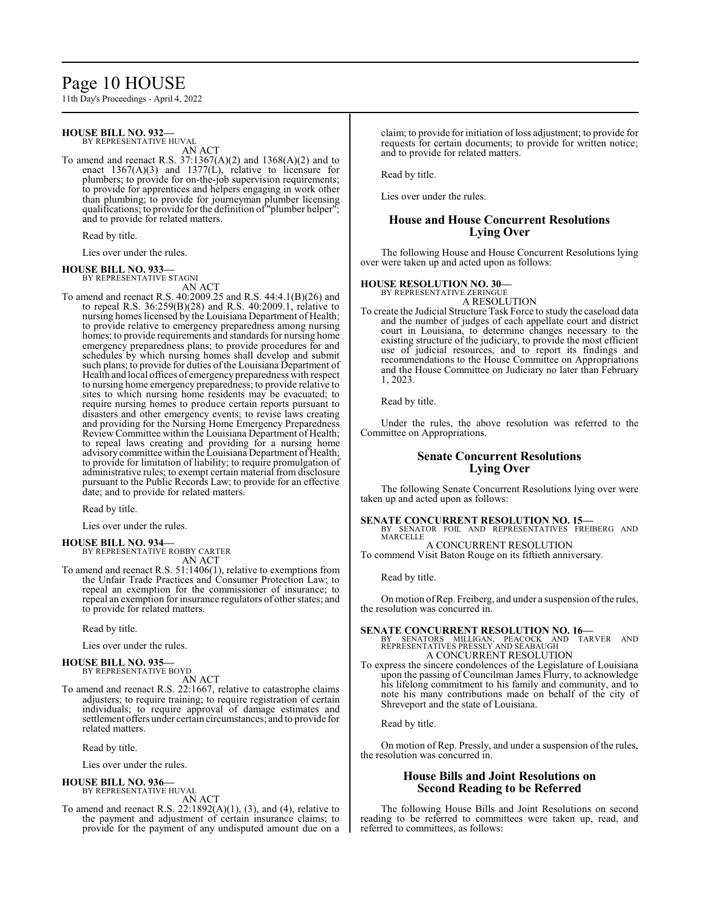**HOUSE BILL NO. 932—**
BY REPRESENTATIVE HUVAL

AN ACT

To amend and reenact R.S. 37:1367(A)(2) and 1368(A)(2) and to enact 1367(A)(3) and 1377(L), relative to licensure for plumbers; to provide for on-the-job supervision requirements; to provide for apprentices and helpers engaging in work other than plumbing; to provide for journeyman plumber licensing qualifications; to provide for the definition of "plumber helper"; and to provide for related matters.

Read by title.

Lies over under the rules.

**HOUSE BILL NO. 933—**
BY REPRESENTATIVE STAGNI

AN ACT

To amend and reenact R.S. 40:2009.25 and R.S. 44:4.1(B)(26) and to repeal R.S. 36:259(B)(28) and R.S. 40:2009.1, relative to nursing homes licensed by the Louisiana Department of Health; to provide relative to emergency preparedness among nursing homes; to provide requirements and standards for nursing home emergency preparedness plans; to provide procedures for and schedules by which nursing homes shall develop and submit such plans; to provide for duties of the Louisiana Department of Health and local offices of emergency preparedness with respect to nursing home emergency preparedness; to provide relative to sites to which nursing home residents may be evacuated; to require nursing homes to produce certain reports pursuant to disasters and other emergency events; to revise laws creating and providing for the Nursing Home Emergency Preparedness Review Committee within the Louisiana Department of Health; to repeal laws creating and providing for a nursing home advisory committee within the Louisiana Department of Health; to provide for limitation of liability; to require promulgation of administrative rules; to exempt certain material from disclosure pursuant to the Public Records Law; to provide for an effective date; and to provide for related matters.

Read by title.

Lies over under the rules.

**HOUSE BILL NO. 934—**
BY REPRESENTATIVE ROBBY CARTER

AN ACT

To amend and reenact R.S. 51:1406(1), relative to exemptions from the Unfair Trade Practices and Consumer Protection Law; to repeal an exemption for the commissioner of insurance; to repeal an exemption for insurance regulators of other states; and to provide for related matters.

Read by title.

Lies over under the rules.

**HOUSE BILL NO. 935—**
BY REPRESENTATIVE BOYD

AN ACT

To amend and reenact R.S. 22:1667, relative to catastrophe claims adjusters; to require training; to require registration of certain individuals; to require approval of damage estimates and settlement offers under certain circumstances; and to provide for related matters.

Read by title.

Lies over under the rules.

**HOUSE BILL NO. 936—**
BY REPRESENTATIVE HUVAL

AN ACT

To amend and reenact R.S. 22:1892(A)(1), (3), and (4), relative to the payment and adjustment of certain insurance claims; to provide for the payment of any undisputed amount due on a claim; to provide for initiation of loss adjustment; to provide for requests for certain documents; to provide for written notice; and to provide for related matters.

Read by title.

Lies over under the rules.

## House and House Concurrent Resolutions Lying Over

The following House and House Concurrent Resolutions lying over were taken up and acted upon as follows:

**HOUSE RESOLUTION NO. 30—**
BY REPRESENTATIVE ZERINGUE

A RESOLUTION

To create the Judicial Structure Task Force to study the caseload data and the number of judges of each appellate court and district court in Louisiana, to determine changes necessary to the existing structure of the judiciary, to provide the most efficient use of judicial resources, and to report its findings and recommendations to the House Committee on Appropriations and the House Committee on Judiciary no later than February 1, 2023.

Read by title.

Under the rules, the above resolution was referred to the Committee on Appropriations.

## Senate Concurrent Resolutions Lying Over

The following Senate Concurrent Resolutions lying over were taken up and acted upon as follows:

**SENATE CONCURRENT RESOLUTION NO. 15—**
BY SENATOR FOIL AND REPRESENTATIVES FREIBERG AND MARCELLE

A CONCURRENT RESOLUTION

To commend Visit Baton Rouge on its fiftieth anniversary.

Read by title.

On motion of Rep. Freiberg, and under a suspension of the rules, the resolution was concurred in.

**SENATE CONCURRENT RESOLUTION NO. 16—**
BY SENATORS MILLIGAN, PEACOCK AND TARVER AND REPRESENTATIVES PRESSLY AND SEABAUGH

A CONCURRENT RESOLUTION

To express the sincere condolences of the Legislature of Louisiana upon the passing of Councilman James Flurry, to acknowledge his lifelong commitment to his family and community, and to note his many contributions made on behalf of the city of Shreveport and the state of Louisiana.

Read by title.

On motion of Rep. Pressly, and under a suspension of the rules, the resolution was concurred in.

## House Bills and Joint Resolutions on Second Reading to be Referred

The following House Bills and Joint Resolutions on second reading to be referred to committees were taken up, read, and referred to committees, as follows: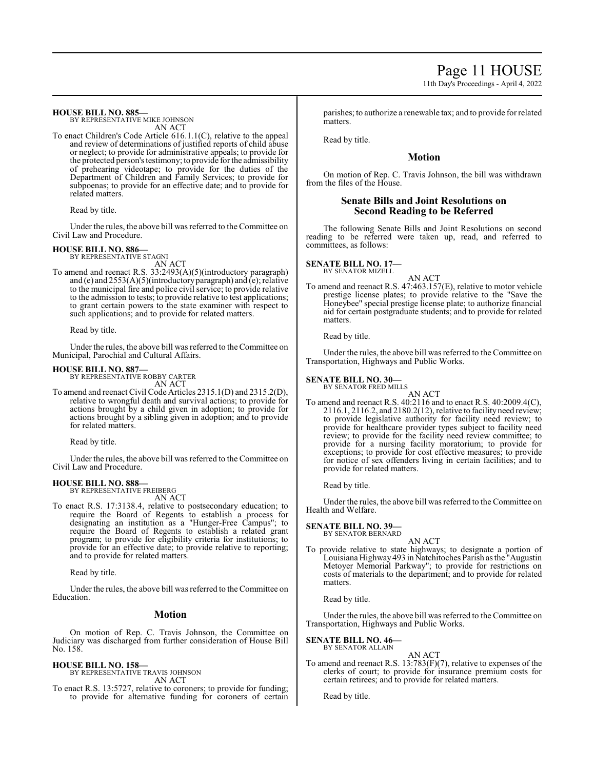**HOUSE BILL NO. 885—**
BY REPRESENTATIVE MIKE JOHNSON
AN ACT

To enact Children's Code Article 616.1.1(C), relative to the appeal and review of determinations of justified reports of child abuse or neglect; to provide for administrative appeals; to provide for the protected person's testimony; to provide for the admissibility of prehearing videotape; to provide for the duties of the Department of Children and Family Services; to provide for subpoenas; to provide for an effective date; and to provide for related matters.

Read by title.

Under the rules, the above bill was referred to the Committee on Civil Law and Procedure.

**HOUSE BILL NO. 886—**
BY REPRESENTATIVE STAGNI
AN ACT

To amend and reenact R.S. 33:2493(A)(5)(introductory paragraph) and (e) and 2553(A)(5)(introductory paragraph) and (e); relative to the municipal fire and police civil service; to provide relative to the admission to tests; to provide relative to test applications; to grant certain powers to the state examiner with respect to such applications; and to provide for related matters.

Read by title.

Under the rules, the above bill was referred to the Committee on Municipal, Parochial and Cultural Affairs.

**HOUSE BILL NO. 887—**
BY REPRESENTATIVE ROBBY CARTER
AN ACT

To amend and reenact Civil Code Articles 2315.1(D) and 2315.2(D), relative to wrongful death and survival actions; to provide for actions brought by a child given in adoption; to provide for actions brought by a sibling given in adoption; and to provide for related matters.

Read by title.

Under the rules, the above bill was referred to the Committee on Civil Law and Procedure.

**HOUSE BILL NO. 888—**
BY REPRESENTATIVE FREIBERG
AN ACT

To enact R.S. 17:3138.4, relative to postsecondary education; to require the Board of Regents to establish a process for designating an institution as a "Hunger-Free Campus"; to require the Board of Regents to establish a related grant program; to provide for eligibility criteria for institutions; to provide for an effective date; to provide relative to reporting; and to provide for related matters.

Read by title.

Under the rules, the above bill was referred to the Committee on Education.

## Motion

On motion of Rep. C. Travis Johnson, the Committee on Judiciary was discharged from further consideration of House Bill No. 158.

**HOUSE BILL NO. 158—**
BY REPRESENTATIVE TRAVIS JOHNSON
AN ACT

To enact R.S. 13:5727, relative to coroners; to provide for funding; to provide for alternative funding for coroners of certain parishes; to authorize a renewable tax; and to provide for related matters.

Read by title.

## Motion

On motion of Rep. C. Travis Johnson, the bill was withdrawn from the files of the House.

## Senate Bills and Joint Resolutions on Second Reading to be Referred

The following Senate Bills and Joint Resolutions on second reading to be referred were taken up, read, and referred to committees, as follows:

**SENATE BILL NO. 17—**
BY SENATOR MIZELL
AN ACT

To amend and reenact R.S. 47:463.157(E), relative to motor vehicle prestige license plates; to provide relative to the "Save the Honeybee" special prestige license plate; to authorize financial aid for certain postgraduate students; and to provide for related matters.

Read by title.

Under the rules, the above bill was referred to the Committee on Transportation, Highways and Public Works.

**SENATE BILL NO. 30—**
BY SENATOR FRED MILLS
AN ACT

To amend and reenact R.S. 40:2116 and to enact R.S. 40:2009.4(C), 2116.1, 2116.2, and 2180.2(12), relative to facility need review; to provide legislative authority for facility need review; to provide for healthcare provider types subject to facility need review; to provide for the facility need review committee; to provide for a nursing facility moratorium; to provide for exceptions; to provide for cost effective measures; to provide for notice of sex offenders living in certain facilities; and to provide for related matters.

Read by title.

Under the rules, the above bill was referred to the Committee on Health and Welfare.

**SENATE BILL NO. 39—**
BY SENATOR BERNARD
AN ACT

To provide relative to state highways; to designate a portion of Louisiana Highway 493 in Natchitoches Parish as the "Augustin Metoyer Memorial Parkway"; to provide for restrictions on costs of materials to the department; and to provide for related matters.

Read by title.

Under the rules, the above bill was referred to the Committee on Transportation, Highways and Public Works.

**SENATE BILL NO. 46—**
BY SENATOR ALLAIN
AN ACT

To amend and reenact R.S. 13:783(F)(7), relative to expenses of the clerks of court; to provide for insurance premium costs for certain retirees; and to provide for related matters.

Read by title.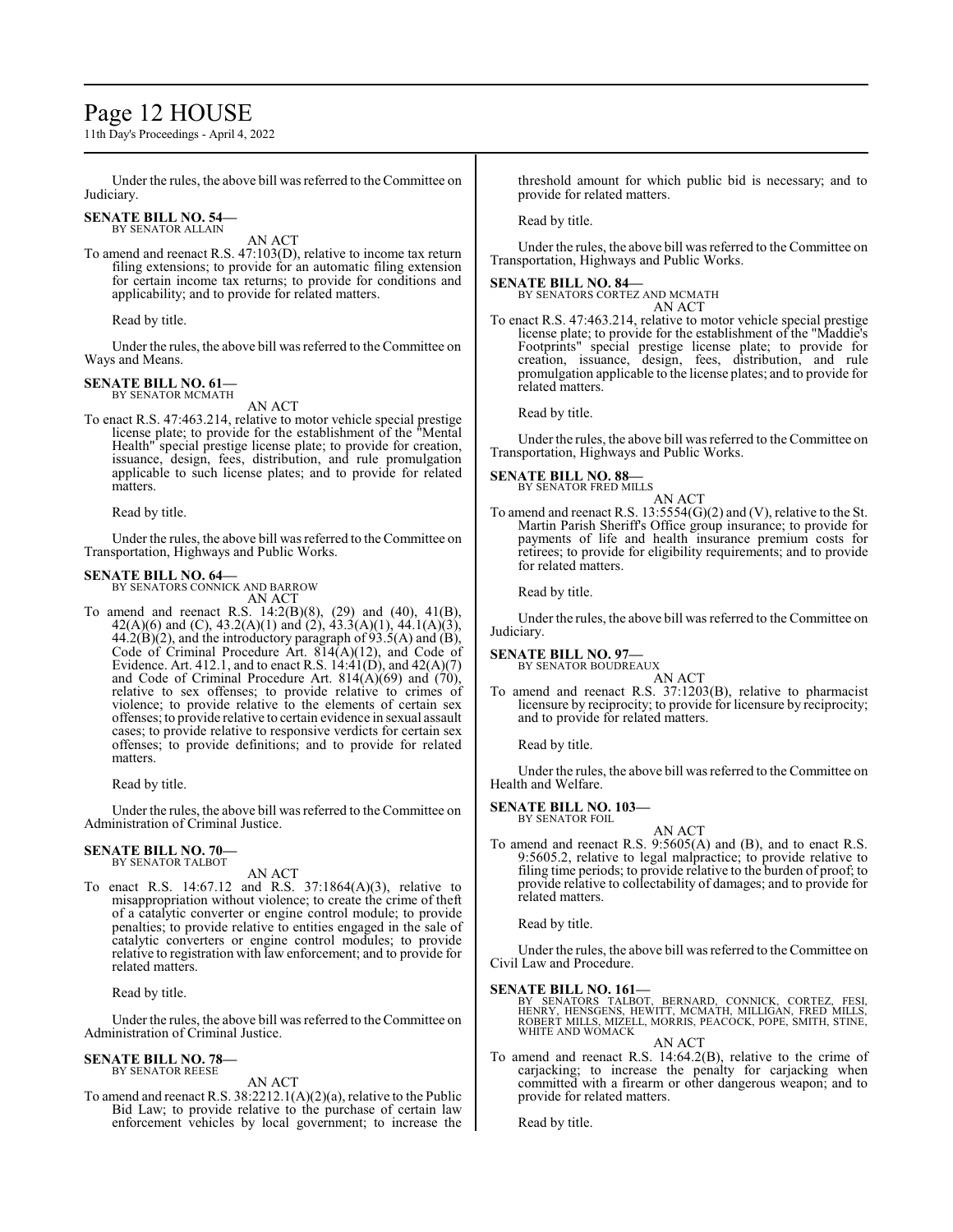Under the rules, the above bill was referred to the Committee on Judiciary.

**SENATE BILL NO. 54—**
BY SENATOR ALLAIN

AN ACT

To amend and reenact R.S. 47:103(D), relative to income tax return filing extensions; to provide for an automatic filing extension for certain income tax returns; to provide for conditions and applicability; and to provide for related matters.

Read by title.

Under the rules, the above bill was referred to the Committee on Ways and Means.

**SENATE BILL NO. 61—**
BY SENATOR MCMATH

AN ACT

To enact R.S. 47:463.214, relative to motor vehicle special prestige license plate; to provide for the establishment of the "Mental Health" special prestige license plate; to provide for creation, issuance, design, fees, distribution, and rule promulgation applicable to such license plates; and to provide for related matters.

Read by title.

Under the rules, the above bill was referred to the Committee on Transportation, Highways and Public Works.

**SENATE BILL NO. 64—**
BY SENATORS CONNICK AND BARROW

AN ACT

To amend and reenact R.S. 14:2(B)(8), (29) and (40), 41(B), 42(A)(6) and (C), 43.2(A)(1) and (2), 43.3(A)(1), 44.1(A)(3), 44.2(B)(2), and the introductory paragraph of 93.5(A) and (B), Code of Criminal Procedure Art. 814(A)(12), and Code of Evidence. Art. 412.1, and to enact R.S. 14:41(D), and 42(A)(7) and Code of Criminal Procedure Art. 814(A)(69) and (70), relative to sex offenses; to provide relative to crimes of violence; to provide relative to the elements of certain sex offenses; to provide relative to certain evidence in sexual assault cases; to provide relative to responsive verdicts for certain sex offenses; to provide definitions; and to provide for related matters.

Read by title.

Under the rules, the above bill was referred to the Committee on Administration of Criminal Justice.

**SENATE BILL NO. 70—**
BY SENATOR TALBOT

AN ACT

To enact R.S. 14:67.12 and R.S. 37:1864(A)(3), relative to misappropriation without violence; to create the crime of theft of a catalytic converter or engine control module; to provide penalties; to provide relative to entities engaged in the sale of catalytic converters or engine control modules; to provide relative to registration with law enforcement; and to provide for related matters.

Read by title.

Under the rules, the above bill was referred to the Committee on Administration of Criminal Justice.

**SENATE BILL NO. 78—**
BY SENATOR REESE

AN ACT

To amend and reenact R.S. 38:2212.1(A)(2)(a), relative to the Public Bid Law; to provide relative to the purchase of certain law enforcement vehicles by local government; to increase the threshold amount for which public bid is necessary; and to provide for related matters.

Read by title.

Under the rules, the above bill was referred to the Committee on Transportation, Highways and Public Works.

**SENATE BILL NO. 84—**
BY SENATORS CORTEZ AND MCMATH

AN ACT

To enact R.S. 47:463.214, relative to motor vehicle special prestige license plate; to provide for the establishment of the "Maddie's Footprints" special prestige license plate; to provide for creation, issuance, design, fees, distribution, and rule promulgation applicable to the license plates; and to provide for related matters.

Read by title.

Under the rules, the above bill was referred to the Committee on Transportation, Highways and Public Works.

**SENATE BILL NO. 88—**
BY SENATOR FRED MILLS

AN ACT

To amend and reenact R.S. 13:5554(G)(2) and (V), relative to the St. Martin Parish Sheriff's Office group insurance; to provide for payments of life and health insurance premium costs for retirees; to provide for eligibility requirements; and to provide for related matters.

Read by title.

Under the rules, the above bill was referred to the Committee on Judiciary.

**SENATE BILL NO. 97—**
BY SENATOR BOUDREAUX

AN ACT

To amend and reenact R.S. 37:1203(B), relative to pharmacist licensure by reciprocity; to provide for licensure by reciprocity; and to provide for related matters.

Read by title.

Under the rules, the above bill was referred to the Committee on Health and Welfare.

**SENATE BILL NO. 103—**
BY SENATOR FOIL

AN ACT

To amend and reenact R.S. 9:5605(A) and (B), and to enact R.S. 9:5605.2, relative to legal malpractice; to provide relative to filing time periods; to provide relative to the burden of proof; to provide relative to collectability of damages; and to provide for related matters.

Read by title.

Under the rules, the above bill was referred to the Committee on Civil Law and Procedure.

**SENATE BILL NO. 161—**
BY SENATORS TALBOT, BERNARD, CONNICK, CORTEZ, FESI, HENRY, HENSGENS, HEWITT, MCMATH, MILLIGAN, FRED MILLS, ROBERT MILLS, MIZELL, MORRIS, PEACOCK, POPE, SMITH, STINE, WHITE AND WOMACK

AN ACT

To amend and reenact R.S. 14:64.2(B), relative to the crime of carjacking; to increase the penalty for carjacking when committed with a firearm or other dangerous weapon; and to provide for related matters.

Read by title.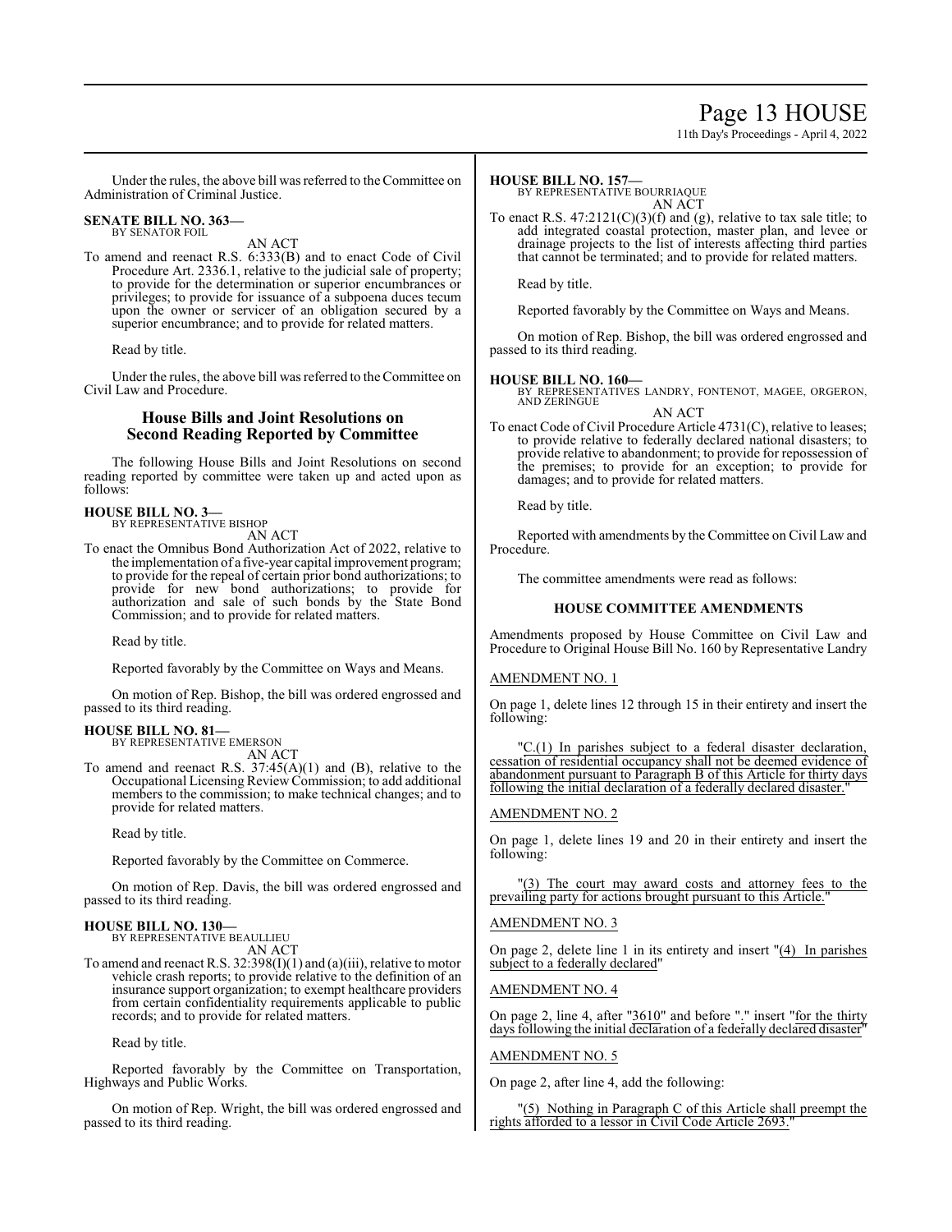Under the rules, the above bill was referred to the Committee on Administration of Criminal Justice.

**SENATE BILL NO. 363—**
BY SENATOR FOIL

AN ACT

To amend and reenact R.S. 6:333(B) and to enact Code of Civil Procedure Art. 2336.1, relative to the judicial sale of property; to provide for the determination or superior encumbrances or privileges; to provide for issuance of a subpoena duces tecum upon the owner or servicer of an obligation secured by a superior encumbrance; and to provide for related matters.

Read by title.

Under the rules, the above bill was referred to the Committee on Civil Law and Procedure.

## House Bills and Joint Resolutions on Second Reading Reported by Committee

The following House Bills and Joint Resolutions on second reading reported by committee were taken up and acted upon as follows:

**HOUSE BILL NO. 3—**
BY REPRESENTATIVE BISHOP

AN ACT

To enact the Omnibus Bond Authorization Act of 2022, relative to the implementation of a five-year capital improvement program; to provide for the repeal of certain prior bond authorizations; to provide for new bond authorizations; to provide for authorization and sale of such bonds by the State Bond Commission; and to provide for related matters.

Read by title.

Reported favorably by the Committee on Ways and Means.

On motion of Rep. Bishop, the bill was ordered engrossed and passed to its third reading.

**HOUSE BILL NO. 81—**
BY REPRESENTATIVE EMERSON

AN ACT

To amend and reenact R.S. 37:45(A)(1) and (B), relative to the Occupational Licensing Review Commission; to add additional members to the commission; to make technical changes; and to provide for related matters.

Read by title.

Reported favorably by the Committee on Commerce.

On motion of Rep. Davis, the bill was ordered engrossed and passed to its third reading.

**HOUSE BILL NO. 130—**
BY REPRESENTATIVE BEAULLIEU

AN ACT

To amend and reenact R.S. 32:398(I)(1) and (a)(iii), relative to motor vehicle crash reports; to provide relative to the definition of an insurance support organization; to exempt healthcare providers from certain confidentiality requirements applicable to public records; and to provide for related matters.

Read by title.

Reported favorably by the Committee on Transportation, Highways and Public Works.

On motion of Rep. Wright, the bill was ordered engrossed and passed to its third reading.

**HOUSE BILL NO. 157—**
BY REPRESENTATIVE BOURRIAQUE

AN ACT

To enact R.S. 47:2121(C)(3)(f) and (g), relative to tax sale title; to add integrated coastal protection, master plan, and levee or drainage projects to the list of interests affecting third parties that cannot be terminated; and to provide for related matters.

Read by title.

Reported favorably by the Committee on Ways and Means.

On motion of Rep. Bishop, the bill was ordered engrossed and passed to its third reading.

**HOUSE BILL NO. 160—**
BY REPRESENTATIVES LANDRY, FONTENOT, MAGEE, ORGERON, AND ZERINGUE

AN ACT

To enact Code of Civil Procedure Article 4731(C), relative to leases; to provide relative to federally declared national disasters; to provide relative to abandonment; to provide for repossession of the premises; to provide for an exception; to provide for damages; and to provide for related matters.

Read by title.

Reported with amendments by the Committee on Civil Law and Procedure.

The committee amendments were read as follows:

### HOUSE COMMITTEE AMENDMENTS

Amendments proposed by House Committee on Civil Law and Procedure to Original House Bill No. 160 by Representative Landry

AMENDMENT NO. 1

On page 1, delete lines 12 through 15 in their entirety and insert the following:

"C.(1) In parishes subject to a federal disaster declaration, cessation of residential occupancy shall not be deemed evidence of abandonment pursuant to Paragraph B of this Article for thirty days following the initial declaration of a federally declared disaster."

AMENDMENT NO. 2

On page 1, delete lines 19 and 20 in their entirety and insert the following:

"(3) The court may award costs and attorney fees to the prevailing party for actions brought pursuant to this Article."

AMENDMENT NO. 3

On page 2, delete line 1 in its entirety and insert "(4) In parishes subject to a federally declared"

AMENDMENT NO. 4

On page 2, line 4, after "3610" and before "." insert "for the thirty days following the initial declaration of a federally declared disaster"

AMENDMENT NO. 5

On page 2, after line 4, add the following:

"(5) Nothing in Paragraph C of this Article shall preempt the rights afforded to a lessor in Civil Code Article 2693."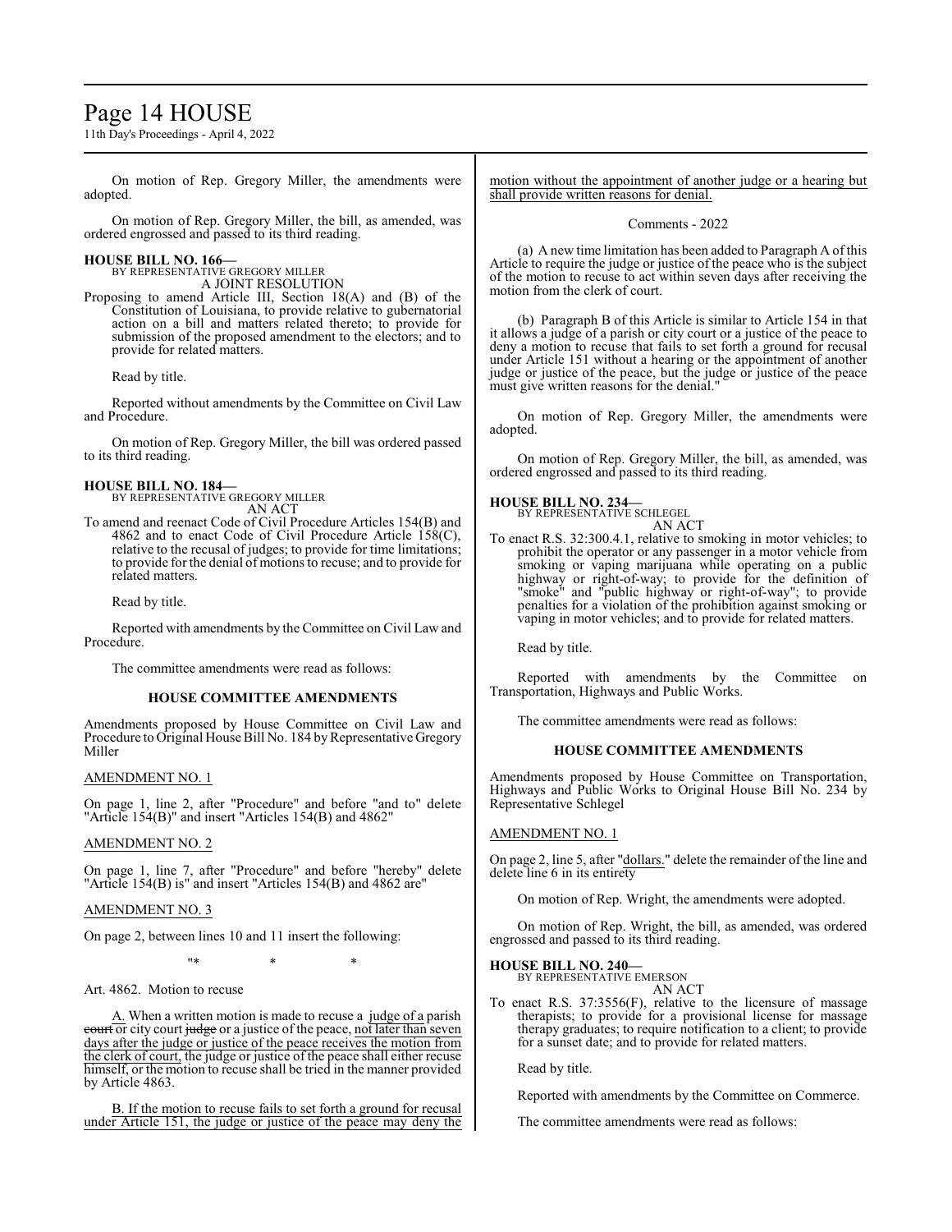On motion of Rep. Gregory Miller, the amendments were adopted.

On motion of Rep. Gregory Miller, the bill, as amended, was ordered engrossed and passed to its third reading.

**HOUSE BILL NO. 166—**
BY REPRESENTATIVE GREGORY MILLER
A JOINT RESOLUTION

Proposing to amend Article III, Section 18(A) and (B) of the Constitution of Louisiana, to provide relative to gubernatorial action on a bill and matters related thereto; to provide for submission of the proposed amendment to the electors; and to provide for related matters.

Read by title.

Reported without amendments by the Committee on Civil Law and Procedure.

On motion of Rep. Gregory Miller, the bill was ordered passed to its third reading.

**HOUSE BILL NO. 184—**
BY REPRESENTATIVE GREGORY MILLER
AN ACT

To amend and reenact Code of Civil Procedure Articles 154(B) and 4862 and to enact Code of Civil Procedure Article 158(C), relative to the recusal of judges; to provide for time limitations; to provide for the denial of motions to recuse; and to provide for related matters.

Read by title.

Reported with amendments by the Committee on Civil Law and Procedure.

The committee amendments were read as follows:

**HOUSE COMMITTEE AMENDMENTS**

Amendments proposed by House Committee on Civil Law and Procedure to Original House Bill No. 184 by Representative Gregory Miller

AMENDMENT NO. 1

On page 1, line 2, after "Procedure" and before "and to" delete "Article 154(B)" and insert "Articles 154(B) and 4862"

AMENDMENT NO. 2

On page 1, line 7, after "Procedure" and before "hereby" delete "Article 154(B) is" and insert "Articles 154(B) and 4862 are"

AMENDMENT NO. 3

On page 2, between lines 10 and 11 insert the following:

"* * *

Art. 4862. Motion to recuse

A. When a written motion is made to recuse a judge of a parish ~~court~~ or city court ~~judge~~ or a justice of the peace, not later than seven days after the judge or justice of the peace receives the motion from the clerk of court, the judge or justice of the peace shall either recuse himself, or the motion to recuse shall be tried in the manner provided by Article 4863.

B. If the motion to recuse fails to set forth a ground for recusal under Article 151, the judge or justice of the peace may deny the motion without the appointment of another judge or a hearing but shall provide written reasons for denial.

Comments - 2022

(a) A new time limitation has been added to Paragraph A of this Article to require the judge or justice of the peace who is the subject of the motion to recuse to act within seven days after receiving the motion from the clerk of court.

(b) Paragraph B of this Article is similar to Article 154 in that it allows a judge of a parish or city court or a justice of the peace to deny a motion to recuse that fails to set forth a ground for recusal under Article 151 without a hearing or the appointment of another judge or justice of the peace, but the judge or justice of the peace must give written reasons for the denial."

On motion of Rep. Gregory Miller, the amendments were adopted.

On motion of Rep. Gregory Miller, the bill, as amended, was ordered engrossed and passed to its third reading.

**HOUSE BILL NO. 234—**
BY REPRESENTATIVE SCHLEGEL
AN ACT

To enact R.S. 32:300.4.1, relative to smoking in motor vehicles; to prohibit the operator or any passenger in a motor vehicle from smoking or vaping marijuana while operating on a public highway or right-of-way; to provide for the definition of "smoke" and "public highway or right-of-way"; to provide penalties for a violation of the prohibition against smoking or vaping in motor vehicles; and to provide for related matters.

Read by title.

Reported with amendments by the Committee on Transportation, Highways and Public Works.

The committee amendments were read as follows:

**HOUSE COMMITTEE AMENDMENTS**

Amendments proposed by House Committee on Transportation, Highways and Public Works to Original House Bill No. 234 by Representative Schlegel

AMENDMENT NO. 1

On page 2, line 5, after "dollars." delete the remainder of the line and delete line 6 in its entirety

On motion of Rep. Wright, the amendments were adopted.

On motion of Rep. Wright, the bill, as amended, was ordered engrossed and passed to its third reading.

**HOUSE BILL NO. 240—**
BY REPRESENTATIVE EMERSON
AN ACT

To enact R.S. 37:3556(F), relative to the licensure of massage therapists; to provide for a provisional license for massage therapy graduates; to require notification to a client; to provide for a sunset date; and to provide for related matters.

Read by title.

Reported with amendments by the Committee on Commerce.

The committee amendments were read as follows: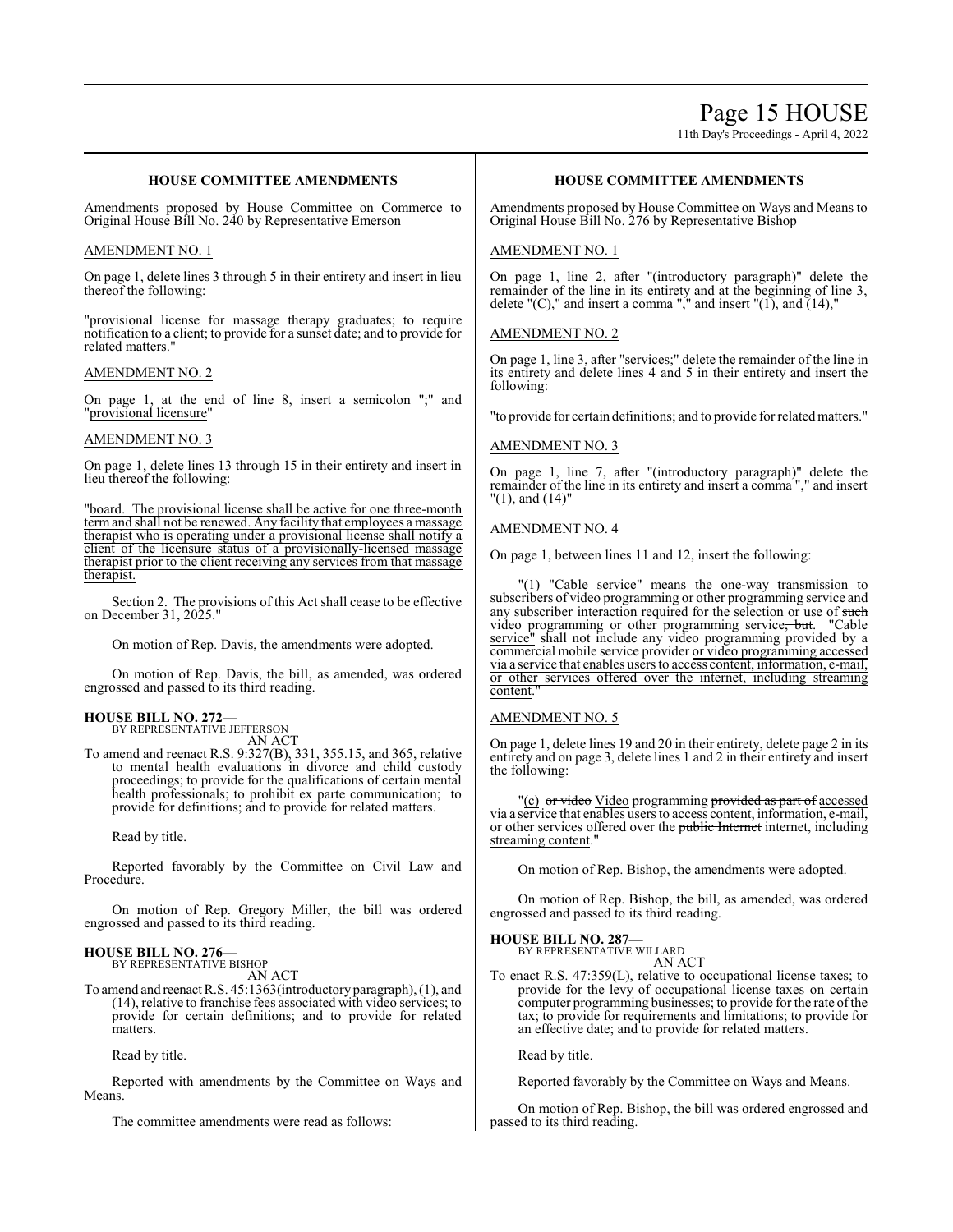### HOUSE COMMITTEE AMENDMENTS

Amendments proposed by House Committee on Commerce to Original House Bill No. 240 by Representative Emerson

AMENDMENT NO. 1

On page 1, delete lines 3 through 5 in their entirety and insert in lieu thereof the following:

"provisional license for massage therapy graduates; to require notification to a client; to provide for a sunset date; and to provide for related matters."

AMENDMENT NO. 2

On page 1, at the end of line 8, insert a semicolon ";" and "provisional licensure"

AMENDMENT NO. 3

On page 1, delete lines 13 through 15 in their entirety and insert in lieu thereof the following:

"board. The provisional license shall be active for one three-month term and shall not be renewed. Any facility that employees a massage therapist who is operating under a provisional license shall notify a client of the licensure status of a provisionally-licensed massage therapist prior to the client receiving any services from that massage therapist.

Section 2. The provisions of this Act shall cease to be effective on December 31, 2025."

On motion of Rep. Davis, the amendments were adopted.

On motion of Rep. Davis, the bill, as amended, was ordered engrossed and passed to its third reading.

**HOUSE BILL NO. 272—**
BY REPRESENTATIVE JEFFERSON
AN ACT
To amend and reenact R.S. 9:327(B), 331, 355.15, and 365, relative to mental health evaluations in divorce and child custody proceedings; to provide for the qualifications of certain mental health professionals; to prohibit ex parte communication; to provide for definitions; and to provide for related matters.

Read by title.

Reported favorably by the Committee on Civil Law and Procedure.

On motion of Rep. Gregory Miller, the bill was ordered engrossed and passed to its third reading.

**HOUSE BILL NO. 276—**
BY REPRESENTATIVE BISHOP
AN ACT
To amend and reenact R.S. 45:1363(introductory paragraph), (1), and (14), relative to franchise fees associated with video services; to provide for certain definitions; and to provide for related matters.

Read by title.

Reported with amendments by the Committee on Ways and Means.

The committee amendments were read as follows:

### HOUSE COMMITTEE AMENDMENTS

Amendments proposed by House Committee on Ways and Means to Original House Bill No. 276 by Representative Bishop

AMENDMENT NO. 1

On page 1, line 2, after "(introductory paragraph)" delete the remainder of the line in its entirety and at the beginning of line 3, delete "(C)," and insert a comma "," and insert "(1), and (14),"

AMENDMENT NO. 2

On page 1, line 3, after "services;" delete the remainder of the line in its entirety and delete lines 4 and 5 in their entirety and insert the following:

"to provide for certain definitions; and to provide for related matters."

AMENDMENT NO. 3

On page 1, line 7, after "(introductory paragraph)" delete the remainder of the line in its entirety and insert a comma "," and insert "(1), and (14)"

AMENDMENT NO. 4

On page 1, between lines 11 and 12, insert the following:

"(1) "Cable service" means the one-way transmission to subscribers of video programming or other programming service and any subscriber interaction required for the selection or use of ~~such~~ video programming or other programming service~~, but~~. "Cable service" shall not include any video programming provided by a commercial mobile service provider or video programming accessed via a service that enables users to access content, information, e-mail, or other services offered over the internet, including streaming content."

AMENDMENT NO. 5

On page 1, delete lines 19 and 20 in their entirety, delete page 2 in its entirety and on page 3, delete lines 1 and 2 in their entirety and insert the following:

"(c) ~~or video~~ Video programming ~~provided as part of~~ accessed via a service that enables users to access content, information, e-mail, or other services offered over the ~~public Internet~~ internet, including streaming content."

On motion of Rep. Bishop, the amendments were adopted.

On motion of Rep. Bishop, the bill, as amended, was ordered engrossed and passed to its third reading.

**HOUSE BILL NO. 287—**
BY REPRESENTATIVE WILLARD
AN ACT
To enact R.S. 47:359(L), relative to occupational license taxes; to provide for the levy of occupational license taxes on certain computer programming businesses; to provide for the rate of the tax; to provide for requirements and limitations; to provide for an effective date; and to provide for related matters.

Read by title.

Reported favorably by the Committee on Ways and Means.

On motion of Rep. Bishop, the bill was ordered engrossed and passed to its third reading.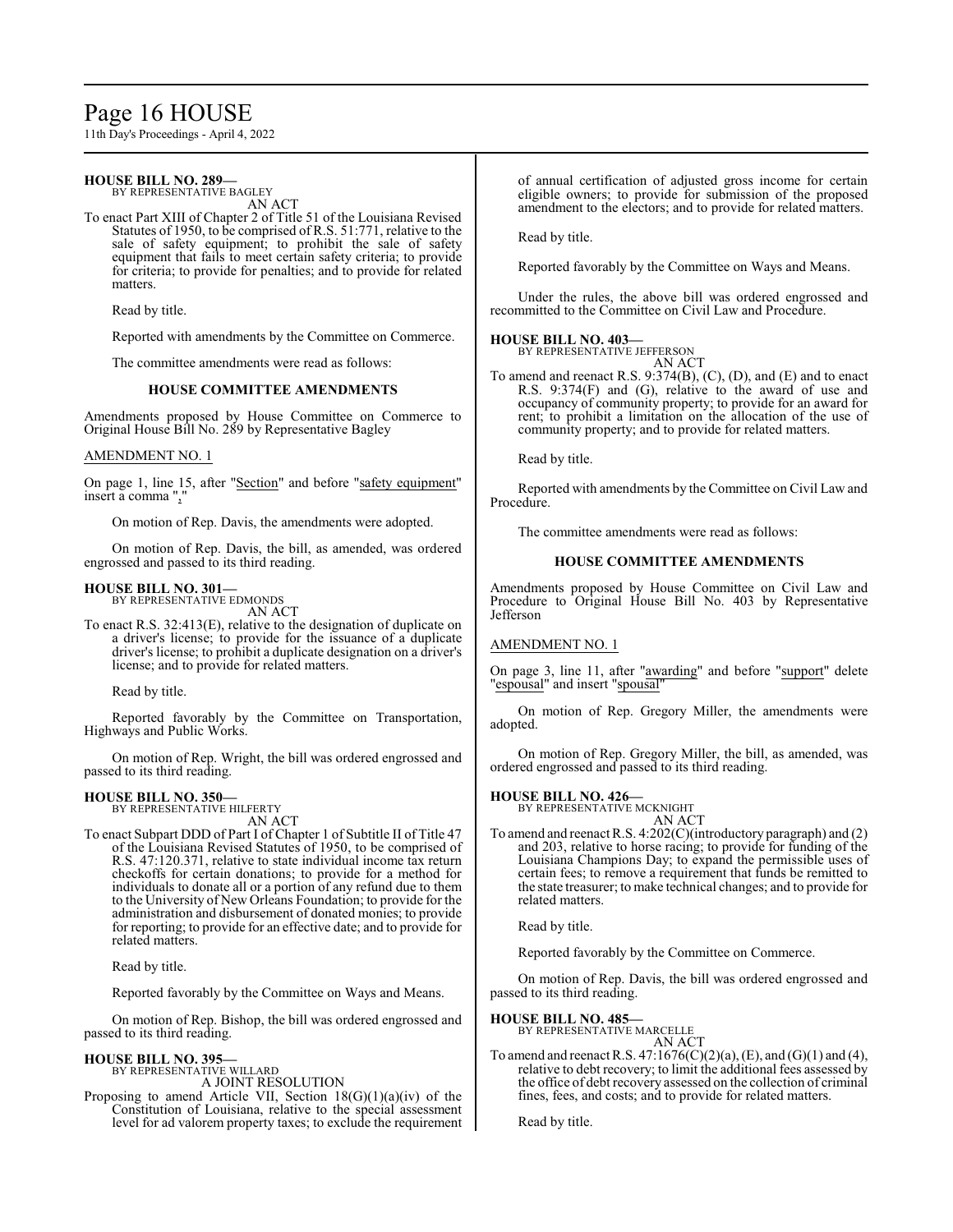**HOUSE BILL NO. 289—**
BY REPRESENTATIVE BAGLEY

AN ACT

To enact Part XIII of Chapter 2 of Title 51 of the Louisiana Revised Statutes of 1950, to be comprised of R.S. 51:771, relative to the sale of safety equipment; to prohibit the sale of safety equipment that fails to meet certain safety criteria; to provide for criteria; to provide for penalties; and to provide for related matters.

Read by title.

Reported with amendments by the Committee on Commerce.

The committee amendments were read as follows:

### HOUSE COMMITTEE AMENDMENTS

Amendments proposed by House Committee on Commerce to Original House Bill No. 289 by Representative Bagley

AMENDMENT NO. 1

On page 1, line 15, after "Section" and before "safety equipment" insert a comma ","

On motion of Rep. Davis, the amendments were adopted.

On motion of Rep. Davis, the bill, as amended, was ordered engrossed and passed to its third reading.

**HOUSE BILL NO. 301—**
BY REPRESENTATIVE EDMONDS

AN ACT

To enact R.S. 32:413(E), relative to the designation of duplicate on a driver's license; to provide for the issuance of a duplicate driver's license; to prohibit a duplicate designation on a driver's license; and to provide for related matters.

Read by title.

Reported favorably by the Committee on Transportation, Highways and Public Works.

On motion of Rep. Wright, the bill was ordered engrossed and passed to its third reading.

**HOUSE BILL NO. 350—**
BY REPRESENTATIVE HILFERTY

AN ACT

To enact Subpart DDD of Part I of Chapter 1 of Subtitle II of Title 47 of the Louisiana Revised Statutes of 1950, to be comprised of R.S. 47:120.371, relative to state individual income tax return checkoffs for certain donations; to provide for a method for individuals to donate all or a portion of any refund due to them to the University of New Orleans Foundation; to provide for the administration and disbursement of donated monies; to provide for reporting; to provide for an effective date; and to provide for related matters.

Read by title.

Reported favorably by the Committee on Ways and Means.

On motion of Rep. Bishop, the bill was ordered engrossed and passed to its third reading.

**HOUSE BILL NO. 395—**
BY REPRESENTATIVE WILLARD

A JOINT RESOLUTION

Proposing to amend Article VII, Section 18(G)(1)(a)(iv) of the Constitution of Louisiana, relative to the special assessment level for ad valorem property taxes; to exclude the requirement of annual certification of adjusted gross income for certain eligible owners; to provide for submission of the proposed amendment to the electors; and to provide for related matters.

Read by title.

Reported favorably by the Committee on Ways and Means.

Under the rules, the above bill was ordered engrossed and recommitted to the Committee on Civil Law and Procedure.

**HOUSE BILL NO. 403—**
BY REPRESENTATIVE JEFFERSON

AN ACT

To amend and reenact R.S. 9:374(B), (C), (D), and (E) and to enact R.S. 9:374(F) and (G), relative to the award of use and occupancy of community property; to provide for an award for rent; to prohibit a limitation on the allocation of the use of community property; and to provide for related matters.

Read by title.

Reported with amendments by the Committee on Civil Law and Procedure.

The committee amendments were read as follows:

### HOUSE COMMITTEE AMENDMENTS

Amendments proposed by House Committee on Civil Law and Procedure to Original House Bill No. 403 by Representative Jefferson

AMENDMENT NO. 1

On page 3, line 11, after "awarding" and before "support" delete "espousal" and insert "spousal"

On motion of Rep. Gregory Miller, the amendments were adopted.

On motion of Rep. Gregory Miller, the bill, as amended, was ordered engrossed and passed to its third reading.

**HOUSE BILL NO. 426—**
BY REPRESENTATIVE MCKNIGHT

AN ACT

To amend and reenact R.S. 4:202(C)(introductory paragraph) and (2) and 203, relative to horse racing; to provide for funding of the Louisiana Champions Day; to expand the permissible uses of certain fees; to remove a requirement that funds be remitted to the state treasurer; to make technical changes; and to provide for related matters.

Read by title.

Reported favorably by the Committee on Commerce.

On motion of Rep. Davis, the bill was ordered engrossed and passed to its third reading.

**HOUSE BILL NO. 485—**
BY REPRESENTATIVE MARCELLE

AN ACT

To amend and reenact R.S. 47:1676(C)(2)(a), (E), and (G)(1) and (4), relative to debt recovery; to limit the additional fees assessed by the office of debt recovery assessed on the collection of criminal fines, fees, and costs; and to provide for related matters.

Read by title.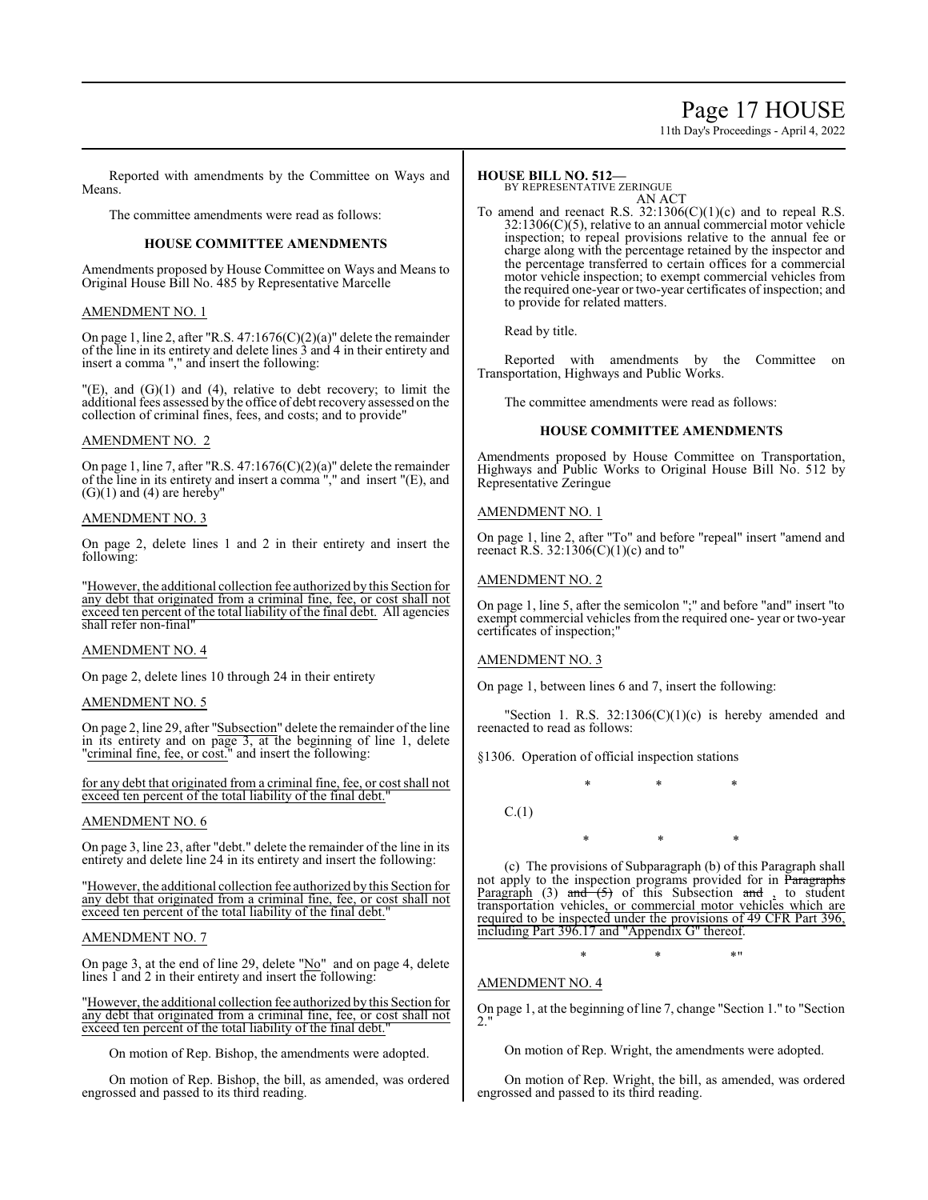Reported with amendments by the Committee on Ways and Means.

The committee amendments were read as follows:

### HOUSE COMMITTEE AMENDMENTS

Amendments proposed by House Committee on Ways and Means to Original House Bill No. 485 by Representative Marcelle

AMENDMENT NO. 1

On page 1, line 2, after "R.S. 47:1676(C)(2)(a)" delete the remainder of the line in its entirety and delete lines 3 and 4 in their entirety and insert a comma "," and insert the following:

"(E), and (G)(1) and (4), relative to debt recovery; to limit the additional fees assessed by the office of debt recovery assessed on the collection of criminal fines, fees, and costs; and to provide"

AMENDMENT NO. 2

On page 1, line 7, after "R.S. 47:1676(C)(2)(a)" delete the remainder of the line in its entirety and insert a comma "," and insert "(E), and (G)(1) and (4) are hereby"

AMENDMENT NO. 3

On page 2, delete lines 1 and 2 in their entirety and insert the following:

"However, the additional collection fee authorized by this Section for any debt that originated from a criminal fine, fee, or cost shall not exceed ten percent of the total liability of the final debt. All agencies shall refer non-final"

AMENDMENT NO. 4

On page 2, delete lines 10 through 24 in their entirety

AMENDMENT NO. 5

On page 2, line 29, after "Subsection" delete the remainder of the line in its entirety and on page 3, at the beginning of line 1, delete "criminal fine, fee, or cost." and insert the following:

for any debt that originated from a criminal fine, fee, or cost shall not exceed ten percent of the total liability of the final debt."

AMENDMENT NO. 6

On page 3, line 23, after "debt." delete the remainder of the line in its entirety and delete line 24 in its entirety and insert the following:

"However, the additional collection fee authorized by this Section for any debt that originated from a criminal fine, fee, or cost shall not exceed ten percent of the total liability of the final debt."

AMENDMENT NO. 7

On page 3, at the end of line 29, delete "No" and on page 4, delete lines 1 and 2 in their entirety and insert the following:

"However, the additional collection fee authorized by this Section for any debt that originated from a criminal fine, fee, or cost shall not exceed ten percent of the total liability of the final debt."

On motion of Rep. Bishop, the amendments were adopted.

On motion of Rep. Bishop, the bill, as amended, was ordered engrossed and passed to its third reading.

**HOUSE BILL NO. 512—**
BY REPRESENTATIVE ZERINGUE
AN ACT

To amend and reenact R.S. 32:1306(C)(1)(c) and to repeal R.S. 32:1306(C)(5), relative to an annual commercial motor vehicle inspection; to repeal provisions relative to the annual fee or charge along with the percentage retained by the inspector and the percentage transferred to certain offices for a commercial motor vehicle inspection; to exempt commercial vehicles from the required one-year or two-year certificates of inspection; and to provide for related matters.

Read by title.

Reported with amendments by the Committee on Transportation, Highways and Public Works.

The committee amendments were read as follows:

### HOUSE COMMITTEE AMENDMENTS

Amendments proposed by House Committee on Transportation, Highways and Public Works to Original House Bill No. 512 by Representative Zeringue

AMENDMENT NO. 1

On page 1, line 2, after "To" and before "repeal" insert "amend and reenact R.S. 32:1306(C)(1)(c) and to"

AMENDMENT NO. 2

On page 1, line 5, after the semicolon ";" and before "and" insert "to exempt commercial vehicles from the required one- year or two-year certificates of inspection;"

AMENDMENT NO. 3

On page 1, between lines 6 and 7, insert the following:

"Section 1. R.S. 32:1306(C)(1)(c) is hereby amended and reenacted to read as follows:

§1306. Operation of official inspection stations

\* \* \*

C.(1)

\* \* \*

(c) The provisions of Subparagraph (b) of this Paragraph shall not apply to the inspection programs provided for in ~~Paragraphs~~ Paragraph (3) ~~and (5)~~ of this Subsection ~~and~~ , to student transportation vehicles, or commercial motor vehicles which are required to be inspected under the provisions of 49 CFR Part 396, including Part 396.17 and "Appendix G" thereof.

\* \* \*"

AMENDMENT NO. 4

On page 1, at the beginning of line 7, change "Section 1." to "Section 2."

On motion of Rep. Wright, the amendments were adopted.

On motion of Rep. Wright, the bill, as amended, was ordered engrossed and passed to its third reading.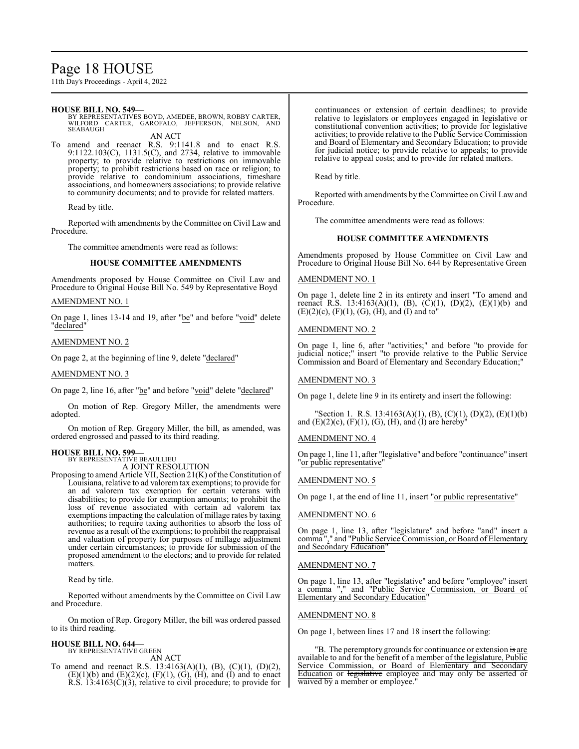**HOUSE BILL NO. 549—**
BY REPRESENTATIVES BOYD, AMEDEE, BROWN, ROBBY CARTER, WILFORD CARTER, GAROFALO, JEFFERSON, NELSON, AND SEABAUGH

AN ACT

To amend and reenact R.S. 9:1141.8 and to enact R.S. 9:1122.103(C), 1131.5(C), and 2734, relative to immovable property; to provide relative to restrictions on immovable property; to prohibit restrictions based on race or religion; to provide relative to condominium associations, timeshare associations, and homeowners associations; to provide relative to community documents; and to provide for related matters.

Read by title.

Reported with amendments by the Committee on Civil Law and Procedure.

The committee amendments were read as follows:

### HOUSE COMMITTEE AMENDMENTS

Amendments proposed by House Committee on Civil Law and Procedure to Original House Bill No. 549 by Representative Boyd

AMENDMENT NO. 1

On page 1, lines 13-14 and 19, after "be" and before "void" delete "declared"

AMENDMENT NO. 2

On page 2, at the beginning of line 9, delete "declared"

AMENDMENT NO. 3

On page 2, line 16, after "be" and before "void" delete "declared"

On motion of Rep. Gregory Miller, the amendments were adopted.

On motion of Rep. Gregory Miller, the bill, as amended, was ordered engrossed and passed to its third reading.

**HOUSE BILL NO. 599—**
BY REPRESENTATIVE BEAULLIEU

A JOINT RESOLUTION

Proposing to amend Article VII, Section 21(K) of the Constitution of Louisiana, relative to ad valorem tax exemptions; to provide for an ad valorem tax exemption for certain veterans with disabilities; to provide for exemption amounts; to prohibit the loss of revenue associated with certain ad valorem tax exemptions impacting the calculation of millage rates by taxing authorities; to require taxing authorities to absorb the loss of revenue as a result of the exemptions; to prohibit the reappraisal and valuation of property for purposes of millage adjustment under certain circumstances; to provide for submission of the proposed amendment to the electors; and to provide for related matters.

Read by title.

Reported without amendments by the Committee on Civil Law and Procedure.

On motion of Rep. Gregory Miller, the bill was ordered passed to its third reading.

**HOUSE BILL NO. 644—**
BY REPRESENTATIVE GREEN

AN ACT

To amend and reenact R.S. 13:4163(A)(1), (B), (C)(1), (D)(2), (E)(1)(b) and (E)(2)(c), (F)(1), (G), (H), and (I) and to enact R.S. 13:4163(C)(3), relative to civil procedure; to provide for continuances or extension of certain deadlines; to provide relative to legislators or employees engaged in legislative or constitutional convention activities; to provide for legislative activities; to provide relative to the Public Service Commission and Board of Elementary and Secondary Education; to provide for judicial notice; to provide relative to appeals; to provide relative to appeal costs; and to provide for related matters.

Read by title.

Reported with amendments by the Committee on Civil Law and Procedure.

The committee amendments were read as follows:

### HOUSE COMMITTEE AMENDMENTS

Amendments proposed by House Committee on Civil Law and Procedure to Original House Bill No. 644 by Representative Green

AMENDMENT NO. 1

On page 1, delete line 2 in its entirety and insert "To amend and reenact R.S. 13:4163(A)(1), (B), (C)(1), (D)(2), (E)(1)(b) and (E)(2)(c), (F)(1), (G), (H), and (I) and to"

AMENDMENT NO. 2

On page 1, line 6, after "activities;" and before "to provide for judicial notice;" insert "to provide relative to the Public Service Commission and Board of Elementary and Secondary Education;"

AMENDMENT NO. 3

On page 1, delete line 9 in its entirety and insert the following:

"Section 1. R.S. 13:4163(A)(1), (B), (C)(1), (D)(2), (E)(1)(b) and (E)(2)(c), (F)(1), (G), (H), and (I) are hereby"

AMENDMENT NO. 4

On page 1, line 11, after "legislative" and before "continuance" insert "or public representative"

AMENDMENT NO. 5

On page 1, at the end of line 11, insert "or public representative"

AMENDMENT NO. 6

On page 1, line 13, after "legislature" and before "and" insert a comma "," and "Public Service Commission, or Board of Elementary and Secondary Education"

AMENDMENT NO. 7

On page 1, line 13, after "legislative" and before "employee" insert a comma "," and "Public Service Commission, or Board of Elementary and Secondary Education"

AMENDMENT NO. 8

On page 1, between lines 17 and 18 insert the following:

"B. The peremptory grounds for continuance or extension ~~is~~ are available to and for the benefit of a member of the legislature, Public Service Commission, or Board of Elementary and Secondary Education or ~~legislative~~ employee and may only be asserted or waived by a member or employee."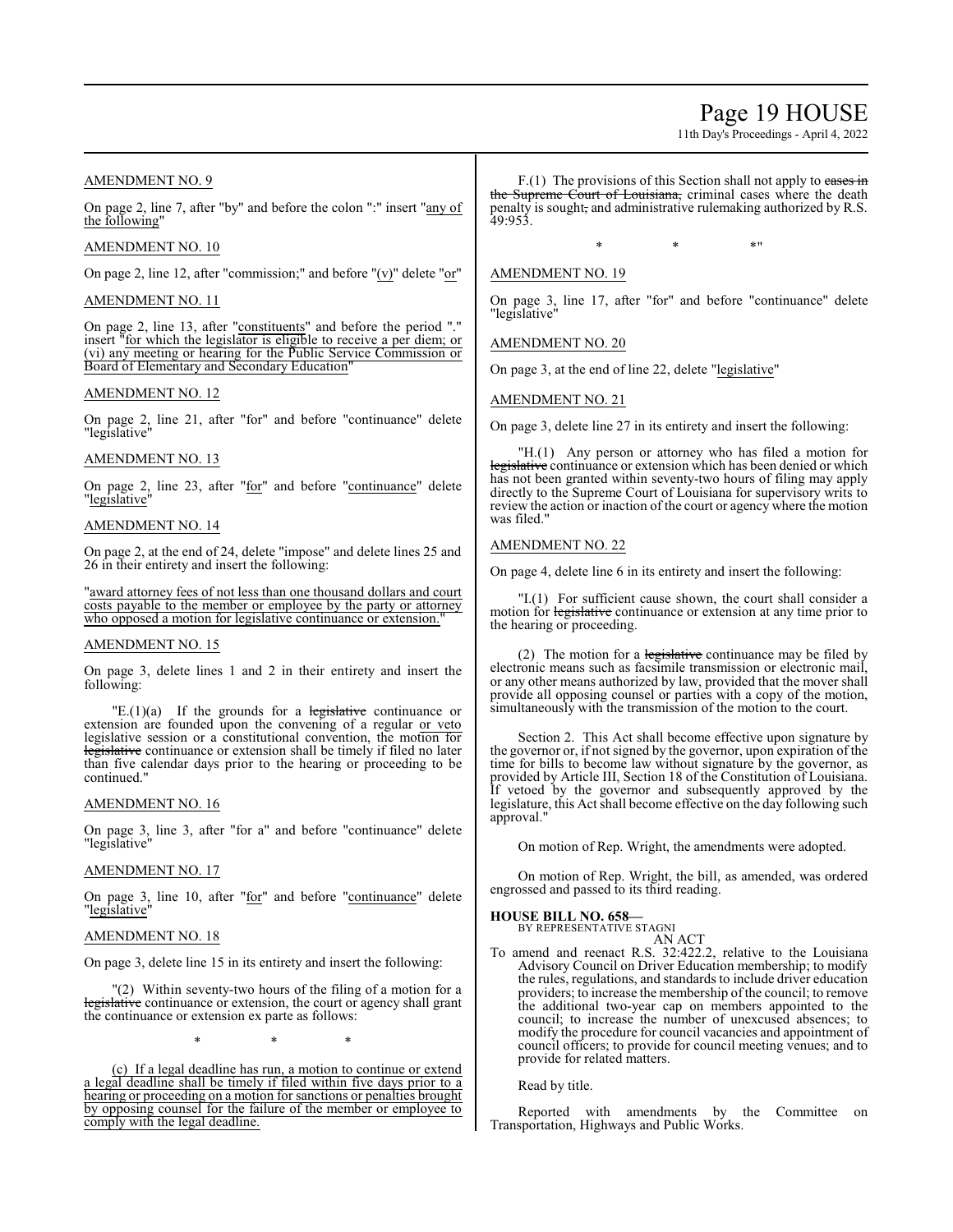AMENDMENT NO. 9

On page 2, line 7, after "by" and before the colon ":" insert "any of the following"

AMENDMENT NO. 10

On page 2, line 12, after "commission;" and before "(v)" delete "or"

AMENDMENT NO. 11

On page 2, line 13, after "constituents" and before the period "." insert "for which the legislator is eligible to receive a per diem; or (vi) any meeting or hearing for the Public Service Commission or Board of Elementary and Secondary Education"

AMENDMENT NO. 12

On page 2, line 21, after "for" and before "continuance" delete "legislative"

AMENDMENT NO. 13

On page 2, line 23, after "for" and before "continuance" delete "legislative"

AMENDMENT NO. 14

On page 2, at the end of 24, delete "impose" and delete lines 25 and 26 in their entirety and insert the following:

"award attorney fees of not less than one thousand dollars and court costs payable to the member or employee by the party or attorney who opposed a motion for legislative continuance or extension."

AMENDMENT NO. 15

On page 3, delete lines 1 and 2 in their entirety and insert the following:

"E.(1)(a) If the grounds for a ~~legislative~~ continuance or extension are founded upon the convening of a regular or veto legislative session or a constitutional convention, the motion for ~~legislative~~ continuance or extension shall be timely if filed no later than five calendar days prior to the hearing or proceeding to be continued."

AMENDMENT NO. 16

On page 3, line 3, after "for a" and before "continuance" delete "legislative"

AMENDMENT NO. 17

On page 3, line 10, after "for" and before "continuance" delete "legislative"

AMENDMENT NO. 18

On page 3, delete line 15 in its entirety and insert the following:

"(2) Within seventy-two hours of the filing of a motion for a ~~legislative~~ continuance or extension, the court or agency shall grant the continuance or extension ex parte as follows:

\* \* \*

(c) If a legal deadline has run, a motion to continue or extend a legal deadline shall be timely if filed within five days prior to a hearing or proceeding on a motion for sanctions or penalties brought by opposing counsel for the failure of the member or employee to comply with the legal deadline.

F.(1) The provisions of this Section shall not apply to ~~cases in the Supreme Court of Louisiana,~~ criminal cases where the death penalty is sought~~,~~ and administrative rulemaking authorized by R.S. 49:953.

\* \* \*"

AMENDMENT NO. 19

On page 3, line 17, after "for" and before "continuance" delete "legislative"

AMENDMENT NO. 20

On page 3, at the end of line 22, delete "legislative"

AMENDMENT NO. 21

On page 3, delete line 27 in its entirety and insert the following:

"H.(1) Any person or attorney who has filed a motion for ~~legislative~~ continuance or extension which has been denied or which has not been granted within seventy-two hours of filing may apply directly to the Supreme Court of Louisiana for supervisory writs to review the action or inaction of the court or agency where the motion was filed."

AMENDMENT NO. 22

On page 4, delete line 6 in its entirety and insert the following:

"I.(1) For sufficient cause shown, the court shall consider a motion for ~~legislative~~ continuance or extension at any time prior to the hearing or proceeding.

(2) The motion for a ~~legislative~~ continuance may be filed by electronic means such as facsimile transmission or electronic mail, or any other means authorized by law, provided that the mover shall provide all opposing counsel or parties with a copy of the motion, simultaneously with the transmission of the motion to the court.

Section 2. This Act shall become effective upon signature by the governor or, if not signed by the governor, upon expiration of the time for bills to become law without signature by the governor, as provided by Article III, Section 18 of the Constitution of Louisiana. If vetoed by the governor and subsequently approved by the legislature, this Act shall become effective on the day following such approval."

On motion of Rep. Wright, the amendments were adopted.

On motion of Rep. Wright, the bill, as amended, was ordered engrossed and passed to its third reading.

**HOUSE BILL NO. 658—**
BY REPRESENTATIVE STAGNI
AN ACT

To amend and reenact R.S. 32:422.2, relative to the Louisiana Advisory Council on Driver Education membership; to modify the rules, regulations, and standards to include driver education providers; to increase the membership of the council; to remove the additional two-year cap on members appointed to the council; to increase the number of unexcused absences; to modify the procedure for council vacancies and appointment of council officers; to provide for council meeting venues; and to provide for related matters.

Read by title.

Reported with amendments by the Committee on Transportation, Highways and Public Works.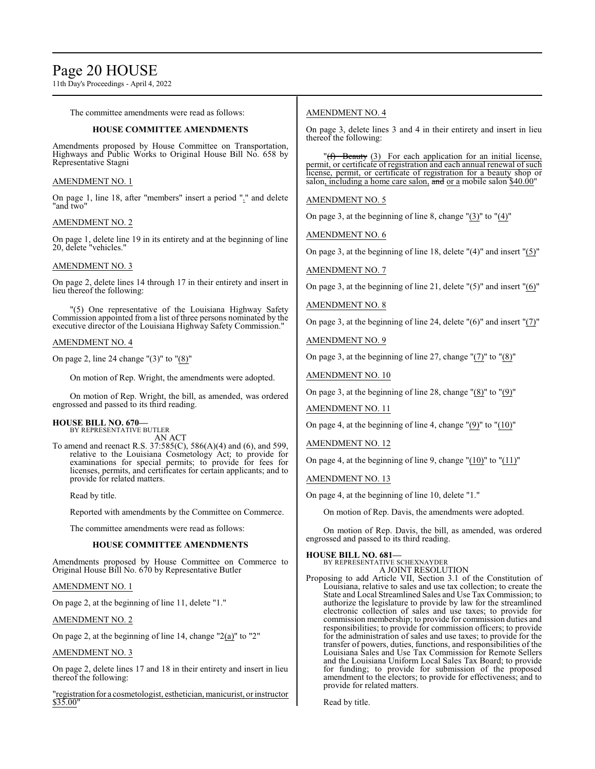The committee amendments were read as follows:

### HOUSE COMMITTEE AMENDMENTS

Amendments proposed by House Committee on Transportation, Highways and Public Works to Original House Bill No. 658 by Representative Stagni

AMENDMENT NO. 1

On page 1, line 18, after "members" insert a period "." and delete "and two"

AMENDMENT NO. 2

On page 1, delete line 19 in its entirety and at the beginning of line 20, delete "vehicles."

AMENDMENT NO. 3

On page 2, delete lines 14 through 17 in their entirety and insert in lieu thereof the following:

"(5) One representative of the Louisiana Highway Safety Commission appointed from a list of three persons nominated by the executive director of the Louisiana Highway Safety Commission."

AMENDMENT NO. 4

On page 2, line 24 change "(3)" to "(8)"

On motion of Rep. Wright, the amendments were adopted.

On motion of Rep. Wright, the bill, as amended, was ordered engrossed and passed to its third reading.

**HOUSE BILL NO. 670—**
BY REPRESENTATIVE BUTLER
AN ACT

To amend and reenact R.S. 37:585(C), 586(A)(4) and (6), and 599, relative to the Louisiana Cosmetology Act; to provide for examinations for special permits; to provide for fees for licenses, permits, and certificates for certain applicants; and to provide for related matters.

Read by title.

Reported with amendments by the Committee on Commerce.

The committee amendments were read as follows:

### HOUSE COMMITTEE AMENDMENTS

Amendments proposed by House Committee on Commerce to Original House Bill No. 670 by Representative Butler

AMENDMENT NO. 1

On page 2, at the beginning of line 11, delete "1."

AMENDMENT NO. 2

On page 2, at the beginning of line 14, change "2(a)" to "2"

AMENDMENT NO. 3

On page 2, delete lines 17 and 18 in their entirety and insert in lieu thereof the following:

"registration for a cosmetologist, esthetician, manicurist, or instructor $35.00"

AMENDMENT NO. 4

On page 3, delete lines 3 and 4 in their entirety and insert in lieu thereof the following:

"~~(f) Beauty~~ (3) For each application for an initial license, permit, or certificate of registration and each annual renewal of such license, permit, or certificate of registration for a beauty shop or salon, including a home care salon, ~~and~~ or a mobile salon $40.00"

AMENDMENT NO. 5

On page 3, at the beginning of line 8, change "(3)" to "(4)"

AMENDMENT NO. 6

On page 3, at the beginning of line 18, delete "(4)" and insert "(5)"

AMENDMENT NO. 7

On page 3, at the beginning of line 21, delete "(5)" and insert "(6)"

AMENDMENT NO. 8

On page 3, at the beginning of line 24, delete "(6)" and insert "(7)"

AMENDMENT NO. 9

On page 3, at the beginning of line 27, change "(7)" to "(8)"

AMENDMENT NO. 10

On page 3, at the beginning of line 28, change "(8)" to "(9)"

AMENDMENT NO. 11

On page 4, at the beginning of line 4, change "(9)" to "(10)"

AMENDMENT NO. 12

On page 4, at the beginning of line 9, change "(10)" to "(11)"

AMENDMENT NO. 13

On page 4, at the beginning of line 10, delete "1."

On motion of Rep. Davis, the amendments were adopted.

On motion of Rep. Davis, the bill, as amended, was ordered engrossed and passed to its third reading.

**HOUSE BILL NO. 681—**
BY REPRESENTATIVE SCHEXNAYDER
A JOINT RESOLUTION

Proposing to add Article VII, Section 3.1 of the Constitution of Louisiana, relative to sales and use tax collection; to create the State and Local Streamlined Sales and Use Tax Commission; to authorize the legislature to provide by law for the streamlined electronic collection of sales and use taxes; to provide for commission membership; to provide for commission duties and responsibilities; to provide for commission officers; to provide for the administration of sales and use taxes; to provide for the transfer of powers, duties, functions, and responsibilities of the Louisiana Sales and Use Tax Commission for Remote Sellers and the Louisiana Uniform Local Sales Tax Board; to provide for funding; to provide for submission of the proposed amendment to the electors; to provide for effectiveness; and to provide for related matters.

Read by title.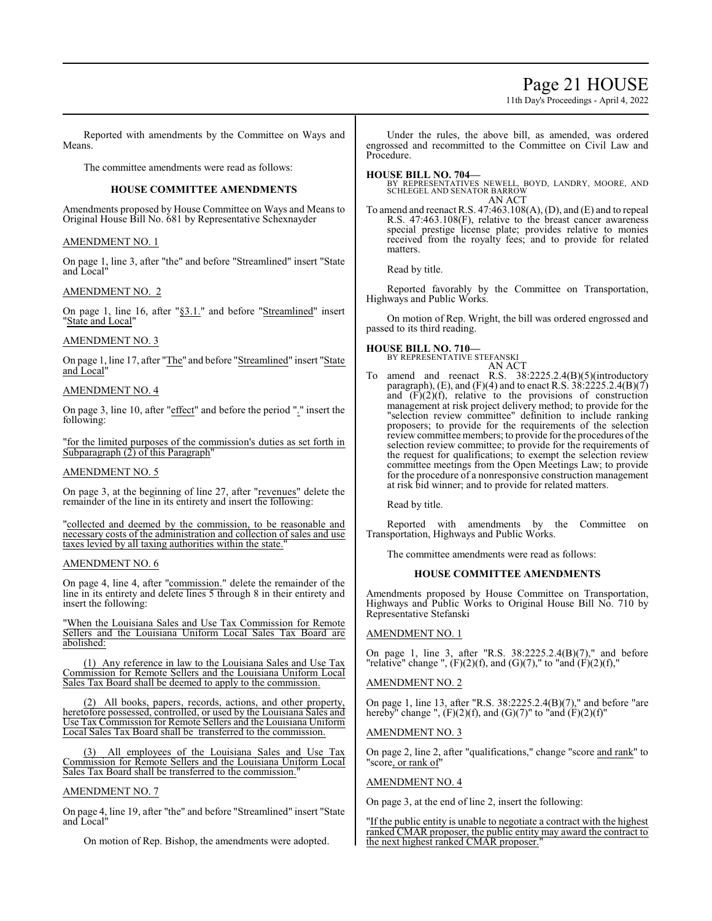Reported with amendments by the Committee on Ways and Means.

The committee amendments were read as follows:

**HOUSE COMMITTEE AMENDMENTS**

Amendments proposed by House Committee on Ways and Means to Original House Bill No. 681 by Representative Schexnayder

AMENDMENT NO. 1

On page 1, line 3, after "the" and before "Streamlined" insert "State and Local"

AMENDMENT NO. 2

On page 1, line 16, after "§3.1." and before "Streamlined" insert "State and Local"

AMENDMENT NO. 3

On page 1, line 17, after "The" and before "Streamlined" insert "State and Local"

AMENDMENT NO. 4

On page 3, line 10, after "effect" and before the period "." insert the following:

"for the limited purposes of the commission's duties as set forth in Subparagraph (2) of this Paragraph"

AMENDMENT NO. 5

On page 3, at the beginning of line 27, after "revenues" delete the remainder of the line in its entirety and insert the following:

"collected and deemed by the commission, to be reasonable and necessary costs of the administration and collection of sales and use taxes levied by all taxing authorities within the state."

AMENDMENT NO. 6

On page 4, line 4, after "commission." delete the remainder of the line in its entirety and delete lines 5 through 8 in their entirety and insert the following:

"When the Louisiana Sales and Use Tax Commission for Remote Sellers and the Louisiana Uniform Local Sales Tax Board are abolished:

(1) Any reference in law to the Louisiana Sales and Use Tax Commission for Remote Sellers and the Louisiana Uniform Local Sales Tax Board shall be deemed to apply to the commission.

(2) All books, papers, records, actions, and other property, heretofore possessed, controlled, or used by the Louisiana Sales and Use Tax Commission for Remote Sellers and the Louisiana Uniform Local Sales Tax Board shall be transferred to the commission.

(3) All employees of the Louisiana Sales and Use Tax Commission for Remote Sellers and the Louisiana Uniform Local Sales Tax Board shall be transferred to the commission."

AMENDMENT NO. 7

On page 4, line 19, after "the" and before "Streamlined" insert "State and Local"

On motion of Rep. Bishop, the amendments were adopted.

Under the rules, the above bill, as amended, was ordered engrossed and recommitted to the Committee on Civil Law and Procedure.

**HOUSE BILL NO. 704—**
BY REPRESENTATIVES NEWELL, BOYD, LANDRY, MOORE, AND SCHLEGEL AND SENATOR BARROW

AN ACT

To amend and reenact R.S. 47:463.108(A), (D), and (E) and to repeal R.S. 47:463.108(F), relative to the breast cancer awareness special prestige license plate; provides relative to monies received from the royalty fees; and to provide for related matters.

Read by title.

Reported favorably by the Committee on Transportation, Highways and Public Works.

On motion of Rep. Wright, the bill was ordered engrossed and passed to its third reading.

**HOUSE BILL NO. 710—**
BY REPRESENTATIVE STEFANSKI

AN ACT

To amend and reenact R.S. 38:2225.2.4(B)(5)(introductory paragraph), (E), and (F)(4) and to enact R.S. 38:2225.2.4(B)(7) and (F)(2)(f), relative to the provisions of construction management at risk project delivery method; to provide for the "selection review committee" definition to include ranking proposers; to provide for the requirements of the selection review committee members; to provide for the procedures of the selection review committee; to provide for the requirements of the request for qualifications; to exempt the selection review committee meetings from the Open Meetings Law; to provide for the procedure of a nonresponsive construction management at risk bid winner; and to provide for related matters.

Read by title.

Reported with amendments by the Committee on Transportation, Highways and Public Works.

The committee amendments were read as follows:

**HOUSE COMMITTEE AMENDMENTS**

Amendments proposed by House Committee on Transportation, Highways and Public Works to Original House Bill No. 710 by Representative Stefanski

AMENDMENT NO. 1

On page 1, line 3, after "R.S. 38:2225.2.4(B)(7)," and before "relative" change ", (F)(2)(f), and (G)(7)," to "and (F)(2)(f),"

AMENDMENT NO. 2

On page 1, line 13, after "R.S. 38:2225.2.4(B)(7)," and before "are hereby" change ", (F)(2)(f), and (G)(7)" to "and (F)(2)(f)"

AMENDMENT NO. 3

On page 2, line 2, after "qualifications," change "score and rank" to "score, or rank of"

AMENDMENT NO. 4

On page 3, at the end of line 2, insert the following:

"If the public entity is unable to negotiate a contract with the highest ranked CMAR proposer, the public entity may award the contract to the next highest ranked CMAR proposer."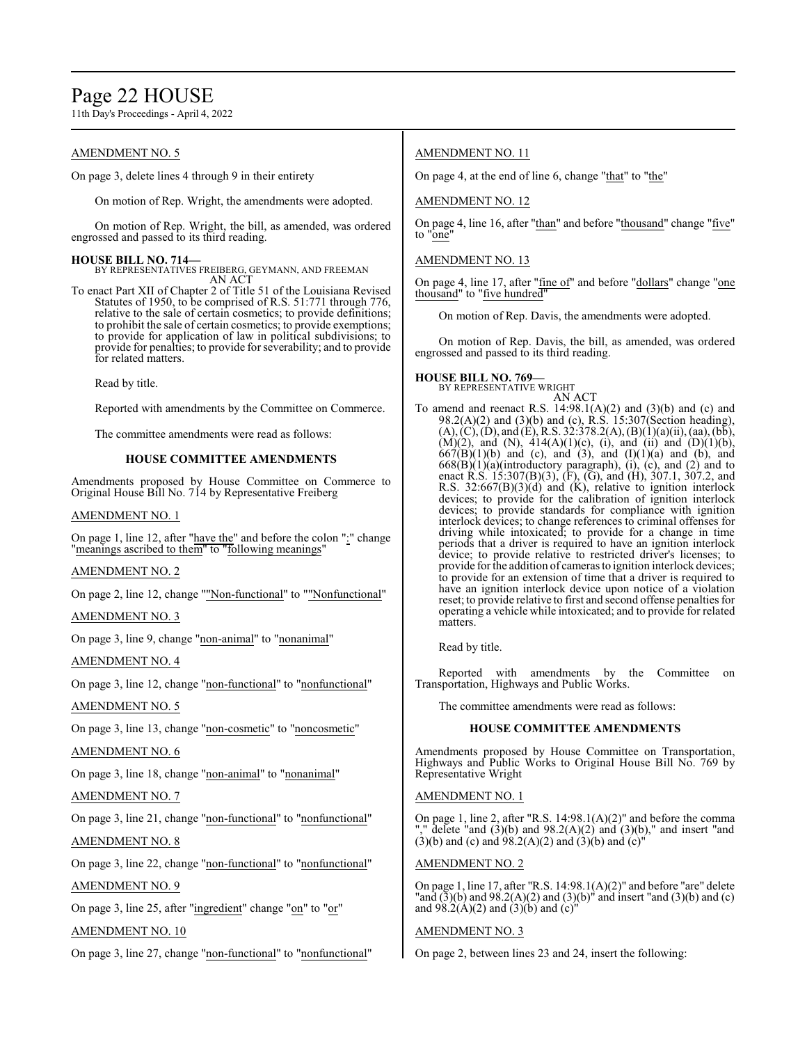AMENDMENT NO. 5

On page 3, delete lines 4 through 9 in their entirety

On motion of Rep. Wright, the amendments were adopted.

On motion of Rep. Wright, the bill, as amended, was ordered engrossed and passed to its third reading.

**HOUSE BILL NO. 714—**
BY REPRESENTATIVES FREIBERG, GEYMANN, AND FREEMAN
AN ACT

To enact Part XII of Chapter 2 of Title 51 of the Louisiana Revised Statutes of 1950, to be comprised of R.S. 51:771 through 776, relative to the sale of certain cosmetics; to provide definitions; to prohibit the sale of certain cosmetics; to provide exemptions; to provide for application of law in political subdivisions; to provide for penalties; to provide for severability; and to provide for related matters.

Read by title.

Reported with amendments by the Committee on Commerce.

The committee amendments were read as follows:

**HOUSE COMMITTEE AMENDMENTS**

Amendments proposed by House Committee on Commerce to Original House Bill No. 714 by Representative Freiberg

AMENDMENT NO. 1

On page 1, line 12, after "have the" and before the colon ":" change "meanings ascribed to them" to "following meanings"

AMENDMENT NO. 2

On page 2, line 12, change ""Non-functional" to ""Nonfunctional"

AMENDMENT NO. 3

On page 3, line 9, change "non-animal" to "nonanimal"

AMENDMENT NO. 4

On page 3, line 12, change "non-functional" to "nonfunctional"

AMENDMENT NO. 5

On page 3, line 13, change "non-cosmetic" to "noncosmetic"

AMENDMENT NO. 6

On page 3, line 18, change "non-animal" to "nonanimal"

AMENDMENT NO. 7

On page 3, line 21, change "non-functional" to "nonfunctional"

AMENDMENT NO. 8

On page 3, line 22, change "non-functional" to "nonfunctional"

AMENDMENT NO. 9

On page 3, line 25, after "ingredient" change "on" to "or"

AMENDMENT NO. 10

On page 3, line 27, change "non-functional" to "nonfunctional"

AMENDMENT NO. 11

On page 4, at the end of line 6, change "that" to "the"

AMENDMENT NO. 12

On page 4, line 16, after "than" and before "thousand" change "five" to "one"

AMENDMENT NO. 13

On page 4, line 17, after "fine of" and before "dollars" change "one thousand" to "five hundred"

On motion of Rep. Davis, the amendments were adopted.

On motion of Rep. Davis, the bill, as amended, was ordered engrossed and passed to its third reading.

**HOUSE BILL NO. 769—**
BY REPRESENTATIVE WRIGHT
AN ACT

To amend and reenact R.S. 14:98.1(A)(2) and (3)(b) and (c) and 98.2(A)(2) and (3)(b) and (c), R.S. 15:307(Section heading), (A), (C), (D), and (E), R.S. 32:378.2(A), (B)(1)(a)(ii), (aa), (bb), (M)(2), and (N), 414(A)(1)(c), (i), and (ii) and (D)(1)(b), 667(B)(1)(b) and (c), and (3), and (I)(1)(a) and (b), and 668(B)(1)(a)(introductory paragraph), (i), (c), and (2) and to enact R.S. 15:307(B)(3), (F), (G), and (H), 307.1, 307.2, and R.S. 32:667(B)(3)(d) and (K), relative to ignition interlock devices; to provide for the calibration of ignition interlock devices; to provide standards for compliance with ignition interlock devices; to change references to criminal offenses for driving while intoxicated; to provide for a change in time periods that a driver is required to have an ignition interlock device; to provide relative to restricted driver's licenses; to provide for the addition of cameras to ignition interlock devices; to provide for an extension of time that a driver is required to have an ignition interlock device upon notice of a violation reset; to provide relative to first and second offense penalties for operating a vehicle while intoxicated; and to provide for related matters.

Read by title.

Reported with amendments by the Committee on Transportation, Highways and Public Works.

The committee amendments were read as follows:

**HOUSE COMMITTEE AMENDMENTS**

Amendments proposed by House Committee on Transportation, Highways and Public Works to Original House Bill No. 769 by Representative Wright

AMENDMENT NO. 1

On page 1, line 2, after "R.S. 14:98.1(A)(2)" and before the comma "," delete "and (3)(b) and 98.2(A)(2) and (3)(b)," and insert "and (3)(b) and (c) and 98.2(A)(2) and (3)(b) and (c)"

AMENDMENT NO. 2

On page 1, line 17, after "R.S. 14:98.1(A)(2)" and before "are" delete "and (3)(b) and 98.2(A)(2) and (3)(b)" and insert "and (3)(b) and (c) and 98.2(A)(2) and (3)(b) and (c)"

AMENDMENT NO. 3

On page 2, between lines 23 and 24, insert the following: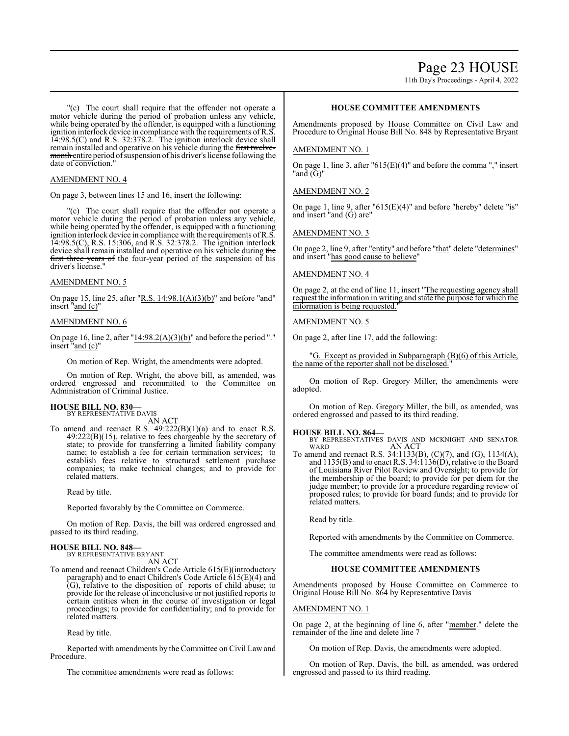"(c) The court shall require that the offender not operate a motor vehicle during the period of probation unless any vehicle, while being operated by the offender, is equipped with a functioning ignition interlock device in compliance with the requirements of R.S. 14:98.5(C) and R.S. 32:378.2. The ignition interlock device shall remain installed and operative on his vehicle during the ~~first twelve-month~~ entire period of suspension of his driver's license following the date of conviction."

AMENDMENT NO. 4

On page 3, between lines 15 and 16, insert the following:

"(c) The court shall require that the offender not operate a motor vehicle during the period of probation unless any vehicle, while being operated by the offender, is equipped with a functioning ignition interlock device in compliance with the requirements of R.S. 14:98.5(C), R.S. 15:306, and R.S. 32:378.2. The ignition interlock device shall remain installed and operative on his vehicle during ~~the first three years of~~ the four-year period of the suspension of his driver's license."

AMENDMENT NO. 5

On page 15, line 25, after "R.S. 14:98.1(A)(3)(b)" and before "and" insert "and (c)"

AMENDMENT NO. 6

On page 16, line 2, after "14:98.2(A)(3)(b)" and before the period "." insert "and (c)"

On motion of Rep. Wright, the amendments were adopted.

On motion of Rep. Wright, the above bill, as amended, was ordered engrossed and recommitted to the Committee on Administration of Criminal Justice.

**HOUSE BILL NO. 830—**
BY REPRESENTATIVE DAVIS
AN ACT

To amend and reenact R.S. 49:222(B)(1)(a) and to enact R.S. 49:222(B)(15), relative to fees chargeable by the secretary of state; to provide for transferring a limited liability company name; to establish a fee for certain termination services; to establish fees relative to structured settlement purchase companies; to make technical changes; and to provide for related matters.

Read by title.

Reported favorably by the Committee on Commerce.

On motion of Rep. Davis, the bill was ordered engrossed and passed to its third reading.

**HOUSE BILL NO. 848—**
BY REPRESENTATIVE BRYANT
AN ACT

To amend and reenact Children's Code Article 615(E)(introductory paragraph) and to enact Children's Code Article 615(E)(4) and (G), relative to the disposition of reports of child abuse; to provide for the release of inconclusive or not justified reports to certain entities when in the course of investigation or legal proceedings; to provide for confidentiality; and to provide for related matters.

Read by title.

Reported with amendments by the Committee on Civil Law and Procedure.

The committee amendments were read as follows:

### HOUSE COMMITTEE AMENDMENTS

Amendments proposed by House Committee on Civil Law and Procedure to Original House Bill No. 848 by Representative Bryant

AMENDMENT NO. 1

On page 1, line 3, after "615(E)(4)" and before the comma "," insert "and (G)"

AMENDMENT NO. 2

On page 1, line 9, after "615(E)(4)" and before "hereby" delete "is" and insert "and (G) are"

AMENDMENT NO. 3

On page 2, line 9, after "entity" and before "that" delete "determines" and insert "has good cause to believe"

AMENDMENT NO. 4

On page 2, at the end of line 11, insert "The requesting agency shall request the information in writing and state the purpose for which the information is being requested."

AMENDMENT NO. 5

On page 2, after line 17, add the following:

"G. Except as provided in Subparagraph (B)(6) of this Article, the name of the reporter shall not be disclosed."

On motion of Rep. Gregory Miller, the amendments were adopted.

On motion of Rep. Gregory Miller, the bill, as amended, was ordered engrossed and passed to its third reading.

**HOUSE BILL NO. 864—**
BY REPRESENTATIVES DAVIS AND MCKNIGHT AND SENATOR WARD
AN ACT

To amend and reenact R.S. 34:1133(B), (C)(7), and (G), 1134(A), and 1135(B) and to enact R.S. 34:1136(D), relative to the Board of Louisiana River Pilot Review and Oversight; to provide for the membership of the board; to provide for per diem for the judge member; to provide for a procedure regarding review of proposed rules; to provide for board funds; and to provide for related matters.

Read by title.

Reported with amendments by the Committee on Commerce.

The committee amendments were read as follows:

### HOUSE COMMITTEE AMENDMENTS

Amendments proposed by House Committee on Commerce to Original House Bill No. 864 by Representative Davis

AMENDMENT NO. 1

On page 2, at the beginning of line 6, after "member." delete the remainder of the line and delete line 7

On motion of Rep. Davis, the amendments were adopted.

On motion of Rep. Davis, the bill, as amended, was ordered engrossed and passed to its third reading.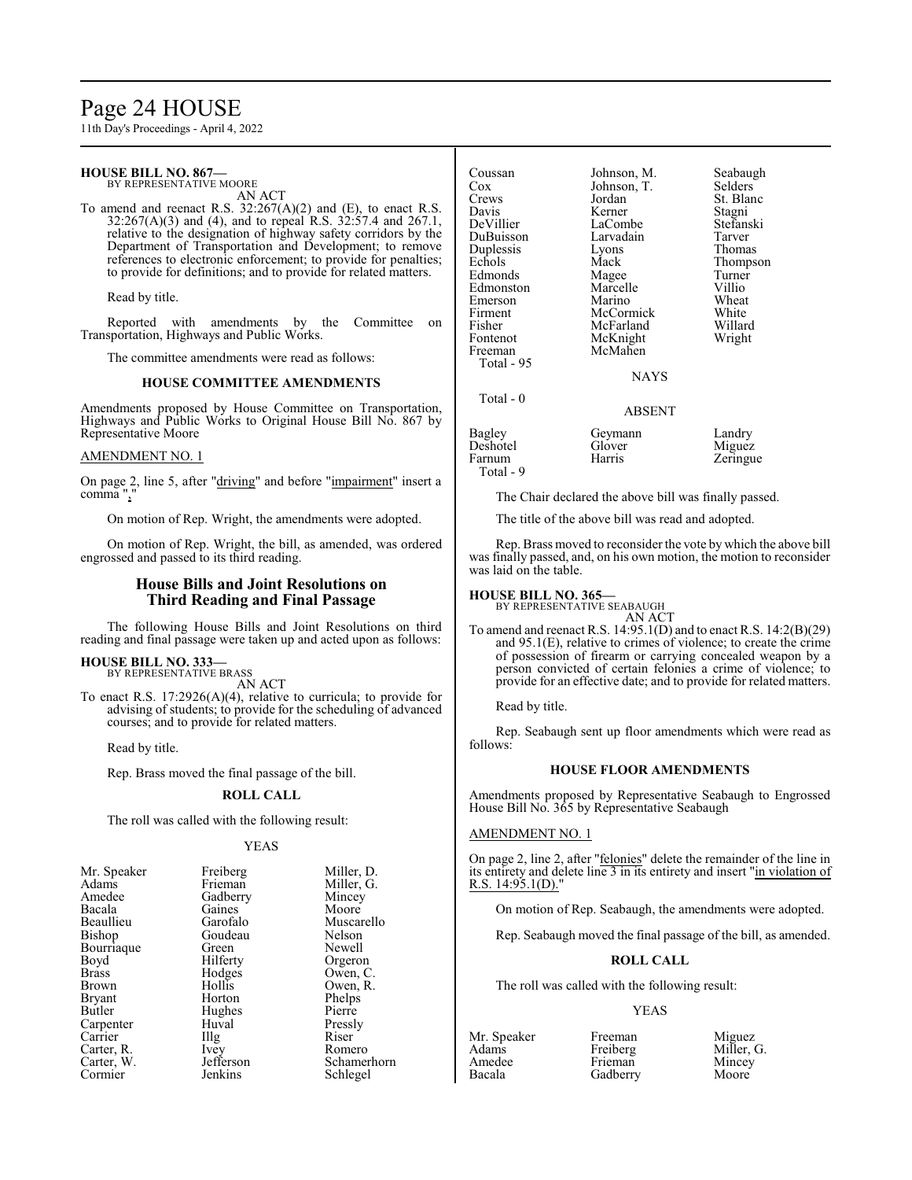**HOUSE BILL NO. 867—**
BY REPRESENTATIVE MOORE
AN ACT

To amend and reenact R.S. 32:267(A)(2) and (E), to enact R.S. 32:267(A)(3) and (4), and to repeal R.S. 32:57.4 and 267.1, relative to the designation of highway safety corridors by the Department of Transportation and Development; to remove references to electronic enforcement; to provide for penalties; to provide for definitions; and to provide for related matters.

Read by title.

Reported with amendments by the Committee on Transportation, Highways and Public Works.

The committee amendments were read as follows:

### HOUSE COMMITTEE AMENDMENTS

Amendments proposed by House Committee on Transportation, Highways and Public Works to Original House Bill No. 867 by Representative Moore

AMENDMENT NO. 1

On page 2, line 5, after "driving" and before "impairment" insert a comma ","

On motion of Rep. Wright, the amendments were adopted.

On motion of Rep. Wright, the bill, as amended, was ordered engrossed and passed to its third reading.

## House Bills and Joint Resolutions on Third Reading and Final Passage

The following House Bills and Joint Resolutions on third reading and final passage were taken up and acted upon as follows:

**HOUSE BILL NO. 333—**
BY REPRESENTATIVE BRASS
AN ACT

To enact R.S. 17:2926(A)(4), relative to curricula; to provide for advising of students; to provide for the scheduling of advanced courses; and to provide for related matters.

Read by title.

Rep. Brass moved the final passage of the bill.

### ROLL CALL

The roll was called with the following result:

YEAS

| | | |
|---|---|---|
| Mr. Speaker | Freiberg | Miller, D. |
| Adams | Frieman | Miller, G. |
| Amedee | Gadberry | Mincey |
| Bacala | Gaines | Moore |
| Beaullieu | Garofalo | Muscarello |
| Bishop | Goudeau | Nelson |
| Bourriaque | Green | Newell |
| Boyd | Hilferty | Orgeron |
| Brass | Hodges | Owen, C. |
| Brown | Hollis | Owen, R. |
| Bryant | Horton | Phelps |
| Butler | Hughes | Pierre |
| Carpenter | Huval | Pressly |
| Carrier | Illg | Riser |
| Carter, R. | Ivey | Romero |
| Carter, W. | Jefferson | Schamerhorn |
| Cormier | Jenkins | Schlegel |
| Coussan | Johnson, M. | Seabaugh |
| Cox | Johnson, T. | Selders |
| Crews | Jordan | St. Blanc |
| Davis | Kerner | Stagni |
| DeVillier | LaCombe | Stefanski |
| DuBuisson | Larvadain | Tarver |
| Duplessis | Lyons | Thomas |
| Echols | Mack | Thompson |
| Edmonds | Magee | Turner |
| Edmonston | Marcelle | Villio |
| Emerson | Marino | Wheat |
| Firment | McCormick | White |
| Fisher | McFarland | Willard |
| Fontenot | McKnight | Wright |
| Freeman | McMahen | |

Total - 95

NAYS

Total - 0

ABSENT

| | | |
|---|---|---|
| Bagley | Geymann | Landry |
| Deshotel | Glover | Miguez |
| Farnum | Harris | Zeringue |

Total - 9

The Chair declared the above bill was finally passed.

The title of the above bill was read and adopted.

Rep. Brass moved to reconsider the vote by which the above bill was finally passed, and, on his own motion, the motion to reconsider was laid on the table.

**HOUSE BILL NO. 365—**
BY REPRESENTATIVE SEABAUGH
AN ACT

To amend and reenact R.S. 14:95.1(D) and to enact R.S. 14:2(B)(29) and 95.1(E), relative to crimes of violence; to create the crime of possession of firearm or carrying concealed weapon by a person convicted of certain felonies a crime of violence; to provide for an effective date; and to provide for related matters.

Read by title.

Rep. Seabaugh sent up floor amendments which were read as follows:

### HOUSE FLOOR AMENDMENTS

Amendments proposed by Representative Seabaugh to Engrossed House Bill No. 365 by Representative Seabaugh

AMENDMENT NO. 1

On page 2, line 2, after "felonies" delete the remainder of the line in its entirety and delete line 3 in its entirety and insert "in violation of R.S. 14:95.1(D)."

On motion of Rep. Seabaugh, the amendments were adopted.

Rep. Seabaugh moved the final passage of the bill, as amended.

### ROLL CALL

The roll was called with the following result:

YEAS

| | | |
|---|---|---|
| Mr. Speaker | Freeman | Miguez |
| Adams | Freiberg | Miller, G. |
| Amedee | Frieman | Mincey |
| Bacala | Gadberry | Moore |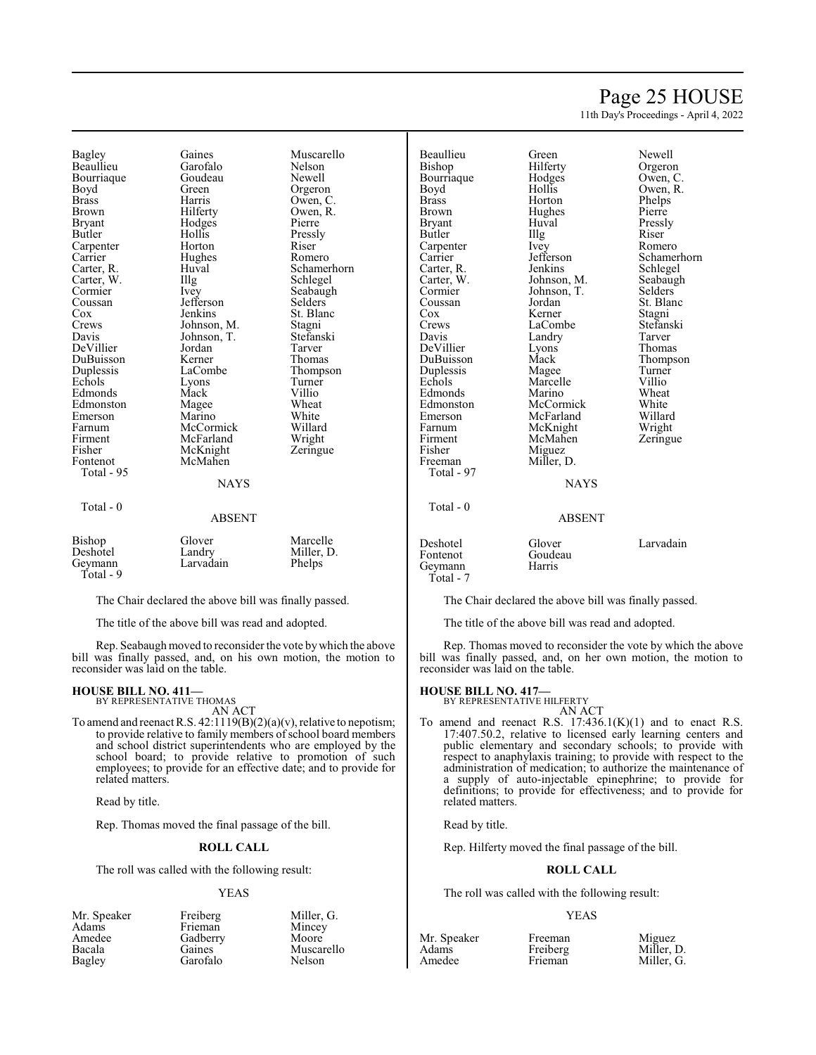| | | |
|---|---|---|
| Bagley | Gaines | Muscarello |
| Beaullieu | Garofalo | Nelson |
| Bourriaque | Goudeau | Newell |
| Boyd | Green | Orgeron |
| Brass | Harris | Owen, C. |
| Brown | Hilferty | Owen, R. |
| Bryant | Hodges | Pierre |
| Butler | Hollis | Pressly |
| Carpenter | Horton | Riser |
| Carrier | Hughes | Romero |
| Carter, R. | Huval | Schamerhorn |
| Carter, W. | Illg | Schlegel |
| Cormier | Ivey | Seabaugh |
| Coussan | Jefferson | Selders |
| Cox | Jenkins | St. Blanc |
| Crews | Johnson, M. | Stagni |
| Davis | Johnson, T. | Stefanski |
| DeVillier | Jordan | Tarver |
| DuBuisson | Kerner | Thomas |
| Duplessis | LaCombe | Thompson |
| Echols | Lyons | Turner |
| Edmonds | Mack | Villio |
| Edmonston | Magee | Wheat |
| Emerson | Marino | White |
| Farnum | McCormick | Willard |
| Firment | McFarland | Wright |
| Fisher | McKnight | Zeringue |
| Fontenot | McMahen | |

Total - 95

NAYS

Total - 0

ABSENT

| | | |
|---|---|---|
| Bishop | Glover | Marcelle |
| Deshotel | Landry | Miller, D. |
| Geymann | Larvadain | Phelps |

Total - 9

The Chair declared the above bill was finally passed.

The title of the above bill was read and adopted.

Rep. Seabaugh moved to reconsider the vote by which the above bill was finally passed, and, on his own motion, the motion to reconsider was laid on the table.

**HOUSE BILL NO. 411—**
BY REPRESENTATIVE THOMAS
AN ACT

To amend and reenact R.S. 42:1119(B)(2)(a)(v), relative to nepotism; to provide relative to family members of school board members and school district superintendents who are employed by the school board; to provide relative to promotion of such employees; to provide for an effective date; and to provide for related matters.

Read by title.

Rep. Thomas moved the final passage of the bill.

**ROLL CALL**

The roll was called with the following result:

YEAS

| | | |
|---|---|---|
| Mr. Speaker | Freiberg | Miller, G. |
| Adams | Frieman | Mincey |
| Amedee | Gadberry | Moore |
| Bacala | Gaines | Muscarello |
| Bagley | Garofalo | Nelson |
| Beaullieu | Green | Newell |
| Bishop | Hilferty | Orgeron |
| Bourriaque | Hodges | Owen, C. |
| Boyd | Hollis | Owen, R. |
| Brass | Horton | Phelps |
| Brown | Hughes | Pierre |
| Bryant | Huval | Pressly |
| Butler | Illg | Riser |
| Carpenter | Ivey | Romero |
| Carrier | Jefferson | Schamerhorn |
| Carter, R. | Jenkins | Schlegel |
| Carter, W. | Johnson, M. | Seabaugh |
| Cormier | Johnson, T. | Selders |
| Coussan | Jordan | St. Blanc |
| Cox | Kerner | Stagni |
| Crews | LaCombe | Stefanski |
| Davis | Landry | Tarver |
| DeVillier | Lyons | Thomas |
| DuBuisson | Mack | Thompson |
| Duplessis | Magee | Turner |
| Echols | Marcelle | Villio |
| Edmonds | Marino | Wheat |
| Edmonston | McCormick | White |
| Emerson | McFarland | Willard |
| Farnum | McKnight | Wright |
| Firment | McMahen | Zeringue |
| Fisher | Miguez | |
| Freeman | Miller, D. | |

Total - 97

NAYS

Total - 0

ABSENT

| | | |
|---|---|---|
| Deshotel | Glover | Larvadain |
| Fontenot | Goudeau | |
| Geymann | Harris | |

Total - 7

The Chair declared the above bill was finally passed.

The title of the above bill was read and adopted.

Rep. Thomas moved to reconsider the vote by which the above bill was finally passed, and, on her own motion, the motion to reconsider was laid on the table.

**HOUSE BILL NO. 417—**
BY REPRESENTATIVE HILFERTY
AN ACT

To amend and reenact R.S. 17:436.1(K)(1) and to enact R.S. 17:407.50.2, relative to licensed early learning centers and public elementary and secondary schools; to provide with respect to anaphylaxis training; to provide with respect to the administration of medication; to authorize the maintenance of a supply of auto-injectable epinephrine; to provide for definitions; to provide for effectiveness; and to provide for related matters.

Read by title.

Rep. Hilferty moved the final passage of the bill.

**ROLL CALL**

The roll was called with the following result:

YEAS

| | | |
|---|---|---|
| Mr. Speaker | Freeman | Miguez |
| Adams | Freiberg | Miller, D. |
| Amedee | Frieman | Miller, G. |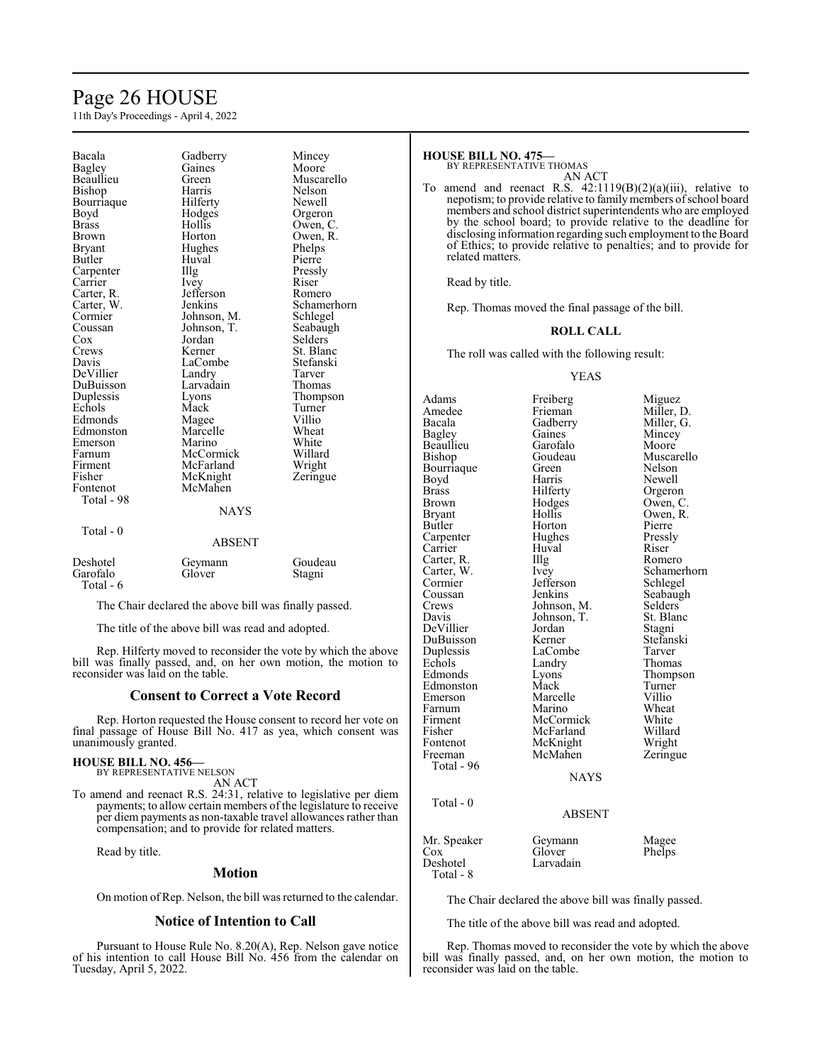| | | |
|---|---|---|
| Bacala | Gadberry | Mincey |
| Bagley | Gaines | Moore |
| Beaullieu | Green | Muscarello |
| Bishop | Harris | Nelson |
| Bourriaque | Hilferty | Newell |
| Boyd | Hodges | Orgeron |
| Brass | Hollis | Owen, C. |
| Brown | Horton | Owen, R. |
| Bryant | Hughes | Phelps |
| Butler | Huval | Pierre |
| Carpenter | Illg | Pressly |
| Carrier | Ivey | Riser |
| Carter, R. | Jefferson | Romero |
| Carter, W. | Jenkins | Schamerhorn |
| Cormier | Johnson, M. | Schlegel |
| Coussan | Johnson, T. | Seabaugh |
| Cox | Jordan | Selders |
| Crews | Kerner | St. Blanc |
| Davis | LaCombe | Stefanski |
| DeVillier | Landry | Tarver |
| DuBuisson | Larvadain | Thomas |
| Duplessis | Lyons | Thompson |
| Echols | Mack | Turner |
| Edmonds | Magee | Villio |
| Edmonston | Marcelle | Wheat |
| Emerson | Marino | White |
| Farnum | McCormick | Willard |
| Firment | McFarland | Wright |
| Fisher | McKnight | Zeringue |
| Fontenot | McMahen | |
| Total - 98 | | |

NAYS

Total - 0

ABSENT

| | | |
|---|---|---|
| Deshotel | Geymann | Goudeau |
| Garofalo | Glover | Stagni |
| Total - 6 | | |

The Chair declared the above bill was finally passed.

The title of the above bill was read and adopted.

Rep. Hilferty moved to reconsider the vote by which the above bill was finally passed, and, on her own motion, the motion to reconsider was laid on the table.

## Consent to Correct a Vote Record

Rep. Horton requested the House consent to record her vote on final passage of House Bill No. 417 as yea, which consent was unanimously granted.

**HOUSE BILL NO. 456—**
BY REPRESENTATIVE NELSON

AN ACT

To amend and reenact R.S. 24:31, relative to legislative per diem payments; to allow certain members of the legislature to receive per diem payments as non-taxable travel allowances rather than compensation; and to provide for related matters.

Read by title.

## Motion

On motion of Rep. Nelson, the bill was returned to the calendar.

## Notice of Intention to Call

Pursuant to House Rule No. 8.20(A), Rep. Nelson gave notice of his intention to call House Bill No. 456 from the calendar on Tuesday, April 5, 2022.

**HOUSE BILL NO. 475—**
BY REPRESENTATIVE THOMAS

AN ACT

To amend and reenact R.S. 42:1119(B)(2)(a)(iii), relative to nepotism; to provide relative to family members of school board members and school district superintendents who are employed by the school board; to provide relative to the deadline for disclosing information regarding such employment to the Board of Ethics; to provide relative to penalties; and to provide for related matters.

Read by title.

Rep. Thomas moved the final passage of the bill.

**ROLL CALL**

The roll was called with the following result:

YEAS

| | | |
|---|---|---|
| Adams | Freiberg | Miguez |
| Amedee | Frieman | Miller, D. |
| Bacala | Gadberry | Miller, G. |
| Bagley | Gaines | Mincey |
| Beaullieu | Garofalo | Moore |
| Bishop | Goudeau | Muscarello |
| Bourriaque | Green | Nelson |
| Boyd | Harris | Newell |
| Brass | Hilferty | Orgeron |
| Brown | Hodges | Owen, C. |
| Bryant | Hollis | Owen, R. |
| Butler | Horton | Pierre |
| Carpenter | Hughes | Pressly |
| Carrier | Huval | Riser |
| Carter, R. | Illg | Romero |
| Carter, W. | Ivey | Schamerhorn |
| Cormier | Jefferson | Schlegel |
| Coussan | Jenkins | Seabaugh |
| Crews | Johnson, M. | Selders |
| Davis | Johnson, T. | St. Blanc |
| DeVillier | Jordan | Stagni |
| DuBuisson | Kerner | Stefanski |
| Duplessis | LaCombe | Tarver |
| Echols | Landry | Thomas |
| Edmonds | Lyons | Thompson |
| Edmonston | Mack | Turner |
| Emerson | Marcelle | Villio |
| Farnum | Marino | Wheat |
| Firment | McCormick | White |
| Fisher | McFarland | Willard |
| Fontenot | McKnight | Wright |
| Freeman | McMahen | Zeringue |
| Total - 96 | | |

NAYS

Total - 0

ABSENT

| | | |
|---|---|---|
| Mr. Speaker | Geymann | Magee |
| Cox | Glover | Phelps |
| Deshotel | Larvadain | |
| Total - 8 | | |

The Chair declared the above bill was finally passed.

The title of the above bill was read and adopted.

Rep. Thomas moved to reconsider the vote by which the above bill was finally passed, and, on her own motion, the motion to reconsider was laid on the table.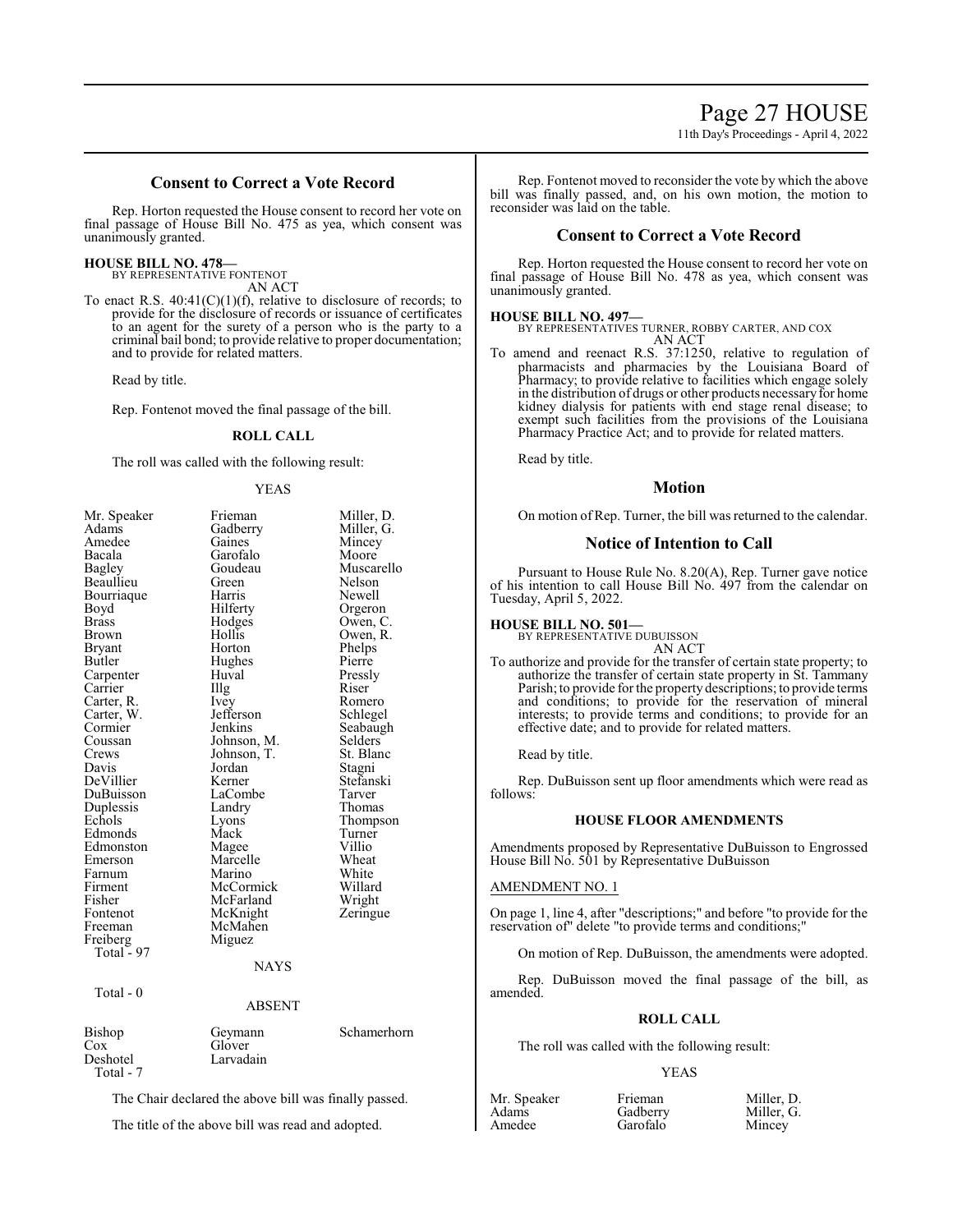## Consent to Correct a Vote Record

Rep. Horton requested the House consent to record her vote on final passage of House Bill No. 475 as yea, which consent was unanimously granted.

**HOUSE BILL NO. 478—**
BY REPRESENTATIVE FONTENOT
AN ACT

To enact R.S. 40:41(C)(1)(f), relative to disclosure of records; to provide for the disclosure of records or issuance of certificates to an agent for the surety of a person who is the party to a criminal bail bond; to provide relative to proper documentation; and to provide for related matters.

Read by title.

Rep. Fontenot moved the final passage of the bill.

**ROLL CALL**

The roll was called with the following result:

YEAS

| | | |
|---|---|---|
| Mr. Speaker | Frieman | Miller, D. |
| Adams | Gadberry | Miller, G. |
| Amedee | Gaines | Mincey |
| Bacala | Garofalo | Moore |
| Bagley | Goudeau | Muscarello |
| Beaullieu | Green | Nelson |
| Bourriaque | Harris | Newell |
| Boyd | Hilferty | Orgeron |
| Brass | Hodges | Owen, C. |
| Brown | Hollis | Owen, R. |
| Bryant | Horton | Phelps |
| Butler | Hughes | Pierre |
| Carpenter | Huval | Pressly |
| Carrier | Illg | Riser |
| Carter, R. | Ivey | Romero |
| Carter, W. | Jefferson | Schlegel |
| Cormier | Jenkins | Seabaugh |
| Coussan | Johnson, M. | Selders |
| Crews | Johnson, T. | St. Blanc |
| Davis | Jordan | Stagni |
| DeVillier | Kerner | Stefanski |
| DuBuisson | LaCombe | Tarver |
| Duplessis | Landry | Thomas |
| Echols | Lyons | Thompson |
| Edmonds | Mack | Turner |
| Edmonston | Magee | Villio |
| Emerson | Marcelle | Wheat |
| Farnum | Marino | White |
| Firment | McCormick | Willard |
| Fisher | McFarland | Wright |
| Fontenot | McKnight | Zeringue |
| Freeman | McMahen | |
| Freiberg | Miguez | |
| Total - 97 | | |

NAYS

Total - 0

ABSENT

| | | |
|---|---|---|
| Bishop | Geymann | Schamerhorn |
| Cox | Glover | |
| Deshotel | Larvadain | |
| Total - 7 | | |

The Chair declared the above bill was finally passed.

The title of the above bill was read and adopted.

Rep. Fontenot moved to reconsider the vote by which the above bill was finally passed, and, on his own motion, the motion to reconsider was laid on the table.

## Consent to Correct a Vote Record

Rep. Horton requested the House consent to record her vote on final passage of House Bill No. 478 as yea, which consent was unanimously granted.

**HOUSE BILL NO. 497—**
BY REPRESENTATIVES TURNER, ROBBY CARTER, AND COX
AN ACT

To amend and reenact R.S. 37:1250, relative to regulation of pharmacists and pharmacies by the Louisiana Board of Pharmacy; to provide relative to facilities which engage solely in the distribution of drugs or other products necessary for home kidney dialysis for patients with end stage renal disease; to exempt such facilities from the provisions of the Louisiana Pharmacy Practice Act; and to provide for related matters.

Read by title.

## Motion

On motion of Rep. Turner, the bill was returned to the calendar.

## Notice of Intention to Call

Pursuant to House Rule No. 8.20(A), Rep. Turner gave notice of his intention to call House Bill No. 497 from the calendar on Tuesday, April 5, 2022.

**HOUSE BILL NO. 501—**
BY REPRESENTATIVE DUBUISSON
AN ACT

To authorize and provide for the transfer of certain state property; to authorize the transfer of certain state property in St. Tammany Parish; to provide for the property descriptions; to provide terms and conditions; to provide for the reservation of mineral interests; to provide terms and conditions; to provide for an effective date; and to provide for related matters.

Read by title.

Rep. DuBuisson sent up floor amendments which were read as follows:

**HOUSE FLOOR AMENDMENTS**

Amendments proposed by Representative DuBuisson to Engrossed House Bill No. 501 by Representative DuBuisson

AMENDMENT NO. 1

On page 1, line 4, after "descriptions;" and before "to provide for the reservation of" delete "to provide terms and conditions;"

On motion of Rep. DuBuisson, the amendments were adopted.

Rep. DuBuisson moved the final passage of the bill, as amended.

**ROLL CALL**

The roll was called with the following result:

YEAS

| | | |
|---|---|---|
| Mr. Speaker | Frieman | Miller, D. |
| Adams | Gadberry | Miller, G. |
| Amedee | Garofalo | Mincey |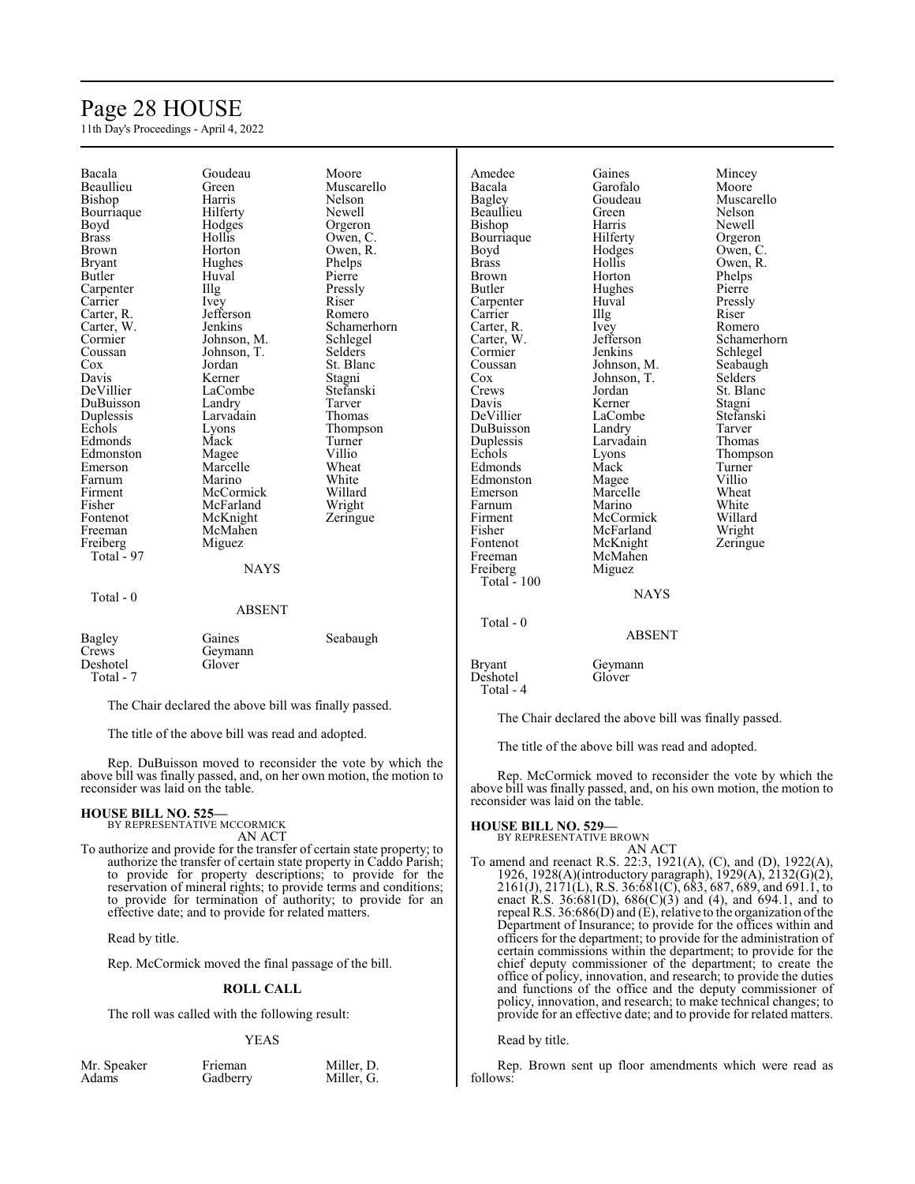| | | |
|---|---|---|
| Bacala | Goudeau | Moore |
| Beaullieu | Green | Muscarello |
| Bishop | Harris | Nelson |
| Bourriaque | Hilferty | Newell |
| Boyd | Hodges | Orgeron |
| Brass | Hollis | Owen, C. |
| Brown | Horton | Owen, R. |
| Bryant | Hughes | Phelps |
| Butler | Huval | Pierre |
| Carpenter | Illg | Pressly |
| Carrier | Ivey | Riser |
| Carter, R. | Jefferson | Romero |
| Carter, W. | Jenkins | Schamerhorn |
| Cormier | Johnson, M. | Schlegel |
| Coussan | Johnson, T. | Selders |
| Cox | Jordan | St. Blanc |
| Davis | Kerner | Stagni |
| DeVillier | LaCombe | Stefanski |
| DuBuisson | Landry | Tarver |
| Duplessis | Larvadain | Thomas |
| Echols | Lyons | Thompson |
| Edmonds | Mack | Turner |
| Edmonston | Magee | Villio |
| Emerson | Marcelle | Wheat |
| Farnum | Marino | White |
| Firment | McCormick | Willard |
| Fisher | McFarland | Wright |
| Fontenot | McKnight | Zeringue |
| Freeman | McMahen | |
| Freiberg | Miguez | |
| Total - 97 | | |

NAYS

Total - 0

ABSENT

| | | |
|---|---|---|
| Bagley | Gaines | Seabaugh |
| Crews | Geymann | |
| Deshotel | Glover | |
| Total - 7 | | |

The Chair declared the above bill was finally passed.

The title of the above bill was read and adopted.

Rep. DuBuisson moved to reconsider the vote by which the above bill was finally passed, and, on her own motion, the motion to reconsider was laid on the table.

**HOUSE BILL NO. 525—**
BY REPRESENTATIVE MCCORMICK
AN ACT

To authorize and provide for the transfer of certain state property; to authorize the transfer of certain state property in Caddo Parish; to provide for property descriptions; to provide for the reservation of mineral rights; to provide terms and conditions; to provide for termination of authority; to provide for an effective date; and to provide for related matters.

Read by title.

Rep. McCormick moved the final passage of the bill.

**ROLL CALL**

The roll was called with the following result:

YEAS

| | | |
|---|---|---|
| Mr. Speaker | Frieman | Miller, D. |
| Adams | Gadberry | Miller, G. |
| Amedee | Gaines | Mincey |
| Bacala | Garofalo | Moore |
| Bagley | Goudeau | Muscarello |
| Beaullieu | Green | Nelson |
| Bishop | Harris | Newell |
| Bourriaque | Hilferty | Orgeron |
| Boyd | Hodges | Owen, C. |
| Brass | Hollis | Owen, R. |
| Brown | Horton | Phelps |
| Butler | Hughes | Pierre |
| Carpenter | Huval | Pressly |
| Carrier | Illg | Riser |
| Carter, R. | Ivey | Romero |
| Carter, W. | Jefferson | Schamerhorn |
| Cormier | Jenkins | Schlegel |
| Coussan | Johnson, M. | Seabaugh |
| Cox | Johnson, T. | Selders |
| Crews | Jordan | St. Blanc |
| Davis | Kerner | Stagni |
| DeVillier | LaCombe | Stefanski |
| DuBuisson | Landry | Tarver |
| Duplessis | Larvadain | Thomas |
| Echols | Lyons | Thompson |
| Edmonds | Mack | Turner |
| Edmonston | Magee | Villio |
| Emerson | Marcelle | Wheat |
| Farnum | Marino | White |
| Firment | McCormick | Willard |
| Fisher | McFarland | Wright |
| Fontenot | McKnight | Zeringue |
| Freeman | McMahen | |
| Freiberg | Miguez | |
| Total - 100 | | |

NAYS

Total - 0

ABSENT

| | |
|---|---|
| Bryant | Geymann |
| Deshotel | Glover |
| Total - 4 | |

The Chair declared the above bill was finally passed.

The title of the above bill was read and adopted.

Rep. McCormick moved to reconsider the vote by which the above bill was finally passed, and, on his own motion, the motion to reconsider was laid on the table.

**HOUSE BILL NO. 529—**
BY REPRESENTATIVE BROWN
AN ACT

To amend and reenact R.S. 22:3, 1921(A), (C), and (D), 1922(A), 1926, 1928(A)(introductory paragraph), 1929(A), 2132(G)(2), 2161(J), 2171(L), R.S. 36:681(C), 683, 687, 689, and 691.1, to enact R.S. 36:681(D), 686(C)(3) and (4), and 694.1, and to repeal R.S. 36:686(D) and (E), relative to the organization of the Department of Insurance; to provide for the offices within and officers for the department; to provide for the administration of certain commissions within the department; to provide for the chief deputy commissioner of the department; to create the office of policy, innovation, and research; to provide the duties and functions of the office and the deputy commissioner of policy, innovation, and research; to make technical changes; to provide for an effective date; and to provide for related matters.

Read by title.

Rep. Brown sent up floor amendments which were read as follows: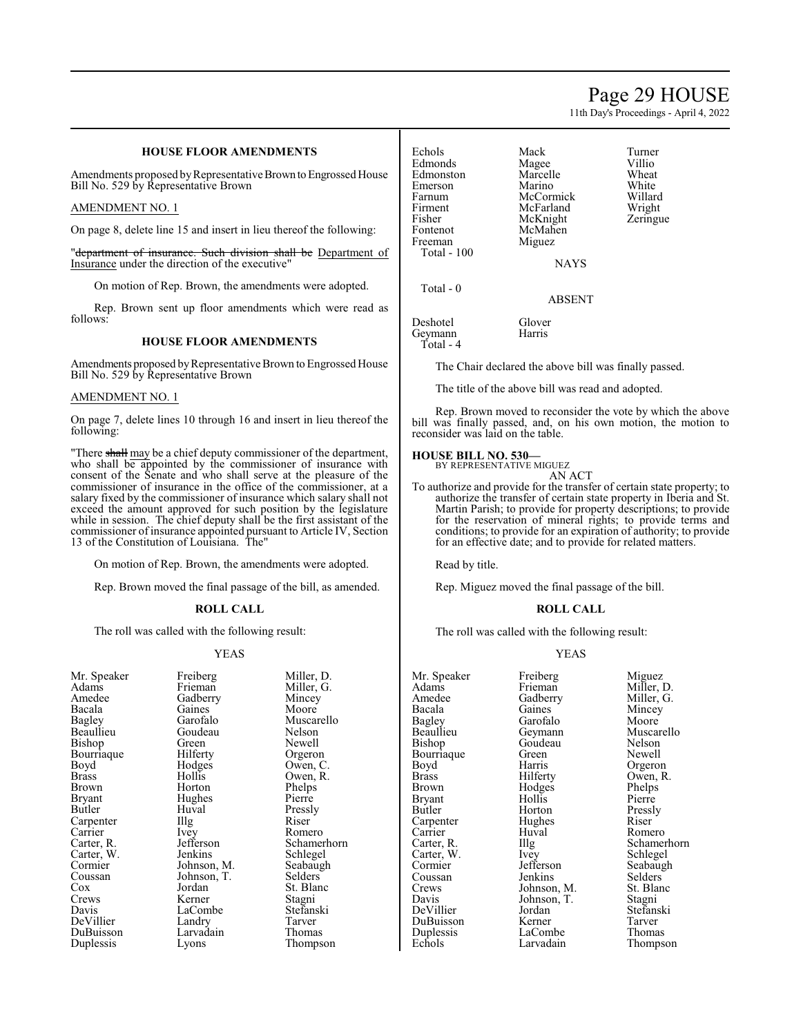### HOUSE FLOOR AMENDMENTS

Amendments proposed by Representative Brown to Engrossed House Bill No. 529 by Representative Brown

AMENDMENT NO. 1

On page 8, delete line 15 and insert in lieu thereof the following:

"~~department of insurance. Such division shall be~~ Department of Insurance under the direction of the executive"

On motion of Rep. Brown, the amendments were adopted.

Rep. Brown sent up floor amendments which were read as follows:

### HOUSE FLOOR AMENDMENTS

Amendments proposed by Representative Brown to Engrossed House Bill No. 529 by Representative Brown

AMENDMENT NO. 1

On page 7, delete lines 10 through 16 and insert in lieu thereof the following:

"There ~~shall~~ may be a chief deputy commissioner of the department, who shall be appointed by the commissioner of insurance with consent of the Senate and who shall serve at the pleasure of the commissioner of insurance in the office of the commissioner, at a salary fixed by the commissioner of insurance which salary shall not exceed the amount approved for such position by the legislature while in session. The chief deputy shall be the first assistant of the commissioner of insurance appointed pursuant to Article IV, Section 13 of the Constitution of Louisiana. The"

On motion of Rep. Brown, the amendments were adopted.

Rep. Brown moved the final passage of the bill, as amended.

### ROLL CALL

The roll was called with the following result:

YEAS

| | | |
|---|---|---|
| Mr. Speaker | Freiberg | Miller, D. |
| Adams | Frieman | Miller, G. |
| Amedee | Gadberry | Mincey |
| Bacala | Gaines | Moore |
| Bagley | Garofalo | Muscarello |
| Beaullieu | Goudeau | Nelson |
| Bishop | Green | Newell |
| Bourriaque | Hilferty | Orgeron |
| Boyd | Hodges | Owen, C. |
| Brass | Hollis | Owen, R. |
| Brown | Horton | Phelps |
| Bryant | Hughes | Pierre |
| Butler | Huval | Pressly |
| Carpenter | Illg | Riser |
| Carrier | Ivey | Romero |
| Carter, R. | Jefferson | Schamerhorn |
| Carter, W. | Jenkins | Schlegel |
| Cormier | Johnson, M. | Seabaugh |
| Coussan | Johnson, T. | Selders |
| Cox | Jordan | St. Blanc |
| Crews | Kerner | Stagni |
| Davis | LaCombe | Stefanski |
| DeVillier | Landry | Tarver |
| DuBuisson | Larvadain | Thomas |
| Duplessis | Lyons | Thompson |
| Echols | Mack | Turner |
| Edmonds | Magee | Villio |
| Edmonston | Marcelle | Wheat |
| Emerson | Marino | White |
| Farnum | McCormick | Willard |
| Firment | McFarland | Wright |
| Fisher | McKnight | Zeringue |
| Fontenot | McMahen | |
| Freeman | Miguez | |

Total - 100

NAYS

Total - 0

ABSENT

| | |
|---|---|
| Deshotel | Glover |
| Geymann | Harris |

Total - 4

The Chair declared the above bill was finally passed.

The title of the above bill was read and adopted.

Rep. Brown moved to reconsider the vote by which the above bill was finally passed, and, on his own motion, the motion to reconsider was laid on the table.

**HOUSE BILL NO. 530—**
BY REPRESENTATIVE MIGUEZ
AN ACT

To authorize and provide for the transfer of certain state property; to authorize the transfer of certain state property in Iberia and St. Martin Parish; to provide for property descriptions; to provide for the reservation of mineral rights; to provide terms and conditions; to provide for an expiration of authority; to provide for an effective date; and to provide for related matters.

Read by title.

Rep. Miguez moved the final passage of the bill.

### ROLL CALL

The roll was called with the following result:

YEAS

| | | |
|---|---|---|
| Mr. Speaker | Freiberg | Miguez |
| Adams | Frieman | Miller, D. |
| Amedee | Gadberry | Miller, G. |
| Bacala | Gaines | Mincey |
| Bagley | Garofalo | Moore |
| Beaullieu | Geymann | Muscarello |
| Bishop | Goudeau | Nelson |
| Bourriaque | Green | Newell |
| Boyd | Harris | Orgeron |
| Brass | Hilferty | Owen, R. |
| Brown | Hodges | Phelps |
| Bryant | Hollis | Pierre |
| Butler | Horton | Pressly |
| Carpenter | Hughes | Riser |
| Carrier | Huval | Romero |
| Carter, R. | Illg | Schamerhorn |
| Carter, W. | Ivey | Schlegel |
| Cormier | Jefferson | Seabaugh |
| Coussan | Jenkins | Selders |
| Crews | Johnson, M. | St. Blanc |
| Davis | Johnson, T. | Stagni |
| DeVillier | Jordan | Stefanski |
| DuBuisson | Kerner | Tarver |
| Duplessis | LaCombe | Thomas |
| Echols | Larvadain | Thompson |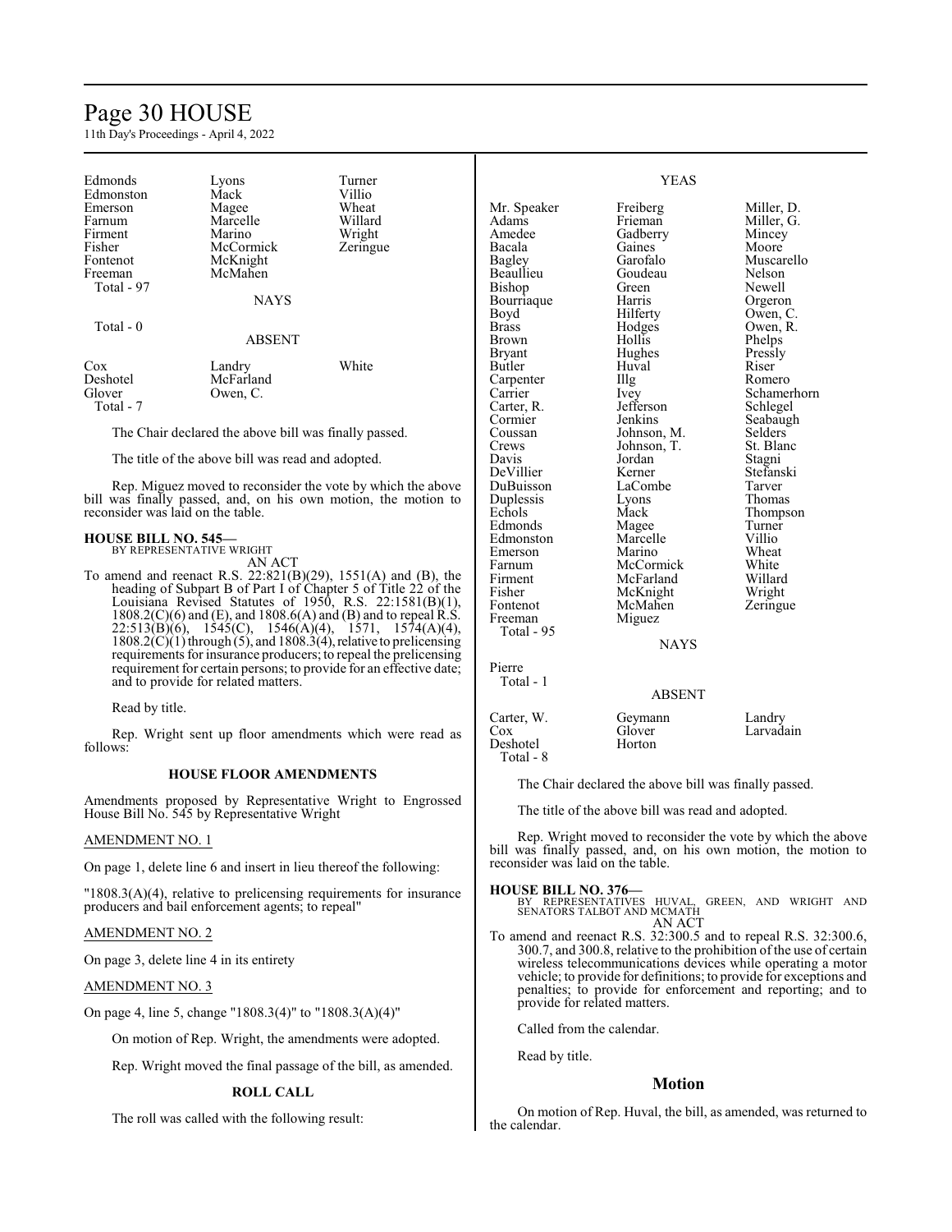| | | |
|---|---|---|
| Edmonds | Lyons | Turner |
| Edmonston | Mack | Villio |
| Emerson | Magee | Wheat |
| Farnum | Marcelle | Willard |
| Firment | Marino | Wright |
| Fisher | McCormick | Zeringue |
| Fontenot | McKnight | |
| Freeman | McMahen | |
| Total - 97 | | |

NAYS

Total - 0

ABSENT

| | | |
|---|---|---|
| Cox | Landry | White |
| Deshotel | McFarland | |
| Glover | Owen, C. | |
| Total - 7 | | |

The Chair declared the above bill was finally passed.

The title of the above bill was read and adopted.

Rep. Miguez moved to reconsider the vote by which the above bill was finally passed, and, on his own motion, the motion to reconsider was laid on the table.

**HOUSE BILL NO. 545—**
BY REPRESENTATIVE WRIGHT
AN ACT

To amend and reenact R.S. 22:821(B)(29), 1551(A) and (B), the heading of Subpart B of Part I of Chapter 5 of Title 22 of the Louisiana Revised Statutes of 1950, R.S. 22:1581(B)(1), 1808.2(C)(6) and (E), and 1808.6(A) and (B) and to repeal R.S. 22:513(B)(6), 1545(C), 1546(A)(4), 1571, 1574(A)(4), 1808.2(C)(1) through (5), and 1808.3(4), relative to prelicensing requirements for insurance producers; to repeal the prelicensing requirement for certain persons; to provide for an effective date; and to provide for related matters.

Read by title.

Rep. Wright sent up floor amendments which were read as follows:

**HOUSE FLOOR AMENDMENTS**

Amendments proposed by Representative Wright to Engrossed House Bill No. 545 by Representative Wright

AMENDMENT NO. 1

On page 1, delete line 6 and insert in lieu thereof the following:

"1808.3(A)(4), relative to prelicensing requirements for insurance producers and bail enforcement agents; to repeal"

AMENDMENT NO. 2

On page 3, delete line 4 in its entirety

AMENDMENT NO. 3

On page 4, line 5, change "1808.3(4)" to "1808.3(A)(4)"

On motion of Rep. Wright, the amendments were adopted.

Rep. Wright moved the final passage of the bill, as amended.

**ROLL CALL**

The roll was called with the following result:

YEAS

| | | |
|---|---|---|
| Mr. Speaker | Freiberg | Miller, D. |
| Adams | Frieman | Miller, G. |
| Amedee | Gadberry | Mincey |
| Bacala | Gaines | Moore |
| Bagley | Garofalo | Muscarello |
| Beaullieu | Goudeau | Nelson |
| Bishop | Green | Newell |
| Bourriaque | Harris | Orgeron |
| Boyd | Hilferty | Owen, C. |
| Brass | Hodges | Owen, R. |
| Brown | Hollis | Phelps |
| Bryant | Hughes | Pressly |
| Butler | Huval | Riser |
| Carpenter | Illg | Romero |
| Carrier | Ivey | Schamerhorn |
| Carter, R. | Jefferson | Schlegel |
| Cormier | Jenkins | Seabaugh |
| Coussan | Johnson, M. | Selders |
| Crews | Johnson, T. | St. Blanc |
| Davis | Jordan | Stagni |
| DeVillier | Kerner | Stefanski |
| DuBuisson | LaCombe | Tarver |
| Duplessis | Lyons | Thomas |
| Echols | Mack | Thompson |
| Edmonds | Magee | Turner |
| Edmonston | Marcelle | Villio |
| Emerson | Marino | Wheat |
| Farnum | McCormick | White |
| Firment | McFarland | Willard |
| Fisher | McKnight | Wright |
| Fontenot | McMahen | Zeringue |
| Freeman | Miguez | |
| Total - 95 | | |

NAYS

| |
|---|
| Pierre |
| Total - 1 |

ABSENT

| | | |
|---|---|---|
| Carter, W. | Geymann | Landry |
| Cox | Glover | Larvadain |
| Deshotel | Horton | |
| Total - 8 | | |

The Chair declared the above bill was finally passed.

The title of the above bill was read and adopted.

Rep. Wright moved to reconsider the vote by which the above bill was finally passed, and, on his own motion, the motion to reconsider was laid on the table.

**HOUSE BILL NO. 376—**
BY REPRESENTATIVES HUVAL, GREEN, AND WRIGHT AND SENATORS TALBOT AND MCMATH
AN ACT

To amend and reenact R.S. 32:300.5 and to repeal R.S. 32:300.6, 300.7, and 300.8, relative to the prohibition of the use of certain wireless telecommunications devices while operating a motor vehicle; to provide for definitions; to provide for exceptions and penalties; to provide for enforcement and reporting; and to provide for related matters.

Called from the calendar.

Read by title.

## Motion

On motion of Rep. Huval, the bill, as amended, was returned to the calendar.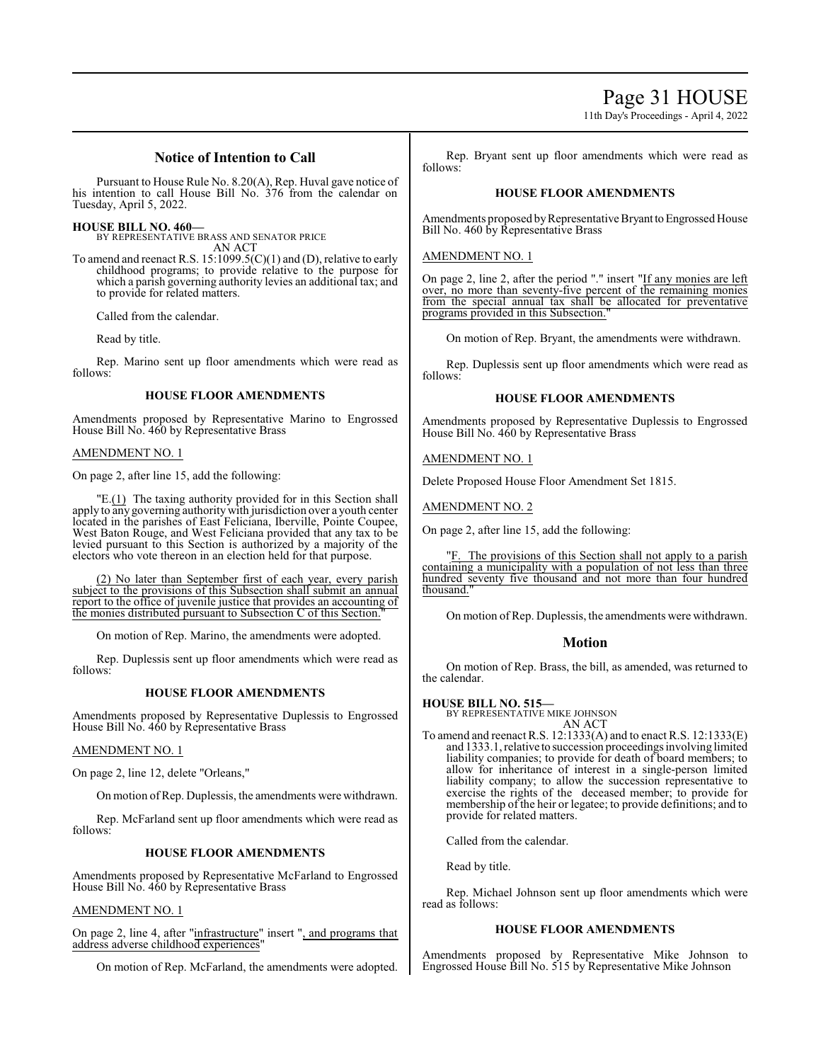## Notice of Intention to Call

Pursuant to House Rule No. 8.20(A), Rep. Huval gave notice of his intention to call House Bill No. 376 from the calendar on Tuesday, April 5, 2022.

**HOUSE BILL NO. 460—**
BY REPRESENTATIVE BRASS AND SENATOR PRICE
AN ACT

To amend and reenact R.S. 15:1099.5(C)(1) and (D), relative to early childhood programs; to provide relative to the purpose for which a parish governing authority levies an additional tax; and to provide for related matters.

Called from the calendar.

Read by title.

Rep. Marino sent up floor amendments which were read as follows:

### HOUSE FLOOR AMENDMENTS

Amendments proposed by Representative Marino to Engrossed House Bill No. 460 by Representative Brass

AMENDMENT NO. 1

On page 2, after line 15, add the following:

"E.(1) The taxing authority provided for in this Section shall apply to any governing authority with jurisdiction over a youth center located in the parishes of East Feliciana, Iberville, Pointe Coupee, West Baton Rouge, and West Feliciana provided that any tax to be levied pursuant to this Section is authorized by a majority of the electors who vote thereon in an election held for that purpose.

(2) No later than September first of each year, every parish subject to the provisions of this Subsection shall submit an annual report to the office of juvenile justice that provides an accounting of the monies distributed pursuant to Subsection C of this Section."

On motion of Rep. Marino, the amendments were adopted.

Rep. Duplessis sent up floor amendments which were read as follows:

### HOUSE FLOOR AMENDMENTS

Amendments proposed by Representative Duplessis to Engrossed House Bill No. 460 by Representative Brass

AMENDMENT NO. 1

On page 2, line 12, delete "Orleans,"

On motion of Rep. Duplessis, the amendments were withdrawn.

Rep. McFarland sent up floor amendments which were read as follows:

### HOUSE FLOOR AMENDMENTS

Amendments proposed by Representative McFarland to Engrossed House Bill No. 460 by Representative Brass

AMENDMENT NO. 1

On page 2, line 4, after "infrastructure" insert ", and programs that address adverse childhood experiences"

On motion of Rep. McFarland, the amendments were adopted.

Rep. Bryant sent up floor amendments which were read as follows:

### HOUSE FLOOR AMENDMENTS

Amendments proposed by Representative Bryant to Engrossed House Bill No. 460 by Representative Brass

AMENDMENT NO. 1

On page 2, line 2, after the period "." insert "If any monies are left over, no more than seventy-five percent of the remaining monies from the special annual tax shall be allocated for preventative programs provided in this Subsection."

On motion of Rep. Bryant, the amendments were withdrawn.

Rep. Duplessis sent up floor amendments which were read as follows:

### HOUSE FLOOR AMENDMENTS

Amendments proposed by Representative Duplessis to Engrossed House Bill No. 460 by Representative Brass

AMENDMENT NO. 1

Delete Proposed House Floor Amendment Set 1815.

AMENDMENT NO. 2

On page 2, after line 15, add the following:

"F. The provisions of this Section shall not apply to a parish containing a municipality with a population of not less than three hundred seventy five thousand and not more than four hundred thousand."

On motion of Rep. Duplessis, the amendments were withdrawn.

## Motion

On motion of Rep. Brass, the bill, as amended, was returned to the calendar.

**HOUSE BILL NO. 515—**
BY REPRESENTATIVE MIKE JOHNSON
AN ACT

To amend and reenact R.S. 12:1333(A) and to enact R.S. 12:1333(E) and 1333.1, relative to succession proceedings involving limited liability companies; to provide for death of board members; to allow for inheritance of interest in a single-person limited liability company; to allow the succession representative to exercise the rights of the deceased member; to provide for membership of the heir or legatee; to provide definitions; and to provide for related matters.

Called from the calendar.

Read by title.

Rep. Michael Johnson sent up floor amendments which were read as follows:

### HOUSE FLOOR AMENDMENTS

Amendments proposed by Representative Mike Johnson to Engrossed House Bill No. 515 by Representative Mike Johnson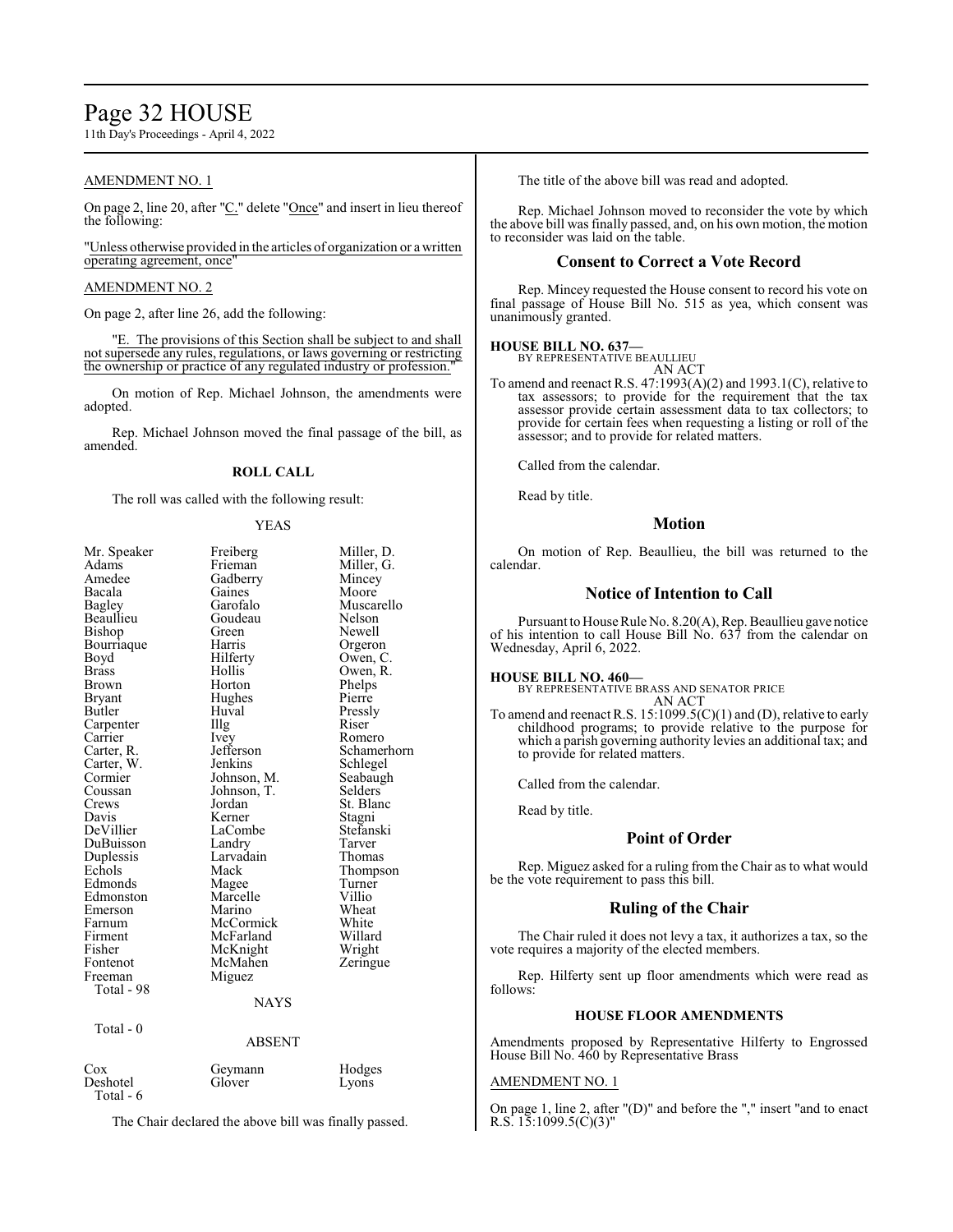AMENDMENT NO. 1

On page 2, line 20, after "C." delete "Once" and insert in lieu thereof the following:

"Unless otherwise provided in the articles of organization or a written operating agreement, once"

AMENDMENT NO. 2

On page 2, after line 26, add the following:

"E. The provisions of this Section shall be subject to and shall not supersede any rules, regulations, or laws governing or restricting the ownership or practice of any regulated industry or profession."

On motion of Rep. Michael Johnson, the amendments were adopted.

Rep. Michael Johnson moved the final passage of the bill, as amended.

**ROLL CALL**

The roll was called with the following result:

YEAS

| | | |
|---|---|---|
| Mr. Speaker | Freiberg | Miller, D. |
| Adams | Frieman | Miller, G. |
| Amedee | Gadberry | Mincey |
| Bacala | Gaines | Moore |
| Bagley | Garofalo | Muscarello |
| Beaullieu | Goudeau | Nelson |
| Bishop | Green | Newell |
| Bourriaque | Harris | Orgeron |
| Boyd | Hilferty | Owen, C. |
| Brass | Hollis | Owen, R. |
| Brown | Horton | Phelps |
| Bryant | Hughes | Pierre |
| Butler | Huval | Pressly |
| Carpenter | Illg | Riser |
| Carrier | Ivey | Romero |
| Carter, R. | Jefferson | Schamerhorn |
| Carter, W. | Jenkins | Schlegel |
| Cormier | Johnson, M. | Seabaugh |
| Coussan | Johnson, T. | Selders |
| Crews | Jordan | St. Blanc |
| Davis | Kerner | Stagni |
| DeVillier | LaCombe | Stefanski |
| DuBuisson | Landry | Tarver |
| Duplessis | Larvadain | Thomas |
| Echols | Mack | Thompson |
| Edmonds | Magee | Turner |
| Edmonston | Marcelle | Villio |
| Emerson | Marino | Wheat |
| Farnum | McCormick | White |
| Firment | McFarland | Willard |
| Fisher | McKnight | Wright |
| Fontenot | McMahen | Zeringue |
| Freeman | Miguez | |
| Total - 98 | | |

NAYS

Total - 0

ABSENT

| | | |
|---|---|---|
| Cox | Geymann | Hodges |
| Deshotel | Glover | Lyons |
| Total - 6 | | |

The Chair declared the above bill was finally passed.

The title of the above bill was read and adopted.

Rep. Michael Johnson moved to reconsider the vote by which the above bill was finally passed, and, on his own motion, the motion to reconsider was laid on the table.

## Consent to Correct a Vote Record

Rep. Mincey requested the House consent to record his vote on final passage of House Bill No. 515 as yea, which consent was unanimously granted.

**HOUSE BILL NO. 637—**
BY REPRESENTATIVE BEAULLIEU
AN ACT

To amend and reenact R.S. 47:1993(A)(2) and 1993.1(C), relative to tax assessors; to provide for the requirement that the tax assessor provide certain assessment data to tax collectors; to provide for certain fees when requesting a listing or roll of the assessor; and to provide for related matters.

Called from the calendar.

Read by title.

## Motion

On motion of Rep. Beaullieu, the bill was returned to the calendar.

## Notice of Intention to Call

Pursuant to House Rule No. 8.20(A), Rep. Beaullieu gave notice of his intention to call House Bill No. 637 from the calendar on Wednesday, April 6, 2022.

**HOUSE BILL NO. 460—**
BY REPRESENTATIVE BRASS AND SENATOR PRICE
AN ACT

To amend and reenact R.S. 15:1099.5(C)(1) and (D), relative to early childhood programs; to provide relative to the purpose for which a parish governing authority levies an additional tax; and to provide for related matters.

Called from the calendar.

Read by title.

## Point of Order

Rep. Miguez asked for a ruling from the Chair as to what would be the vote requirement to pass this bill.

## Ruling of the Chair

The Chair ruled it does not levy a tax, it authorizes a tax, so the vote requires a majority of the elected members.

Rep. Hilferty sent up floor amendments which were read as follows:

**HOUSE FLOOR AMENDMENTS**

Amendments proposed by Representative Hilferty to Engrossed House Bill No. 460 by Representative Brass

AMENDMENT NO. 1

On page 1, line 2, after "(D)" and before the "," insert "and to enact R.S. 15:1099.5(C)(3)"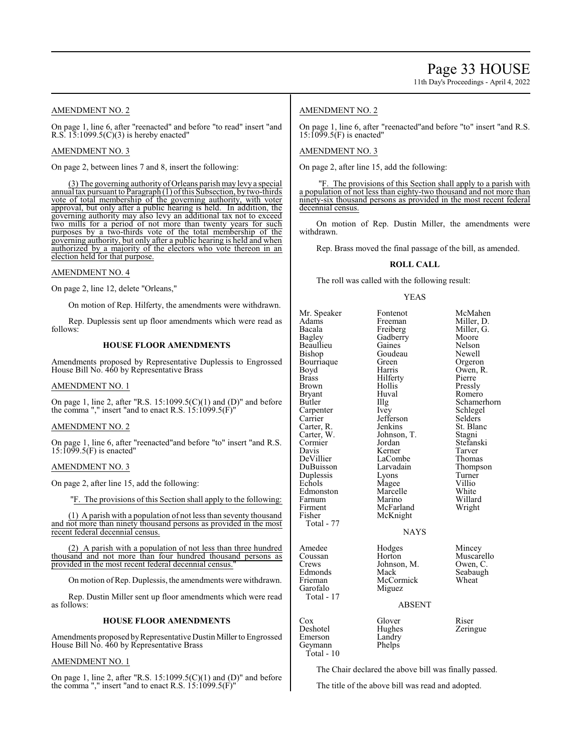AMENDMENT NO. 2

On page 1, line 6, after "reenacted" and before "to read" insert "and R.S. 15:1099.5(C)(3) is hereby enacted"

AMENDMENT NO. 3

On page 2, between lines 7 and 8, insert the following:

(3) The governing authority of Orleans parish may levy a special annual tax pursuant to Paragraph (1) of this Subsection, by two-thirds vote of total membership of the governing authority, with voter approval, but only after a public hearing is held. In addition, the governing authority may also levy an additional tax not to exceed two mills for a period of not more than twenty years for such purposes by a two-thirds vote of the total membership of the governing authority, but only after a public hearing is held and when authorized by a majority of the electors who vote thereon in an election held for that purpose.

AMENDMENT NO. 4

On page 2, line 12, delete "Orleans,"

On motion of Rep. Hilferty, the amendments were withdrawn.

Rep. Duplessis sent up floor amendments which were read as follows:

**HOUSE FLOOR AMENDMENTS**

Amendments proposed by Representative Duplessis to Engrossed House Bill No. 460 by Representative Brass

AMENDMENT NO. 1

On page 1, line 2, after "R.S. 15:1099.5(C)(1) and (D)" and before the comma "," insert "and to enact R.S. 15:1099.5(F)"

AMENDMENT NO. 2

On page 1, line 6, after "reenacted"and before "to" insert "and R.S. 15:1099.5(F) is enacted"

AMENDMENT NO. 3

On page 2, after line 15, add the following:

"F. The provisions of this Section shall apply to the following:

(1) A parish with a population of not less than seventy thousand and not more than ninety thousand persons as provided in the most recent federal decennial census.

(2) A parish with a population of not less than three hundred thousand and not more than four hundred thousand persons as provided in the most recent federal decennial census."

On motion of Rep. Duplessis, the amendments were withdrawn.

Rep. Dustin Miller sent up floor amendments which were read as follows:

**HOUSE FLOOR AMENDMENTS**

Amendments proposed by Representative Dustin Miller to Engrossed House Bill No. 460 by Representative Brass

AMENDMENT NO. 1

On page 1, line 2, after "R.S. 15:1099.5(C)(1) and (D)" and before the comma "," insert "and to enact R.S. 15:1099.5(F)"

AMENDMENT NO. 2

On page 1, line 6, after "reenacted"and before "to" insert "and R.S. 15:1099.5(F) is enacted"

AMENDMENT NO. 3

On page 2, after line 15, add the following:

"F. The provisions of this Section shall apply to a parish with a population of not less than eighty-two thousand and not more than ninety-six thousand persons as provided in the most recent federal decennial census.

On motion of Rep. Dustin Miller, the amendments were withdrawn.

Rep. Brass moved the final passage of the bill, as amended.

**ROLL CALL**

The roll was called with the following result:

YEAS

| | | |
|---|---|---|
| Mr. Speaker | Fontenot | McMahen |
| Adams | Freeman | Miller, D. |
| Bacala | Freiberg | Miller, G. |
| Bagley | Gadberry | Moore |
| Beaullieu | Gaines | Nelson |
| Bishop | Goudeau | Newell |
| Bourriaque | Green | Orgeron |
| Boyd | Harris | Owen, R. |
| Brass | Hilferty | Pierre |
| Brown | Hollis | Pressly |
| Bryant | Huval | Romero |
| Butler | Illg | Schamerhorn |
| Carpenter | Ivey | Schlegel |
| Carrier | Jefferson | Selders |
| Carter, R. | Jenkins | St. Blanc |
| Carter, W. | Johnson, T. | Stagni |
| Cormier | Jordan | Stefanski |
| Davis | Kerner | Tarver |
| DeVillier | LaCombe | Thomas |
| DuBuisson | Larvadain | Thompson |
| Duplessis | Lyons | Turner |
| Echols | Magee | Villio |
| Edmonston | Marcelle | White |
| Farnum | Marino | Willard |
| Firment | McFarland | Wright |
| Fisher | McKnight | |

Total - 77

NAYS

| | | |
|---|---|---|
| Amedee | Hodges | Mincey |
| Coussan | Horton | Muscarello |
| Crews | Johnson, M. | Owen, C. |
| Edmonds | Mack | Seabaugh |
| Frieman | McCormick | Wheat |
| Garofalo | Miguez | |

Total - 17

ABSENT

| | | |
|---|---|---|
| Cox | Glover | Riser |
| Deshotel | Hughes | Zeringue |
| Emerson | Landry | |
| Geymann | Phelps | |

Total - 10

The Chair declared the above bill was finally passed.

The title of the above bill was read and adopted.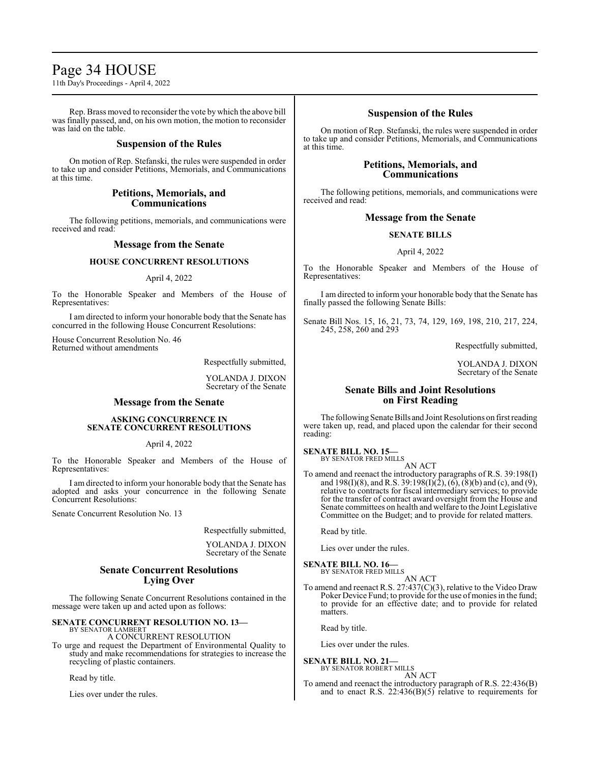Rep. Brass moved to reconsider the vote by which the above bill was finally passed, and, on his own motion, the motion to reconsider was laid on the table.

## Suspension of the Rules

On motion of Rep. Stefanski, the rules were suspended in order to take up and consider Petitions, Memorials, and Communications at this time.

## Petitions, Memorials, and Communications

The following petitions, memorials, and communications were received and read:

## Message from the Senate

### HOUSE CONCURRENT RESOLUTIONS

April 4, 2022

To the Honorable Speaker and Members of the House of Representatives:

I am directed to inform your honorable body that the Senate has concurred in the following House Concurrent Resolutions:

House Concurrent Resolution No. 46
Returned without amendments

Respectfully submitted,

YOLANDA J. DIXON
Secretary of the Senate

## Message from the Senate

### ASKING CONCURRENCE IN SENATE CONCURRENT RESOLUTIONS

April 4, 2022

To the Honorable Speaker and Members of the House of Representatives:

I am directed to inform your honorable body that the Senate has adopted and asks your concurrence in the following Senate Concurrent Resolutions:

Senate Concurrent Resolution No. 13

Respectfully submitted,

YOLANDA J. DIXON
Secretary of the Senate

## Senate Concurrent Resolutions Lying Over

The following Senate Concurrent Resolutions contained in the message were taken up and acted upon as follows:

**SENATE CONCURRENT RESOLUTION NO. 13—**
BY SENATOR LAMBERT
A CONCURRENT RESOLUTION
To urge and request the Department of Environmental Quality to study and make recommendations for strategies to increase the recycling of plastic containers.

Read by title.

Lies over under the rules.

## Suspension of the Rules

On motion of Rep. Stefanski, the rules were suspended in order to take up and consider Petitions, Memorials, and Communications at this time.

## Petitions, Memorials, and Communications

The following petitions, memorials, and communications were received and read:

## Message from the Senate

### SENATE BILLS

April 4, 2022

To the Honorable Speaker and Members of the House of Representatives:

I am directed to inform your honorable body that the Senate has finally passed the following Senate Bills:

Senate Bill Nos. 15, 16, 21, 73, 74, 129, 169, 198, 210, 217, 224, 245, 258, 260 and 293

Respectfully submitted,

YOLANDA J. DIXON
Secretary of the Senate

## Senate Bills and Joint Resolutions on First Reading

The following Senate Bills and Joint Resolutions on first reading were taken up, read, and placed upon the calendar for their second reading:

**SENATE BILL NO. 15—**
BY SENATOR FRED MILLS
AN ACT
To amend and reenact the introductory paragraphs of R.S. 39:198(I) and 198(I)(8), and R.S. 39:198(I)(2), (6), (8)(b) and (c), and (9), relative to contracts for fiscal intermediary services; to provide for the transfer of contract award oversight from the House and Senate committees on health and welfare to the Joint Legislative Committee on the Budget; and to provide for related matters.

Read by title.

Lies over under the rules.

**SENATE BILL NO. 16—**
BY SENATOR FRED MILLS
AN ACT
To amend and reenact R.S. 27:437(C)(3), relative to the Video Draw Poker Device Fund; to provide for the use of monies in the fund; to provide for an effective date; and to provide for related matters.

Read by title.

Lies over under the rules.

**SENATE BILL NO. 21—**
BY SENATOR ROBERT MILLS
AN ACT
To amend and reenact the introductory paragraph of R.S. 22:436(B) and to enact R.S. 22:436(B)(5) relative to requirements for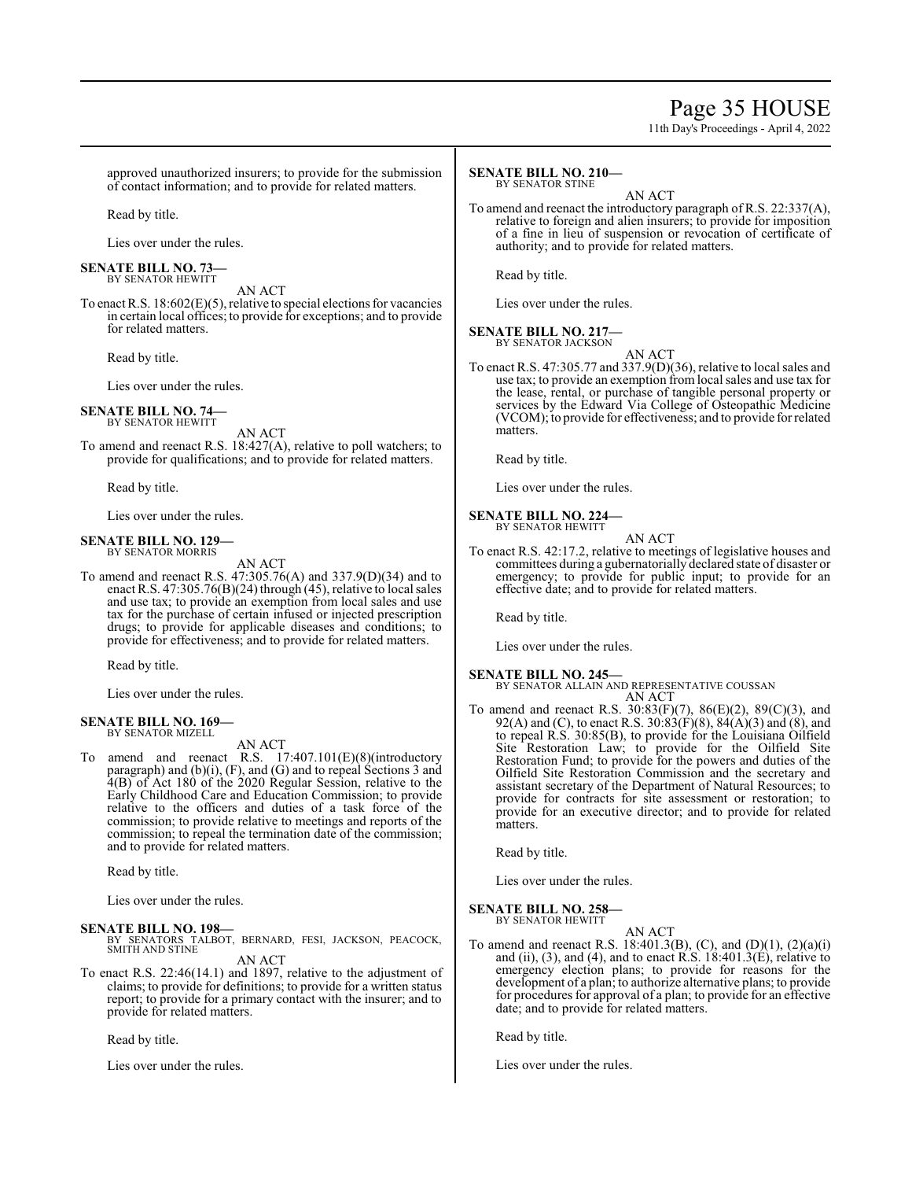approved unauthorized insurers; to provide for the submission of contact information; and to provide for related matters.

Read by title.

Lies over under the rules.

**SENATE BILL NO. 73—**
BY SENATOR HEWITT

AN ACT

To enact R.S. 18:602(E)(5), relative to special elections for vacancies in certain local offices; to provide for exceptions; and to provide for related matters.

Read by title.

Lies over under the rules.

**SENATE BILL NO. 74—**
BY SENATOR HEWITT

AN ACT

To amend and reenact R.S. 18:427(A), relative to poll watchers; to provide for qualifications; and to provide for related matters.

Read by title.

Lies over under the rules.

**SENATE BILL NO. 129—**
BY SENATOR MORRIS

AN ACT

To amend and reenact R.S. 47:305.76(A) and 337.9(D)(34) and to enact R.S. 47:305.76(B)(24) through (45), relative to local sales and use tax; to provide an exemption from local sales and use tax for the purchase of certain infused or injected prescription drugs; to provide for applicable diseases and conditions; to provide for effectiveness; and to provide for related matters.

Read by title.

Lies over under the rules.

**SENATE BILL NO. 169—**
BY SENATOR MIZELL

AN ACT

To amend and reenact R.S. 17:407.101(E)(8)(introductory paragraph) and (b)(i), (F), and (G) and to repeal Sections 3 and 4(B) of Act 180 of the 2020 Regular Session, relative to the Early Childhood Care and Education Commission; to provide relative to the officers and duties of a task force of the commission; to provide relative to meetings and reports of the commission; to repeal the termination date of the commission; and to provide for related matters.

Read by title.

Lies over under the rules.

**SENATE BILL NO. 198—**
BY SENATORS TALBOT, BERNARD, FESI, JACKSON, PEACOCK, SMITH AND STINE

AN ACT

To enact R.S. 22:46(14.1) and 1897, relative to the adjustment of claims; to provide for definitions; to provide for a written status report; to provide for a primary contact with the insurer; and to provide for related matters.

Read by title.

Lies over under the rules.

**SENATE BILL NO. 210—**
BY SENATOR STINE

AN ACT

To amend and reenact the introductory paragraph of R.S. 22:337(A), relative to foreign and alien insurers; to provide for imposition of a fine in lieu of suspension or revocation of certificate of authority; and to provide for related matters.

Read by title.

Lies over under the rules.

**SENATE BILL NO. 217—**
BY SENATOR JACKSON

AN ACT

To enact R.S. 47:305.77 and 337.9(D)(36), relative to local sales and use tax; to provide an exemption from local sales and use tax for the lease, rental, or purchase of tangible personal property or services by the Edward Via College of Osteopathic Medicine (VCOM); to provide for effectiveness; and to provide for related matters.

Read by title.

Lies over under the rules.

**SENATE BILL NO. 224—**
BY SENATOR HEWITT

AN ACT

To enact R.S. 42:17.2, relative to meetings of legislative houses and committees during a gubernatorially declared state of disaster or emergency; to provide for public input; to provide for an effective date; and to provide for related matters.

Read by title.

Lies over under the rules.

**SENATE BILL NO. 245—**
BY SENATOR ALLAIN AND REPRESENTATIVE COUSSAN

AN ACT

To amend and reenact R.S. 30:83(F)(7), 86(E)(2), 89(C)(3), and 92(A) and (C), to enact R.S. 30:83(F)(8), 84(A)(3) and (8), and to repeal R.S. 30:85(B), to provide for the Louisiana Oilfield Site Restoration Law; to provide for the Oilfield Site Restoration Fund; to provide for the powers and duties of the Oilfield Site Restoration Commission and the secretary and assistant secretary of the Department of Natural Resources; to provide for contracts for site assessment or restoration; to provide for an executive director; and to provide for related matters.

Read by title.

Lies over under the rules.

**SENATE BILL NO. 258—**
BY SENATOR HEWITT

AN ACT

To amend and reenact R.S. 18:401.3(B), (C), and (D)(1), (2)(a)(i) and (ii), (3), and (4), and to enact R.S. 18:401.3(E), relative to emergency election plans; to provide for reasons for the development of a plan; to authorize alternative plans; to provide for procedures for approval of a plan; to provide for an effective date; and to provide for related matters.

Read by title.

Lies over under the rules.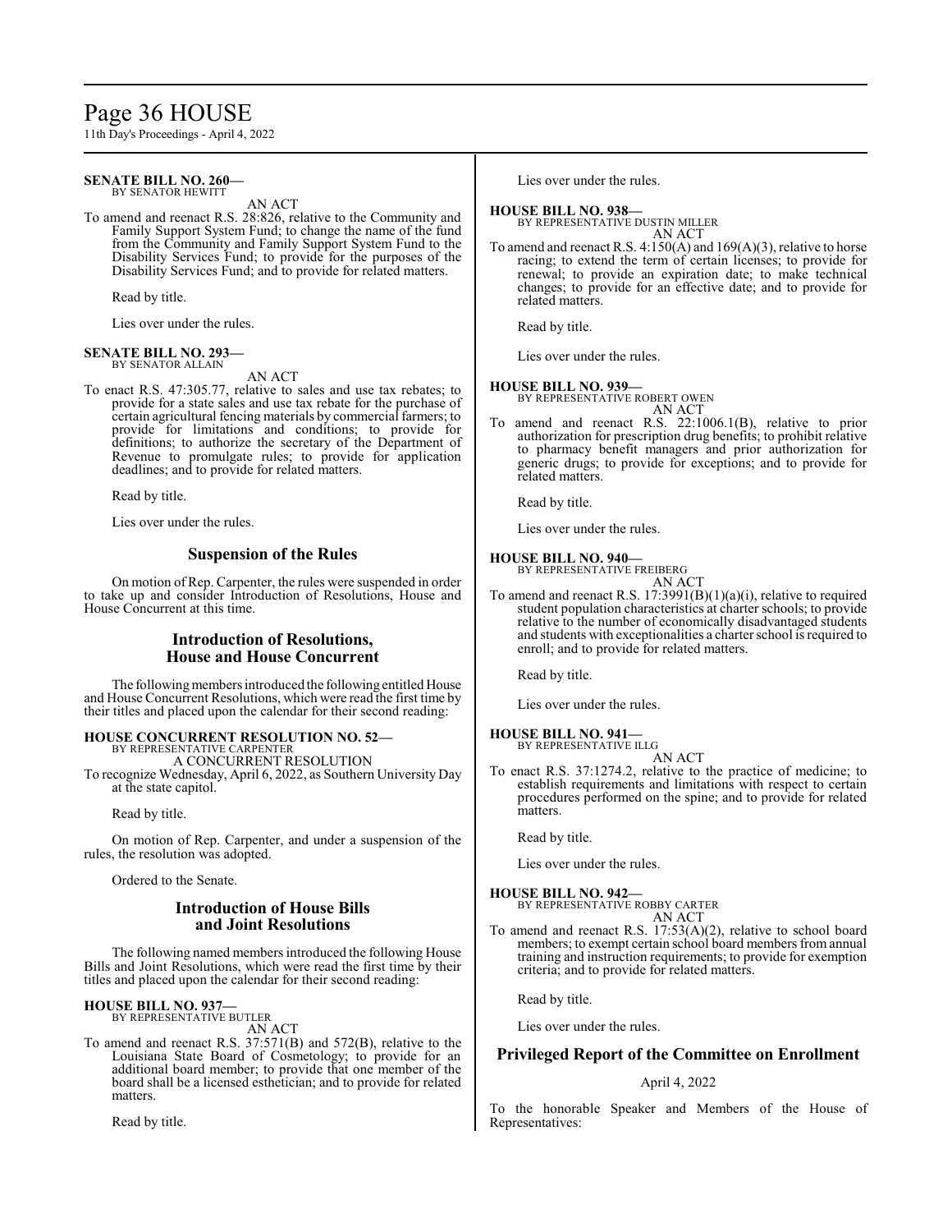**SENATE BILL NO. 260—**
BY SENATOR HEWITT

AN ACT

To amend and reenact R.S. 28:826, relative to the Community and Family Support System Fund; to change the name of the fund from the Community and Family Support System Fund to the Disability Services Fund; to provide for the purposes of the Disability Services Fund; and to provide for related matters.

Read by title.

Lies over under the rules.

**SENATE BILL NO. 293—**
BY SENATOR ALLAIN

AN ACT

To enact R.S. 47:305.77, relative to sales and use tax rebates; to provide for a state sales and use tax rebate for the purchase of certain agricultural fencing materials by commercial farmers; to provide for limitations and conditions; to provide for definitions; to authorize the secretary of the Department of Revenue to promulgate rules; to provide for application deadlines; and to provide for related matters.

Read by title.

Lies over under the rules.

## Suspension of the Rules

On motion of Rep. Carpenter, the rules were suspended in order to take up and consider Introduction of Resolutions, House and House Concurrent at this time.

## Introduction of Resolutions, House and House Concurrent

The following members introduced the following entitled House and House Concurrent Resolutions, which were read the first time by their titles and placed upon the calendar for their second reading:

**HOUSE CONCURRENT RESOLUTION NO. 52—**
BY REPRESENTATIVE CARPENTER

A CONCURRENT RESOLUTION

To recognize Wednesday, April 6, 2022, as Southern University Day at the state capitol.

Read by title.

On motion of Rep. Carpenter, and under a suspension of the rules, the resolution was adopted.

Ordered to the Senate.

## Introduction of House Bills and Joint Resolutions

The following named members introduced the following House Bills and Joint Resolutions, which were read the first time by their titles and placed upon the calendar for their second reading:

**HOUSE BILL NO. 937—**
BY REPRESENTATIVE BUTLER

AN ACT

To amend and reenact R.S. 37:571(B) and 572(B), relative to the Louisiana State Board of Cosmetology; to provide for an additional board member; to provide that one member of the board shall be a licensed esthetician; and to provide for related matters.

Read by title.

Lies over under the rules.

**HOUSE BILL NO. 938—**
BY REPRESENTATIVE DUSTIN MILLER

AN ACT

To amend and reenact R.S. 4:150(A) and 169(A)(3), relative to horse racing; to extend the term of certain licenses; to provide for renewal; to provide an expiration date; to make technical changes; to provide for an effective date; and to provide for related matters.

Read by title.

Lies over under the rules.

**HOUSE BILL NO. 939—**
BY REPRESENTATIVE ROBERT OWEN

AN ACT

To amend and reenact R.S. 22:1006.1(B), relative to prior authorization for prescription drug benefits; to prohibit relative to pharmacy benefit managers and prior authorization for generic drugs; to provide for exceptions; and to provide for related matters.

Read by title.

Lies over under the rules.

**HOUSE BILL NO. 940—**
BY REPRESENTATIVE FREIBERG

AN ACT

To amend and reenact R.S. 17:3991(B)(1)(a)(i), relative to required student population characteristics at charter schools; to provide relative to the number of economically disadvantaged students and students with exceptionalities a charter school is required to enroll; and to provide for related matters.

Read by title.

Lies over under the rules.

**HOUSE BILL NO. 941—**
BY REPRESENTATIVE ILLG

AN ACT

To enact R.S. 37:1274.2, relative to the practice of medicine; to establish requirements and limitations with respect to certain procedures performed on the spine; and to provide for related matters.

Read by title.

Lies over under the rules.

**HOUSE BILL NO. 942—**
BY REPRESENTATIVE ROBBY CARTER

AN ACT

To amend and reenact R.S. 17:53(A)(2), relative to school board members; to exempt certain school board members from annual training and instruction requirements; to provide for exemption criteria; and to provide for related matters.

Read by title.

Lies over under the rules.

## Privileged Report of the Committee on Enrollment

April 4, 2022

To the honorable Speaker and Members of the House of Representatives: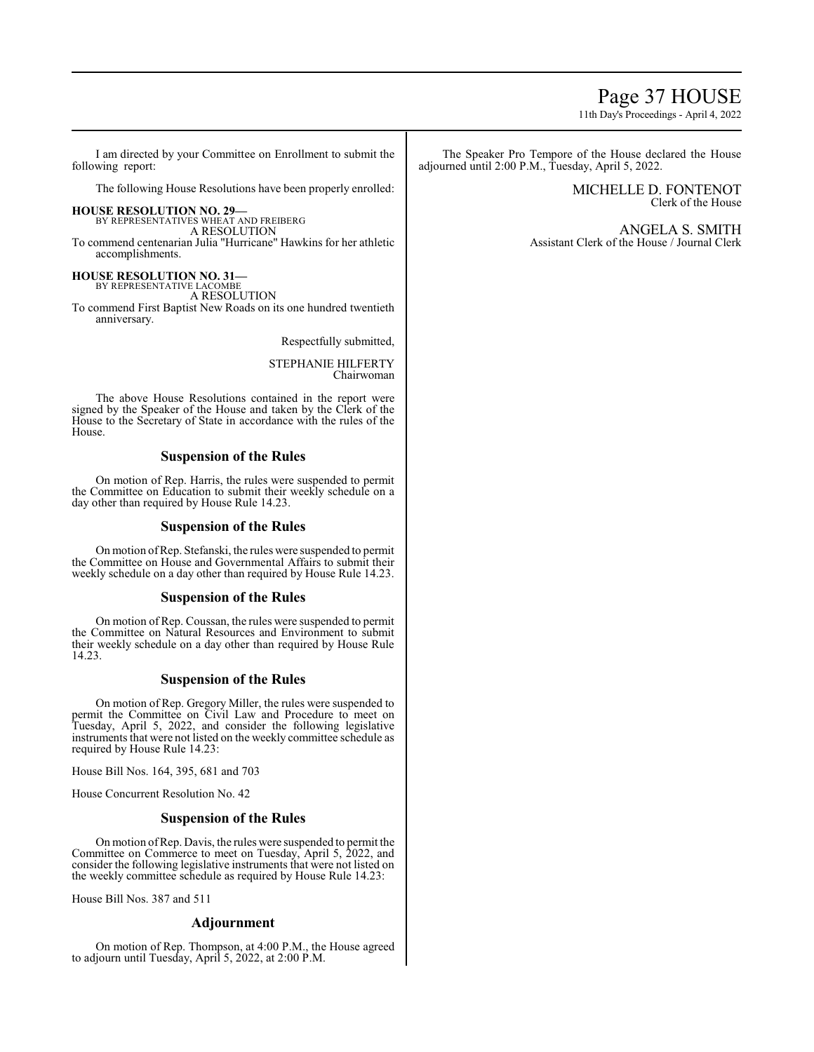I am directed by your Committee on Enrollment to submit the following report:

The following House Resolutions have been properly enrolled:

**HOUSE RESOLUTION NO. 29—**
BY REPRESENTATIVES WHEAT AND FREIBERG
A RESOLUTION
To commend centenarian Julia "Hurricane" Hawkins for her athletic accomplishments.

**HOUSE RESOLUTION NO. 31—**
BY REPRESENTATIVE LACOMBE
A RESOLUTION
To commend First Baptist New Roads on its one hundred twentieth anniversary.

Respectfully submitted,

STEPHANIE HILFERTY
Chairwoman

The above House Resolutions contained in the report were signed by the Speaker of the House and taken by the Clerk of the House to the Secretary of State in accordance with the rules of the House.

## Suspension of the Rules

On motion of Rep. Harris, the rules were suspended to permit the Committee on Education to submit their weekly schedule on a day other than required by House Rule 14.23.

## Suspension of the Rules

On motion of Rep. Stefanski, the rules were suspended to permit the Committee on House and Governmental Affairs to submit their weekly schedule on a day other than required by House Rule 14.23.

## Suspension of the Rules

On motion of Rep. Coussan, the rules were suspended to permit the Committee on Natural Resources and Environment to submit their weekly schedule on a day other than required by House Rule 14.23.

## Suspension of the Rules

On motion of Rep. Gregory Miller, the rules were suspended to permit the Committee on Civil Law and Procedure to meet on Tuesday, April 5, 2022, and consider the following legislative instruments that were not listed on the weekly committee schedule as required by House Rule 14.23:

House Bill Nos. 164, 395, 681 and 703

House Concurrent Resolution No. 42

## Suspension of the Rules

On motion of Rep. Davis, the rules were suspended to permit the Committee on Commerce to meet on Tuesday, April 5, 2022, and consider the following legislative instruments that were not listed on the weekly committee schedule as required by House Rule 14.23:

House Bill Nos. 387 and 511

## Adjournment

On motion of Rep. Thompson, at 4:00 P.M., the House agreed to adjourn until Tuesday, April 5, 2022, at 2:00 P.M.

The Speaker Pro Tempore of the House declared the House adjourned until 2:00 P.M., Tuesday, April 5, 2022.

MICHELLE D. FONTENOT
Clerk of the House

ANGELA S. SMITH
Assistant Clerk of the House / Journal Clerk